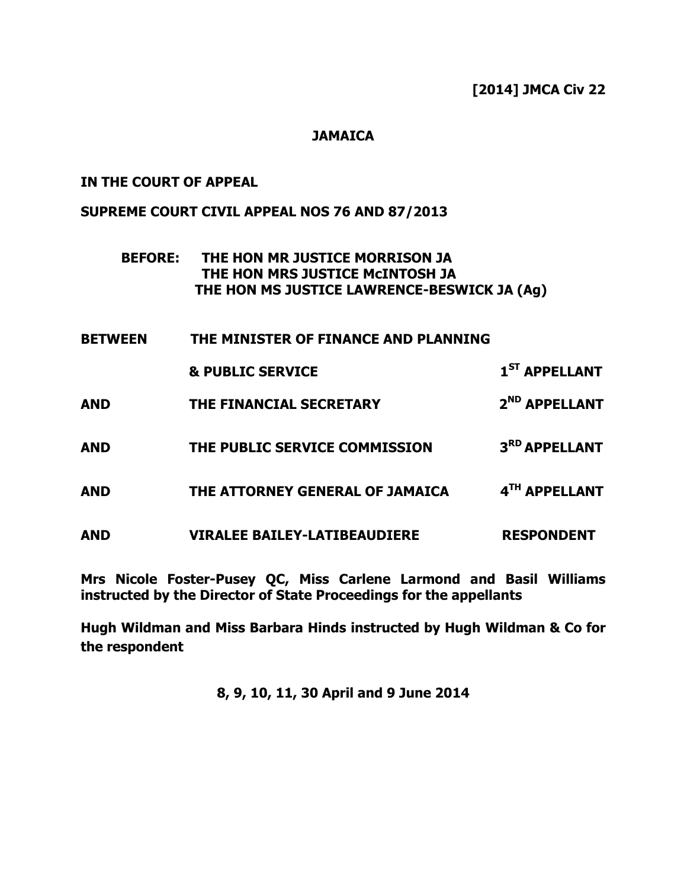**[2014] JMCA Civ 22**

**JAMAICA**

**IN THE COURT OF APPEAL**

**SUPREME COURT CIVIL APPEAL NOS 76 AND 87/2013**

**BEFORE: THE HON MR JUSTICE MORRISON JA**
**THE HON MRS JUSTICE McINTOSH JA**
**THE HON MS JUSTICE LAWRENCE-BESWICK JA (Ag)**

| | | |
|---|---|---|
| **BETWEEN** | **THE MINISTER OF FINANCE AND PLANNING & PUBLIC SERVICE** | **1ST APPELLANT** |
| **AND** | **THE FINANCIAL SECRETARY** | **2ND APPELLANT** |
| **AND** | **THE PUBLIC SERVICE COMMISSION** | **3RD APPELLANT** |
| **AND** | **THE ATTORNEY GENERAL OF JAMAICA** | **4TH APPELLANT** |
| **AND** | **VIRALEE BAILEY-LATIBEAUDIERE** | **RESPONDENT** |

**Mrs Nicole Foster-Pusey QC, Miss Carlene Larmond and Basil Williams instructed by the Director of State Proceedings for the appellants**

**Hugh Wildman and Miss Barbara Hinds instructed by Hugh Wildman & Co for the respondent**

**8, 9, 10, 11, 30 April and 9 June 2014**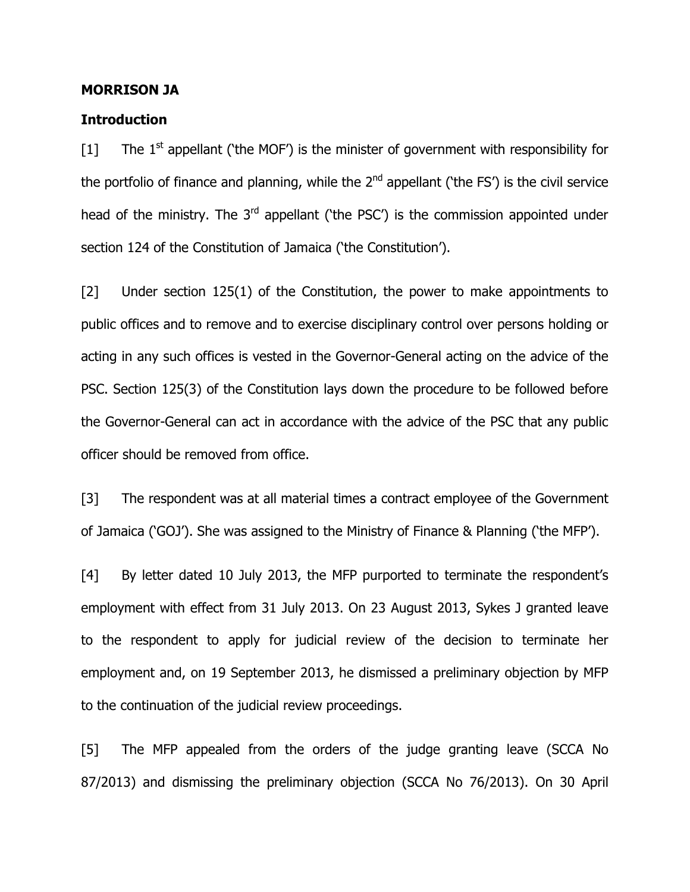**MORRISON JA**

**Introduction**

[1] The 1st appellant ('the MOF') is the minister of government with responsibility for the portfolio of finance and planning, while the 2nd appellant ('the FS') is the civil service head of the ministry. The 3rd appellant ('the PSC') is the commission appointed under section 124 of the Constitution of Jamaica ('the Constitution').

[2] Under section 125(1) of the Constitution, the power to make appointments to public offices and to remove and to exercise disciplinary control over persons holding or acting in any such offices is vested in the Governor-General acting on the advice of the PSC. Section 125(3) of the Constitution lays down the procedure to be followed before the Governor-General can act in accordance with the advice of the PSC that any public officer should be removed from office.

[3] The respondent was at all material times a contract employee of the Government of Jamaica ('GOJ'). She was assigned to the Ministry of Finance & Planning ('the MFP').

[4] By letter dated 10 July 2013, the MFP purported to terminate the respondent's employment with effect from 31 July 2013. On 23 August 2013, Sykes J granted leave to the respondent to apply for judicial review of the decision to terminate her employment and, on 19 September 2013, he dismissed a preliminary objection by MFP to the continuation of the judicial review proceedings.

[5] The MFP appealed from the orders of the judge granting leave (SCCA No 87/2013) and dismissing the preliminary objection (SCCA No 76/2013). On 30 April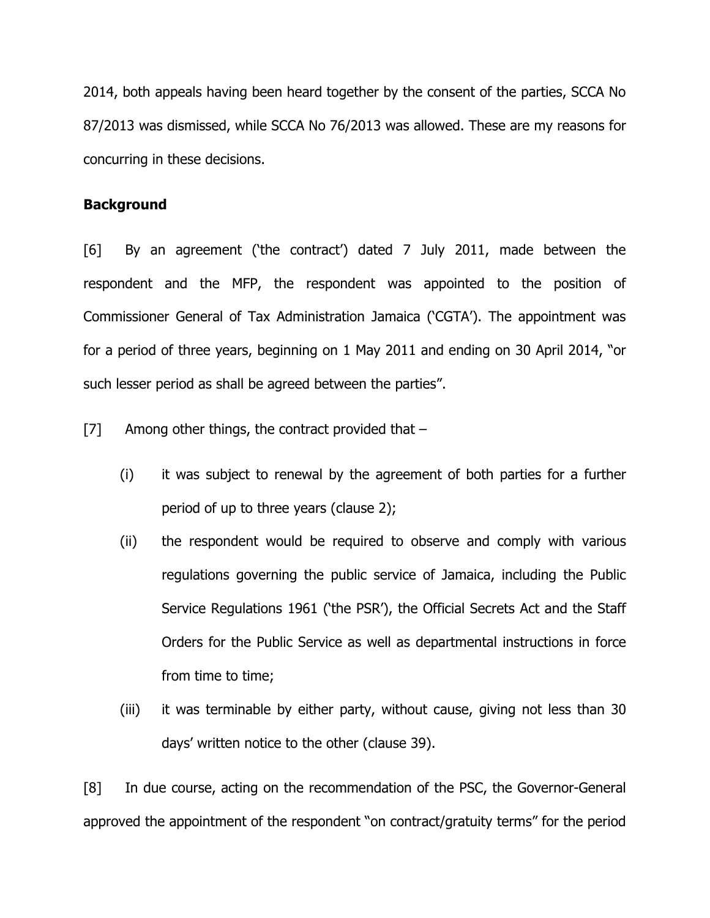2014, both appeals having been heard together by the consent of the parties, SCCA No 87/2013 was dismissed, while SCCA No 76/2013 was allowed. These are my reasons for concurring in these decisions.

**Background**

[6] By an agreement ('the contract') dated 7 July 2011, made between the respondent and the MFP, the respondent was appointed to the position of Commissioner General of Tax Administration Jamaica ('CGTA'). The appointment was for a period of three years, beginning on 1 May 2011 and ending on 30 April 2014, "or such lesser period as shall be agreed between the parties".

[7] Among other things, the contract provided that –

(i) it was subject to renewal by the agreement of both parties for a further period of up to three years (clause 2);

(ii) the respondent would be required to observe and comply with various regulations governing the public service of Jamaica, including the Public Service Regulations 1961 ('the PSR'), the Official Secrets Act and the Staff Orders for the Public Service as well as departmental instructions in force from time to time;

(iii) it was terminable by either party, without cause, giving not less than 30 days' written notice to the other (clause 39).

[8] In due course, acting on the recommendation of the PSC, the Governor-General approved the appointment of the respondent "on contract/gratuity terms" for the period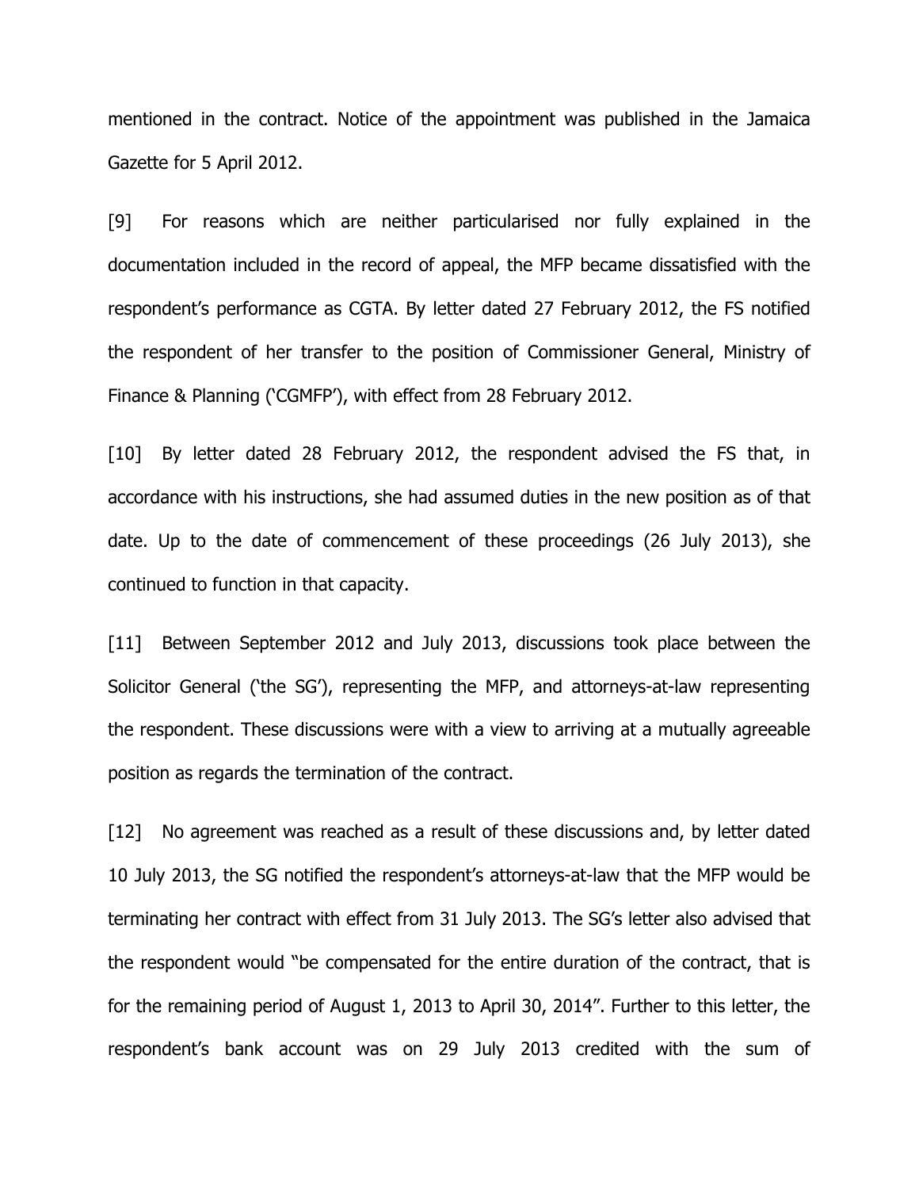mentioned in the contract. Notice of the appointment was published in the Jamaica Gazette for 5 April 2012.

[9] For reasons which are neither particularised nor fully explained in the documentation included in the record of appeal, the MFP became dissatisfied with the respondent's performance as CGTA. By letter dated 27 February 2012, the FS notified the respondent of her transfer to the position of Commissioner General, Ministry of Finance & Planning ('CGMFP'), with effect from 28 February 2012.

[10] By letter dated 28 February 2012, the respondent advised the FS that, in accordance with his instructions, she had assumed duties in the new position as of that date. Up to the date of commencement of these proceedings (26 July 2013), she continued to function in that capacity.

[11] Between September 2012 and July 2013, discussions took place between the Solicitor General ('the SG'), representing the MFP, and attorneys-at-law representing the respondent. These discussions were with a view to arriving at a mutually agreeable position as regards the termination of the contract.

[12] No agreement was reached as a result of these discussions and, by letter dated 10 July 2013, the SG notified the respondent's attorneys-at-law that the MFP would be terminating her contract with effect from 31 July 2013. The SG's letter also advised that the respondent would "be compensated for the entire duration of the contract, that is for the remaining period of August 1, 2013 to April 30, 2014". Further to this letter, the respondent's bank account was on 29 July 2013 credited with the sum of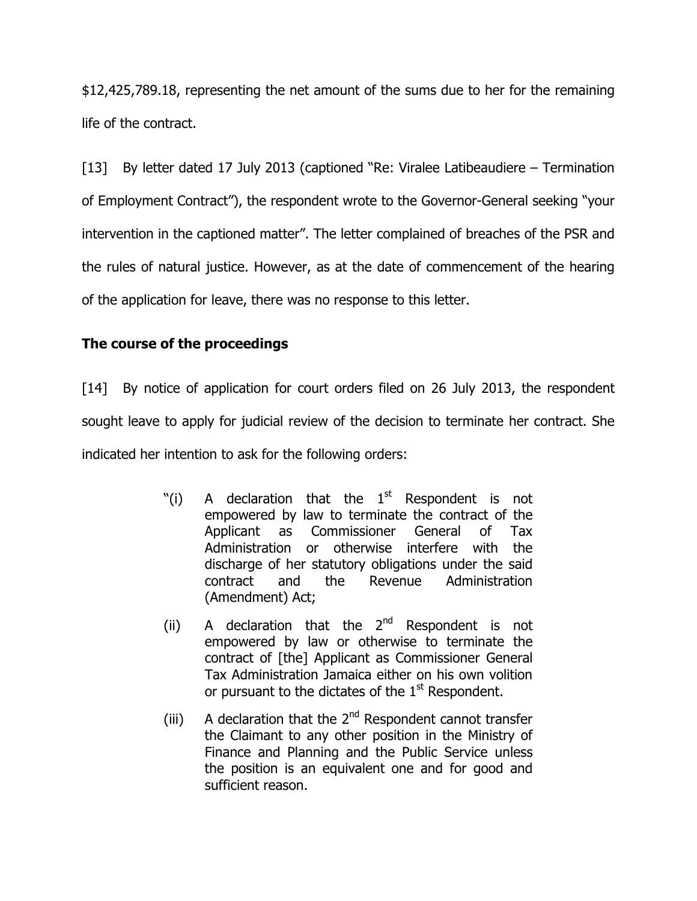$12,425,789.18, representing the net amount of the sums due to her for the remaining life of the contract.

[13] By letter dated 17 July 2013 (captioned "Re: Viralee Latibeaudiere – Termination of Employment Contract"), the respondent wrote to the Governor-General seeking "your intervention in the captioned matter". The letter complained of breaches of the PSR and the rules of natural justice. However, as at the date of commencement of the hearing of the application for leave, there was no response to this letter.

## The course of the proceedings

[14] By notice of application for court orders filed on 26 July 2013, the respondent sought leave to apply for judicial review of the decision to terminate her contract. She indicated her intention to ask for the following orders:

> "(i) A declaration that the 1st Respondent is not empowered by law to terminate the contract of the Applicant as Commissioner General of Tax Administration or otherwise interfere with the discharge of her statutory obligations under the said contract and the Revenue Administration (Amendment) Act;
>
> (ii) A declaration that the 2nd Respondent is not empowered by law or otherwise to terminate the contract of [the] Applicant as Commissioner General Tax Administration Jamaica either on his own volition or pursuant to the dictates of the 1st Respondent.
>
> (iii) A declaration that the 2nd Respondent cannot transfer the Claimant to any other position in the Ministry of Finance and Planning and the Public Service unless the position is an equivalent one and for good and sufficient reason.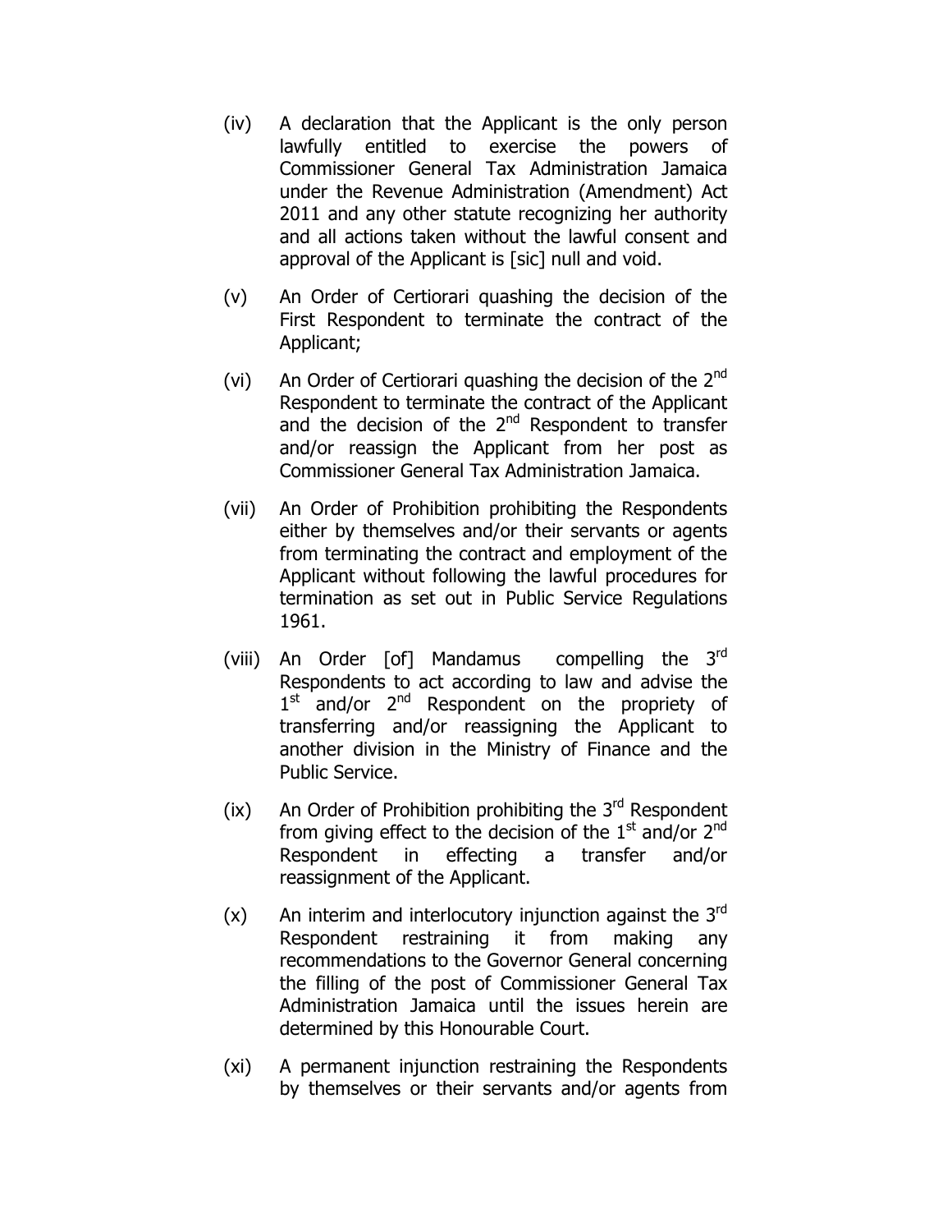(iv) A declaration that the Applicant is the only person lawfully entitled to exercise the powers of Commissioner General Tax Administration Jamaica under the Revenue Administration (Amendment) Act 2011 and any other statute recognizing her authority and all actions taken without the lawful consent and approval of the Applicant is [sic] null and void.

(v) An Order of Certiorari quashing the decision of the First Respondent to terminate the contract of the Applicant;

(vi) An Order of Certiorari quashing the decision of the 2nd Respondent to terminate the contract of the Applicant and the decision of the 2nd Respondent to transfer and/or reassign the Applicant from her post as Commissioner General Tax Administration Jamaica.

(vii) An Order of Prohibition prohibiting the Respondents either by themselves and/or their servants or agents from terminating the contract and employment of the Applicant without following the lawful procedures for termination as set out in Public Service Regulations 1961.

(viii) An Order [of] Mandamus compelling the 3rd Respondents to act according to law and advise the 1st and/or 2nd Respondent on the propriety of transferring and/or reassigning the Applicant to another division in the Ministry of Finance and the Public Service.

(ix) An Order of Prohibition prohibiting the 3rd Respondent from giving effect to the decision of the 1st and/or 2nd Respondent in effecting a transfer and/or reassignment of the Applicant.

(x) An interim and interlocutory injunction against the 3rd Respondent restraining it from making any recommendations to the Governor General concerning the filling of the post of Commissioner General Tax Administration Jamaica until the issues herein are determined by this Honourable Court.

(xi) A permanent injunction restraining the Respondents by themselves or their servants and/or agents from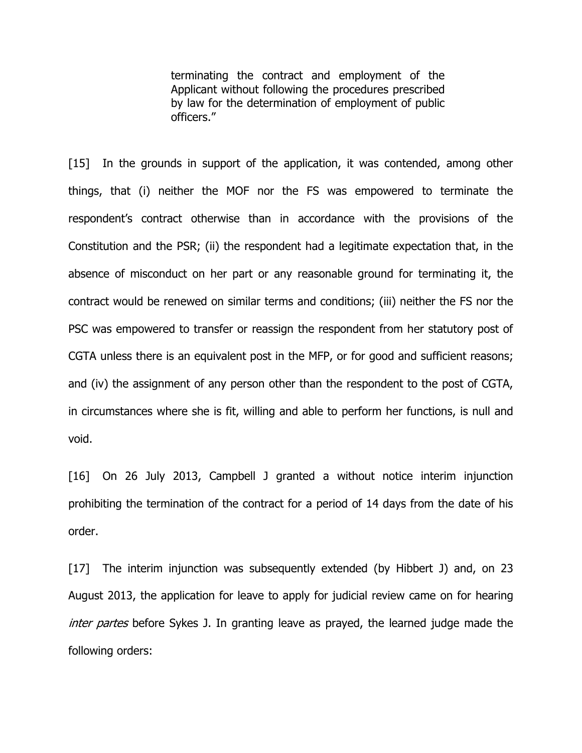> terminating the contract and employment of the Applicant without following the procedures prescribed by law for the determination of employment of public officers."

[15] In the grounds in support of the application, it was contended, among other things, that (i) neither the MOF nor the FS was empowered to terminate the respondent's contract otherwise than in accordance with the provisions of the Constitution and the PSR; (ii) the respondent had a legitimate expectation that, in the absence of misconduct on her part or any reasonable ground for terminating it, the contract would be renewed on similar terms and conditions; (iii) neither the FS nor the PSC was empowered to transfer or reassign the respondent from her statutory post of CGTA unless there is an equivalent post in the MFP, or for good and sufficient reasons; and (iv) the assignment of any person other than the respondent to the post of CGTA, in circumstances where she is fit, willing and able to perform her functions, is null and void.

[16] On 26 July 2013, Campbell J granted a without notice interim injunction prohibiting the termination of the contract for a period of 14 days from the date of his order.

[17] The interim injunction was subsequently extended (by Hibbert J) and, on 23 August 2013, the application for leave to apply for judicial review came on for hearing *inter partes* before Sykes J. In granting leave as prayed, the learned judge made the following orders: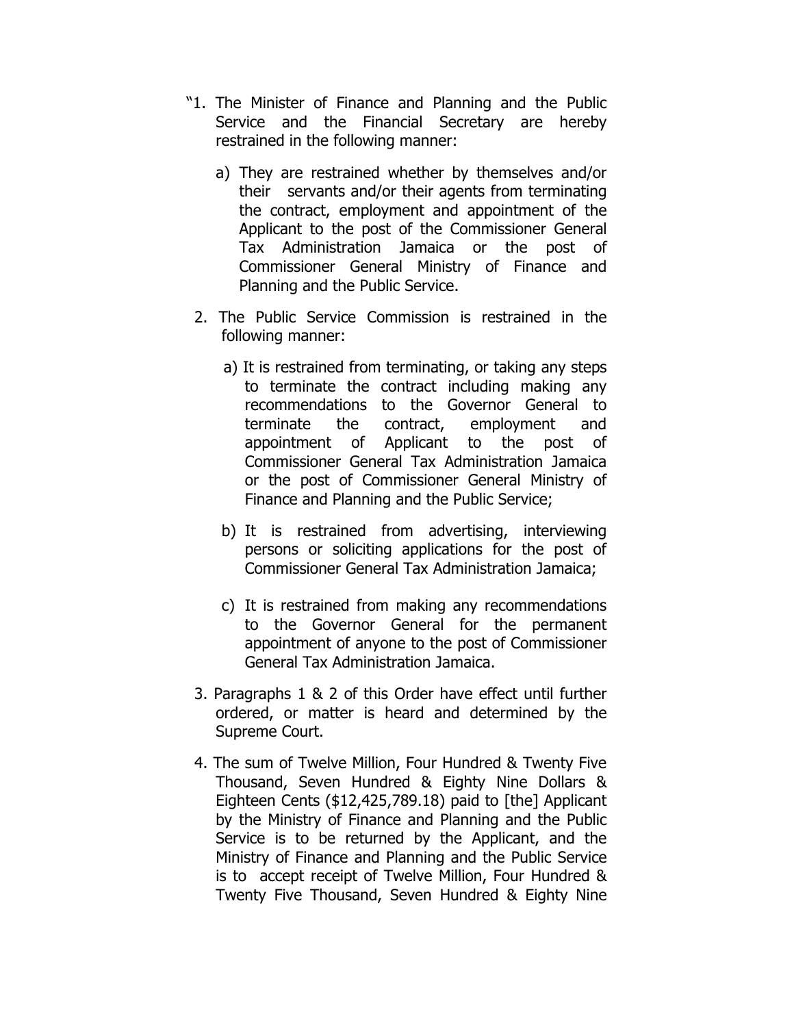"1. The Minister of Finance and Planning and the Public Service and the Financial Secretary are hereby restrained in the following manner:

   a) They are restrained whether by themselves and/or their servants and/or their agents from terminating the contract, employment and appointment of the Applicant to the post of the Commissioner General Tax Administration Jamaica or the post of Commissioner General Ministry of Finance and Planning and the Public Service.

2. The Public Service Commission is restrained in the following manner:

   a) It is restrained from terminating, or taking any steps to terminate the contract including making any recommendations to the Governor General to terminate the contract, employment and appointment of Applicant to the post of Commissioner General Tax Administration Jamaica or the post of Commissioner General Ministry of Finance and Planning and the Public Service;

   b) It is restrained from advertising, interviewing persons or soliciting applications for the post of Commissioner General Tax Administration Jamaica;

   c) It is restrained from making any recommendations to the Governor General for the permanent appointment of anyone to the post of Commissioner General Tax Administration Jamaica.

3. Paragraphs 1 & 2 of this Order have effect until further ordered, or matter is heard and determined by the Supreme Court.

4. The sum of Twelve Million, Four Hundred & Twenty Five Thousand, Seven Hundred & Eighty Nine Dollars & Eighteen Cents ($12,425,789.18) paid to [the] Applicant by the Ministry of Finance and Planning and the Public Service is to be returned by the Applicant, and the Ministry of Finance and Planning and the Public Service is to accept receipt of Twelve Million, Four Hundred & Twenty Five Thousand, Seven Hundred & Eighty Nine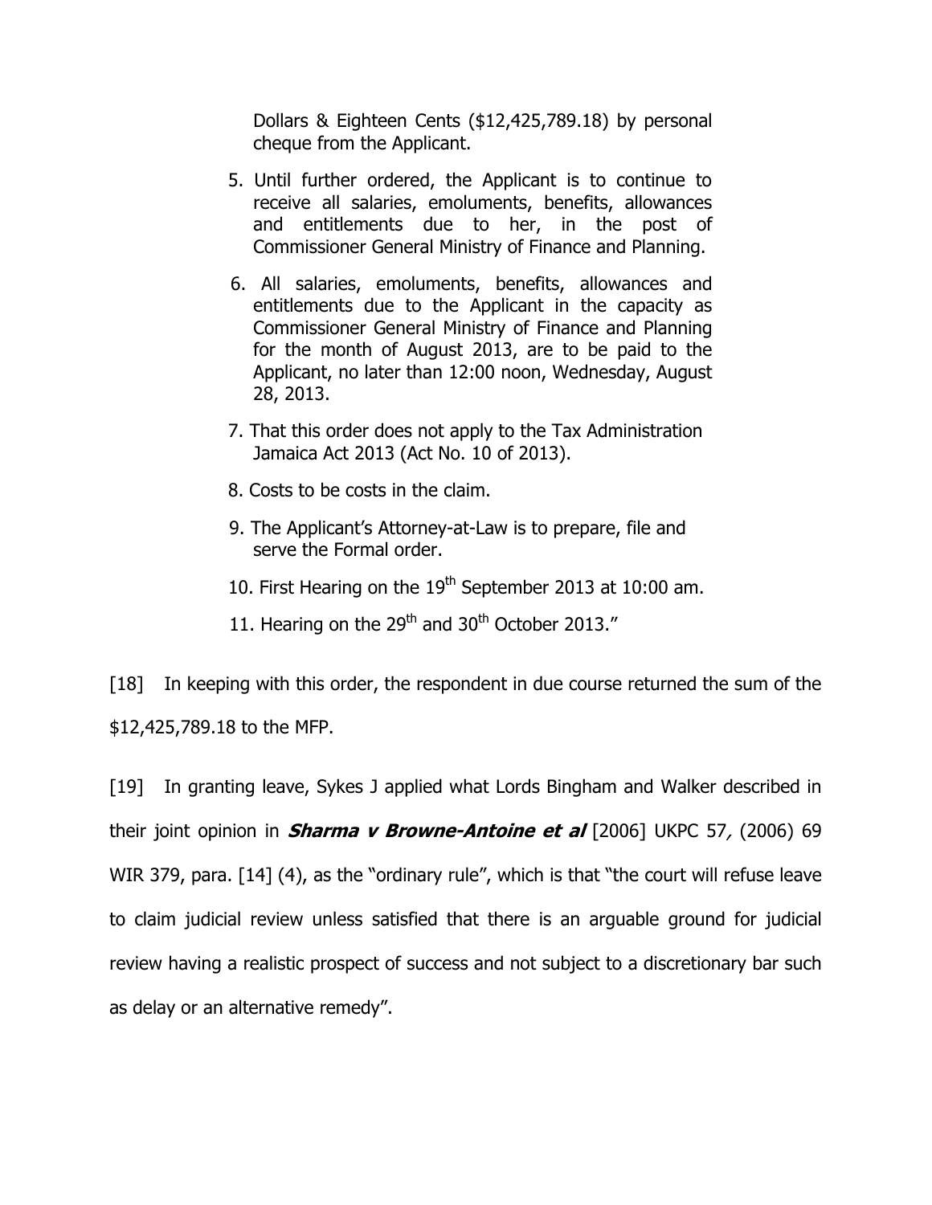Dollars & Eighteen Cents ($12,425,789.18) by personal cheque from the Applicant.

5. Until further ordered, the Applicant is to continue to receive all salaries, emoluments, benefits, allowances and entitlements due to her, in the post of Commissioner General Ministry of Finance and Planning.

6. All salaries, emoluments, benefits, allowances and entitlements due to the Applicant in the capacity as Commissioner General Ministry of Finance and Planning for the month of August 2013, are to be paid to the Applicant, no later than 12:00 noon, Wednesday, August 28, 2013.

7. That this order does not apply to the Tax Administration Jamaica Act 2013 (Act No. 10 of 2013).

8. Costs to be costs in the claim.

9. The Applicant's Attorney-at-Law is to prepare, file and serve the Formal order.

10. First Hearing on the 19th September 2013 at 10:00 am.

11. Hearing on the 29th and 30th October 2013."

[18] In keeping with this order, the respondent in due course returned the sum of the $12,425,789.18 to the MFP.

[19] In granting leave, Sykes J applied what Lords Bingham and Walker described in their joint opinion in ***Sharma v Browne-Antoine et al*** [2006] UKPC 57, (2006) 69 WIR 379, para. [14] (4), as the "ordinary rule", which is that "the court will refuse leave to claim judicial review unless satisfied that there is an arguable ground for judicial review having a realistic prospect of success and not subject to a discretionary bar such as delay or an alternative remedy".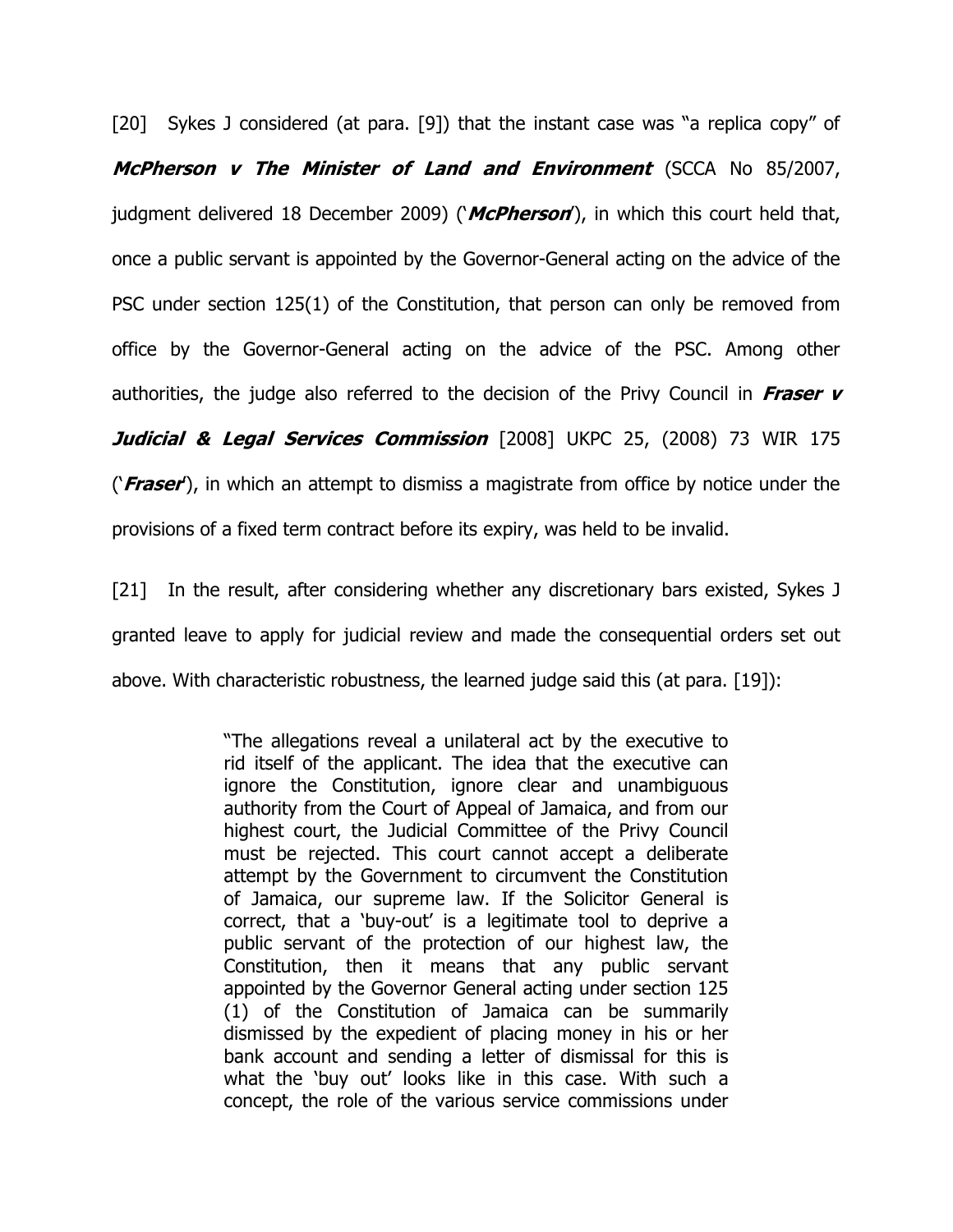[20] Sykes J considered (at para. [9]) that the instant case was "a replica copy" of ***McPherson v The Minister of Land and Environment*** (SCCA No 85/2007, judgment delivered 18 December 2009) ('***McPherson***'), in which this court held that, once a public servant is appointed by the Governor-General acting on the advice of the PSC under section 125(1) of the Constitution, that person can only be removed from office by the Governor-General acting on the advice of the PSC. Among other authorities, the judge also referred to the decision of the Privy Council in ***Fraser v Judicial & Legal Services Commission*** [2008] UKPC 25, (2008) 73 WIR 175 ('***Fraser***'), in which an attempt to dismiss a magistrate from office by notice under the provisions of a fixed term contract before its expiry, was held to be invalid.

[21] In the result, after considering whether any discretionary bars existed, Sykes J granted leave to apply for judicial review and made the consequential orders set out above. With characteristic robustness, the learned judge said this (at para. [19]):

> "The allegations reveal a unilateral act by the executive to rid itself of the applicant. The idea that the executive can ignore the Constitution, ignore clear and unambiguous authority from the Court of Appeal of Jamaica, and from our highest court, the Judicial Committee of the Privy Council must be rejected. This court cannot accept a deliberate attempt by the Government to circumvent the Constitution of Jamaica, our supreme law. If the Solicitor General is correct, that a 'buy-out' is a legitimate tool to deprive a public servant of the protection of our highest law, the Constitution, then it means that any public servant appointed by the Governor General acting under section 125 (1) of the Constitution of Jamaica can be summarily dismissed by the expedient of placing money in his or her bank account and sending a letter of dismissal for this is what the 'buy out' looks like in this case. With such a concept, the role of the various service commissions under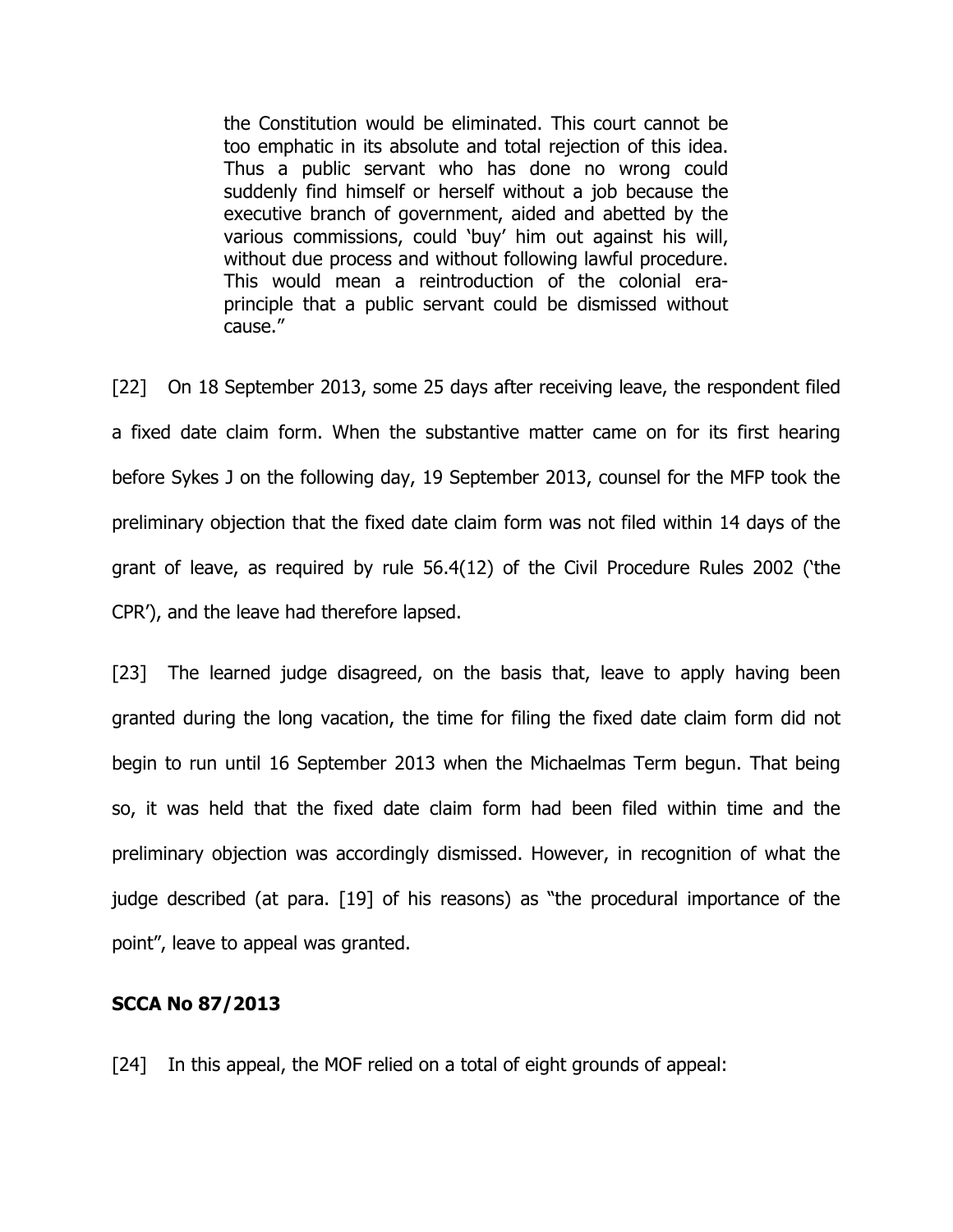> the Constitution would be eliminated. This court cannot be too emphatic in its absolute and total rejection of this idea. Thus a public servant who has done no wrong could suddenly find himself or herself without a job because the executive branch of government, aided and abetted by the various commissions, could 'buy' him out against his will, without due process and without following lawful procedure. This would mean a reintroduction of the colonial era-principle that a public servant could be dismissed without cause."

[22] On 18 September 2013, some 25 days after receiving leave, the respondent filed a fixed date claim form. When the substantive matter came on for its first hearing before Sykes J on the following day, 19 September 2013, counsel for the MFP took the preliminary objection that the fixed date claim form was not filed within 14 days of the grant of leave, as required by rule 56.4(12) of the Civil Procedure Rules 2002 ('the CPR'), and the leave had therefore lapsed.

[23] The learned judge disagreed, on the basis that, leave to apply having been granted during the long vacation, the time for filing the fixed date claim form did not begin to run until 16 September 2013 when the Michaelmas Term begun. That being so, it was held that the fixed date claim form had been filed within time and the preliminary objection was accordingly dismissed. However, in recognition of what the judge described (at para. [19] of his reasons) as "the procedural importance of the point", leave to appeal was granted.

**SCCA No 87/2013**

[24] In this appeal, the MOF relied on a total of eight grounds of appeal: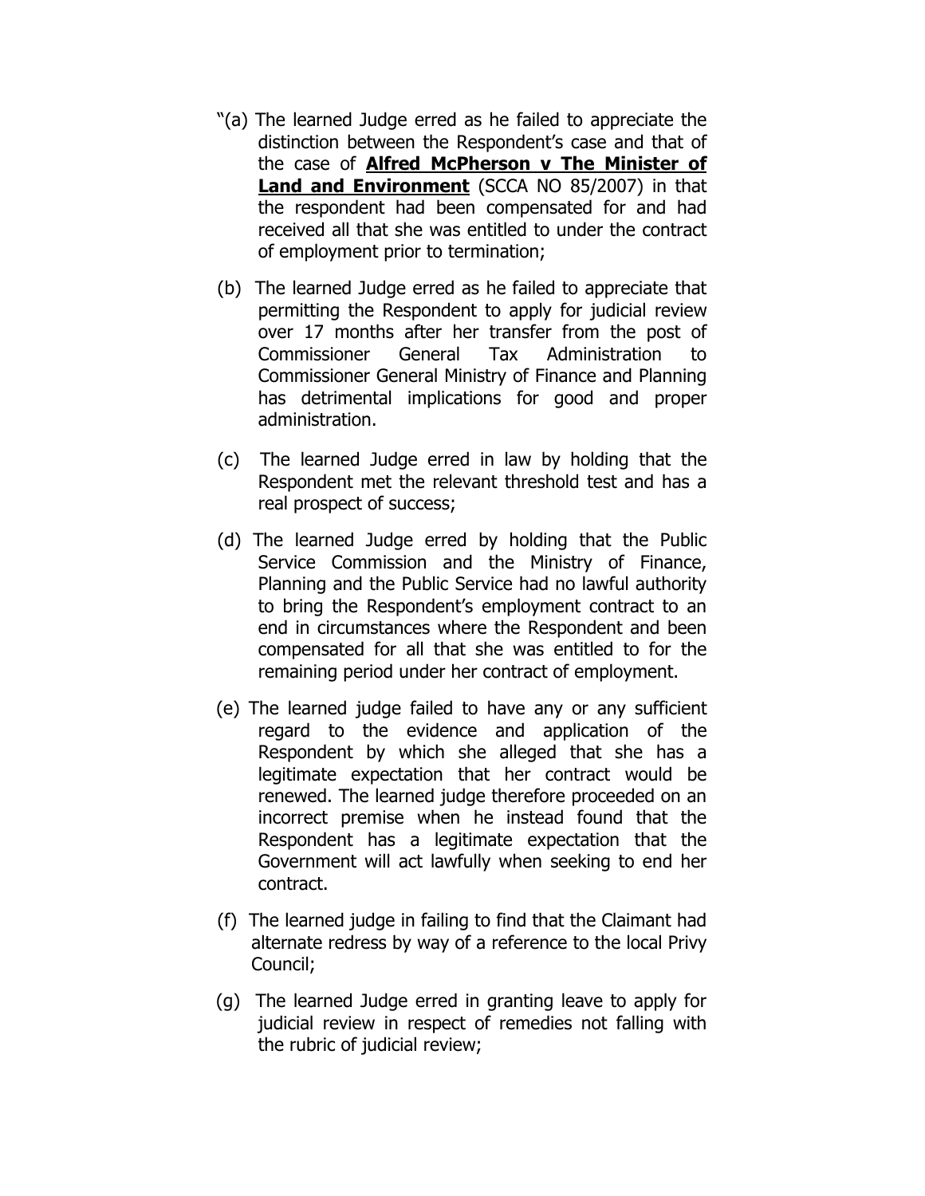"(a) The learned Judge erred as he failed to appreciate the distinction between the Respondent's case and that of the case of **Alfred McPherson v The Minister of Land and Environment** (SCCA NO 85/2007) in that the respondent had been compensated for and had received all that she was entitled to under the contract of employment prior to termination;

(b) The learned Judge erred as he failed to appreciate that permitting the Respondent to apply for judicial review over 17 months after her transfer from the post of Commissioner General Tax Administration to Commissioner General Ministry of Finance and Planning has detrimental implications for good and proper administration.

(c) The learned Judge erred in law by holding that the Respondent met the relevant threshold test and has a real prospect of success;

(d) The learned Judge erred by holding that the Public Service Commission and the Ministry of Finance, Planning and the Public Service had no lawful authority to bring the Respondent's employment contract to an end in circumstances where the Respondent and been compensated for all that she was entitled to for the remaining period under her contract of employment.

(e) The learned judge failed to have any or any sufficient regard to the evidence and application of the Respondent by which she alleged that she has a legitimate expectation that her contract would be renewed. The learned judge therefore proceeded on an incorrect premise when he instead found that the Respondent has a legitimate expectation that the Government will act lawfully when seeking to end her contract.

(f) The learned judge in failing to find that the Claimant had alternate redress by way of a reference to the local Privy Council;

(g) The learned Judge erred in granting leave to apply for judicial review in respect of remedies not falling with the rubric of judicial review;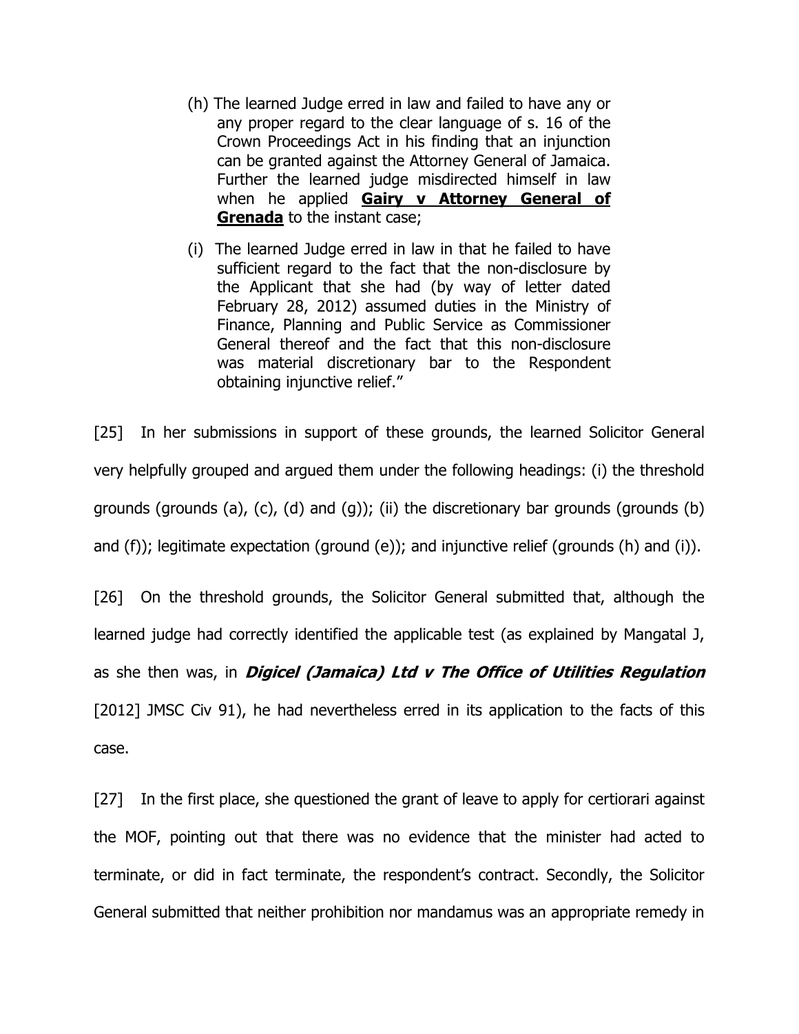(h) The learned Judge erred in law and failed to have any or any proper regard to the clear language of s. 16 of the Crown Proceedings Act in his finding that an injunction can be granted against the Attorney General of Jamaica. Further the learned judge misdirected himself in law when he applied **Gairy v Attorney General of Grenada** to the instant case;

(i) The learned Judge erred in law in that he failed to have sufficient regard to the fact that the non-disclosure by the Applicant that she had (by way of letter dated February 28, 2012) assumed duties in the Ministry of Finance, Planning and Public Service as Commissioner General thereof and the fact that this non-disclosure was material discretionary bar to the Respondent obtaining injunctive relief."

[25] In her submissions in support of these grounds, the learned Solicitor General very helpfully grouped and argued them under the following headings: (i) the threshold grounds (grounds (a), (c), (d) and (g)); (ii) the discretionary bar grounds (grounds (b) and (f)); legitimate expectation (ground (e)); and injunctive relief (grounds (h) and (i)).

[26] On the threshold grounds, the Solicitor General submitted that, although the learned judge had correctly identified the applicable test (as explained by Mangatal J, as she then was, in ***Digicel (Jamaica) Ltd v The Office of Utilities Regulation*** [2012] JMSC Civ 91), he had nevertheless erred in its application to the facts of this case.

[27] In the first place, she questioned the grant of leave to apply for certiorari against the MOF, pointing out that there was no evidence that the minister had acted to terminate, or did in fact terminate, the respondent's contract. Secondly, the Solicitor General submitted that neither prohibition nor mandamus was an appropriate remedy in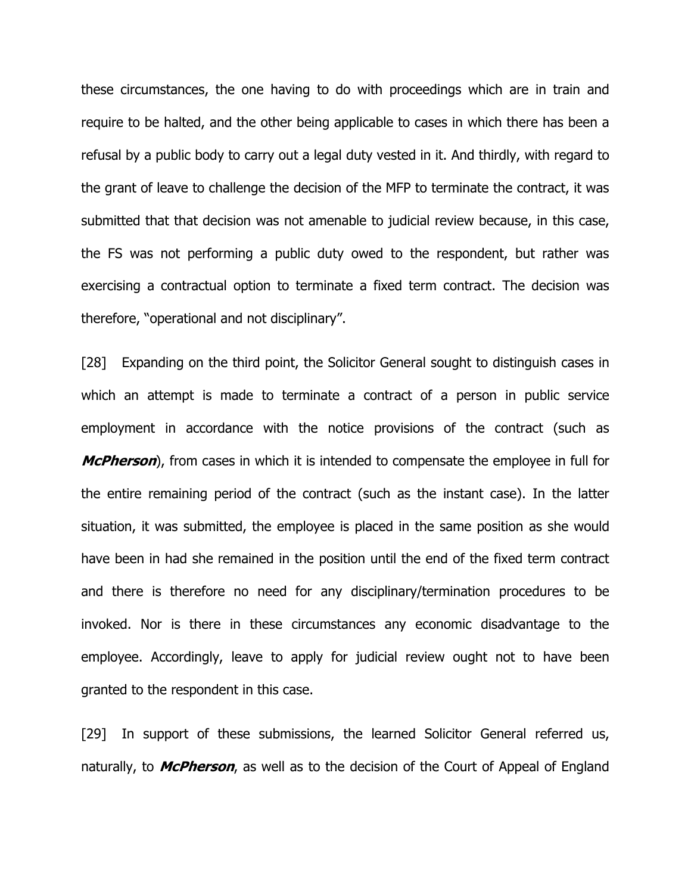these circumstances, the one having to do with proceedings which are in train and require to be halted, and the other being applicable to cases in which there has been a refusal by a public body to carry out a legal duty vested in it. And thirdly, with regard to the grant of leave to challenge the decision of the MFP to terminate the contract, it was submitted that that decision was not amenable to judicial review because, in this case, the FS was not performing a public duty owed to the respondent, but rather was exercising a contractual option to terminate a fixed term contract. The decision was therefore, "operational and not disciplinary".

[28] Expanding on the third point, the Solicitor General sought to distinguish cases in which an attempt is made to terminate a contract of a person in public service employment in accordance with the notice provisions of the contract (such as ***McPherson***), from cases in which it is intended to compensate the employee in full for the entire remaining period of the contract (such as the instant case). In the latter situation, it was submitted, the employee is placed in the same position as she would have been in had she remained in the position until the end of the fixed term contract and there is therefore no need for any disciplinary/termination procedures to be invoked. Nor is there in these circumstances any economic disadvantage to the employee. Accordingly, leave to apply for judicial review ought not to have been granted to the respondent in this case.

[29] In support of these submissions, the learned Solicitor General referred us, naturally, to ***McPherson***, as well as to the decision of the Court of Appeal of England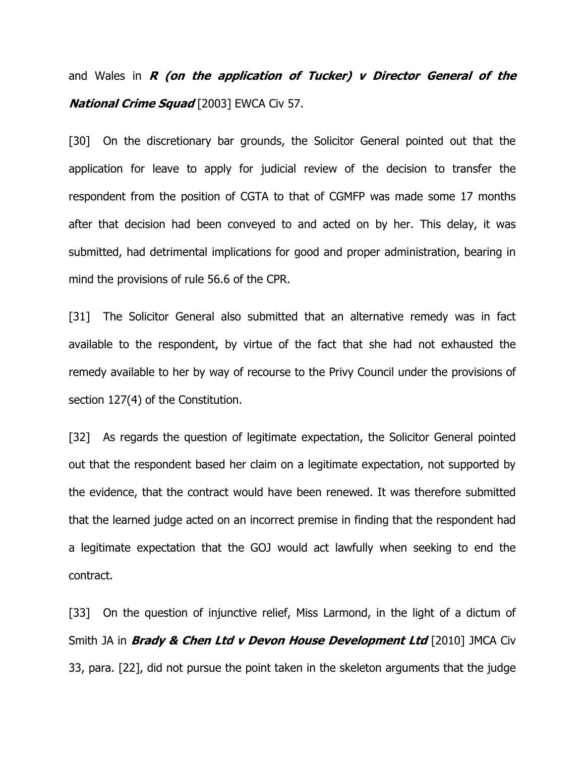and Wales in ***R (on the application of Tucker) v Director General of the National Crime Squad*** [2003] EWCA Civ 57.

[30] On the discretionary bar grounds, the Solicitor General pointed out that the application for leave to apply for judicial review of the decision to transfer the respondent from the position of CGTA to that of CGMFP was made some 17 months after that decision had been conveyed to and acted on by her. This delay, it was submitted, had detrimental implications for good and proper administration, bearing in mind the provisions of rule 56.6 of the CPR.

[31] The Solicitor General also submitted that an alternative remedy was in fact available to the respondent, by virtue of the fact that she had not exhausted the remedy available to her by way of recourse to the Privy Council under the provisions of section 127(4) of the Constitution.

[32] As regards the question of legitimate expectation, the Solicitor General pointed out that the respondent based her claim on a legitimate expectation, not supported by the evidence, that the contract would have been renewed. It was therefore submitted that the learned judge acted on an incorrect premise in finding that the respondent had a legitimate expectation that the GOJ would act lawfully when seeking to end the contract.

[33] On the question of injunctive relief, Miss Larmond, in the light of a dictum of Smith JA in ***Brady & Chen Ltd v Devon House Development Ltd*** [2010] JMCA Civ 33, para. [22], did not pursue the point taken in the skeleton arguments that the judge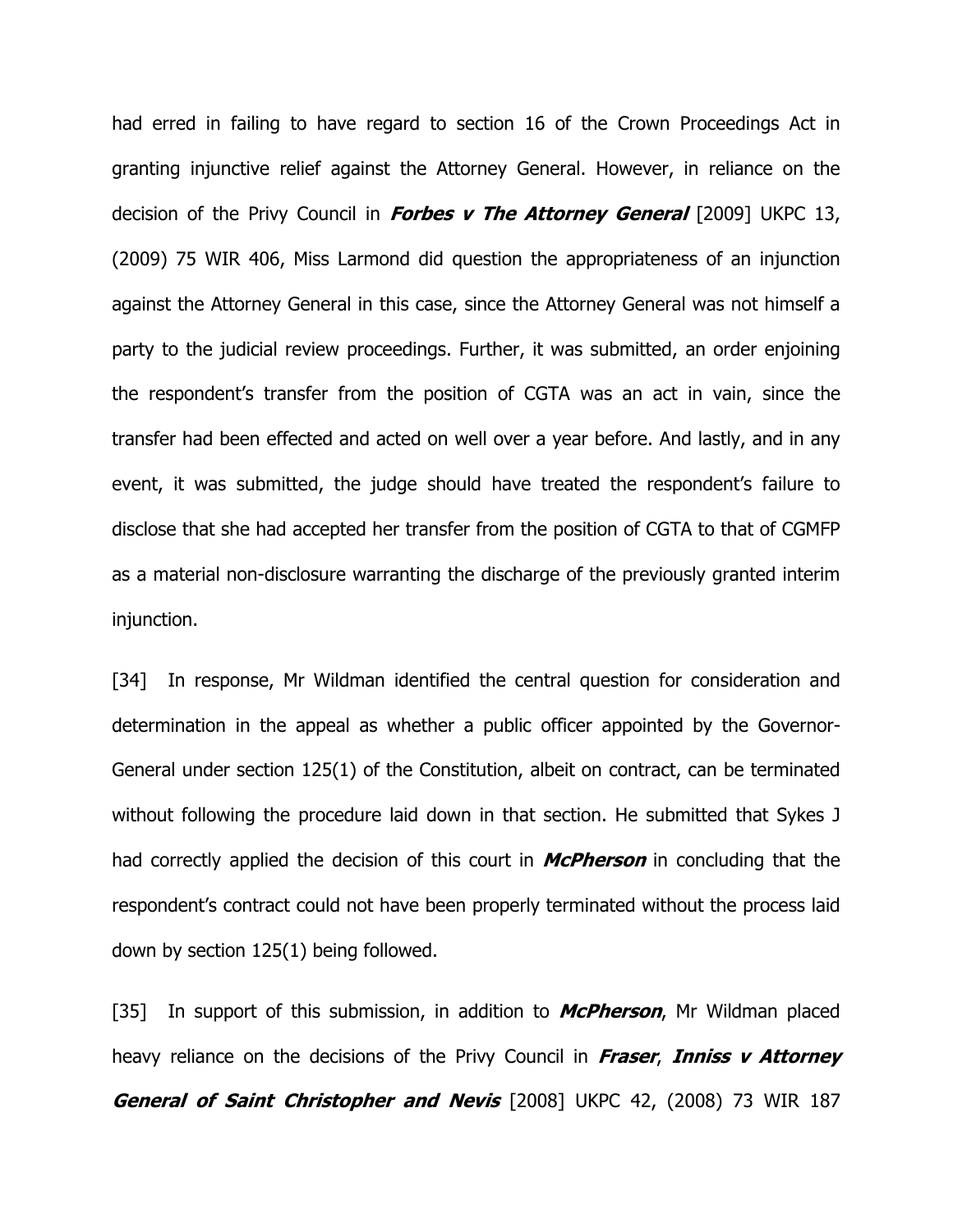had erred in failing to have regard to section 16 of the Crown Proceedings Act in granting injunctive relief against the Attorney General. However, in reliance on the decision of the Privy Council in ***Forbes v The Attorney General*** [2009] UKPC 13, (2009) 75 WIR 406, Miss Larmond did question the appropriateness of an injunction against the Attorney General in this case, since the Attorney General was not himself a party to the judicial review proceedings. Further, it was submitted, an order enjoining the respondent's transfer from the position of CGTA was an act in vain, since the transfer had been effected and acted on well over a year before. And lastly, and in any event, it was submitted, the judge should have treated the respondent's failure to disclose that she had accepted her transfer from the position of CGTA to that of CGMFP as a material non-disclosure warranting the discharge of the previously granted interim injunction.

[34] In response, Mr Wildman identified the central question for consideration and determination in the appeal as whether a public officer appointed by the Governor-General under section 125(1) of the Constitution, albeit on contract, can be terminated without following the procedure laid down in that section. He submitted that Sykes J had correctly applied the decision of this court in ***McPherson*** in concluding that the respondent's contract could not have been properly terminated without the process laid down by section 125(1) being followed.

[35] In support of this submission, in addition to ***McPherson***, Mr Wildman placed heavy reliance on the decisions of the Privy Council in ***Fraser***, ***Inniss v Attorney General of Saint Christopher and Nevis*** [2008] UKPC 42, (2008) 73 WIR 187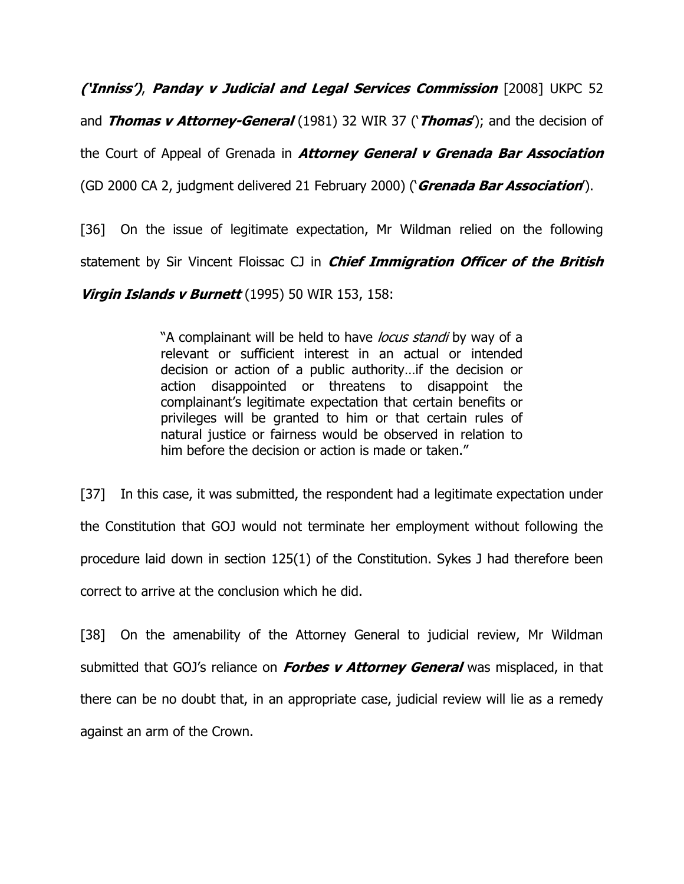***('Inniss')***, ***Panday v Judicial and Legal Services Commission*** [2008] UKPC 52 and ***Thomas v Attorney-General*** (1981) 32 WIR 37 ('***Thomas***'); and the decision of the Court of Appeal of Grenada in ***Attorney General v Grenada Bar Association*** (GD 2000 CA 2, judgment delivered 21 February 2000) ('***Grenada Bar Association***').

[36] On the issue of legitimate expectation, Mr Wildman relied on the following statement by Sir Vincent Floissac CJ in ***Chief Immigration Officer of the British Virgin Islands v Burnett*** (1995) 50 WIR 153, 158:

> "A complainant will be held to have *locus standi* by way of a relevant or sufficient interest in an actual or intended decision or action of a public authority…if the decision or action disappointed or threatens to disappoint the complainant's legitimate expectation that certain benefits or privileges will be granted to him or that certain rules of natural justice or fairness would be observed in relation to him before the decision or action is made or taken."

[37] In this case, it was submitted, the respondent had a legitimate expectation under the Constitution that GOJ would not terminate her employment without following the procedure laid down in section 125(1) of the Constitution. Sykes J had therefore been correct to arrive at the conclusion which he did.

[38] On the amenability of the Attorney General to judicial review, Mr Wildman submitted that GOJ's reliance on ***Forbes v Attorney General*** was misplaced, in that there can be no doubt that, in an appropriate case, judicial review will lie as a remedy against an arm of the Crown.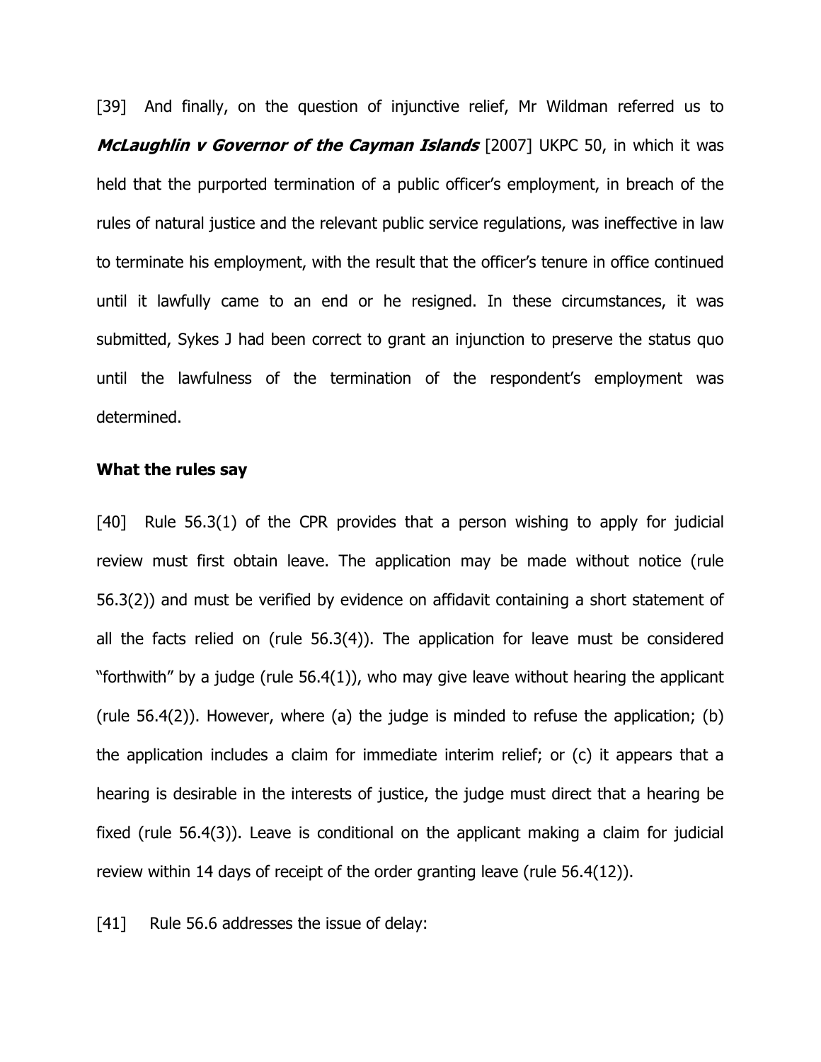[39] And finally, on the question of injunctive relief, Mr Wildman referred us to ***McLaughlin v Governor of the Cayman Islands*** [2007] UKPC 50, in which it was held that the purported termination of a public officer's employment, in breach of the rules of natural justice and the relevant public service regulations, was ineffective in law to terminate his employment, with the result that the officer's tenure in office continued until it lawfully came to an end or he resigned. In these circumstances, it was submitted, Sykes J had been correct to grant an injunction to preserve the status quo until the lawfulness of the termination of the respondent's employment was determined.

**What the rules say**

[40] Rule 56.3(1) of the CPR provides that a person wishing to apply for judicial review must first obtain leave. The application may be made without notice (rule 56.3(2)) and must be verified by evidence on affidavit containing a short statement of all the facts relied on (rule 56.3(4)). The application for leave must be considered "forthwith" by a judge (rule 56.4(1)), who may give leave without hearing the applicant (rule 56.4(2)). However, where (a) the judge is minded to refuse the application; (b) the application includes a claim for immediate interim relief; or (c) it appears that a hearing is desirable in the interests of justice, the judge must direct that a hearing be fixed (rule 56.4(3)). Leave is conditional on the applicant making a claim for judicial review within 14 days of receipt of the order granting leave (rule 56.4(12)).

[41] Rule 56.6 addresses the issue of delay: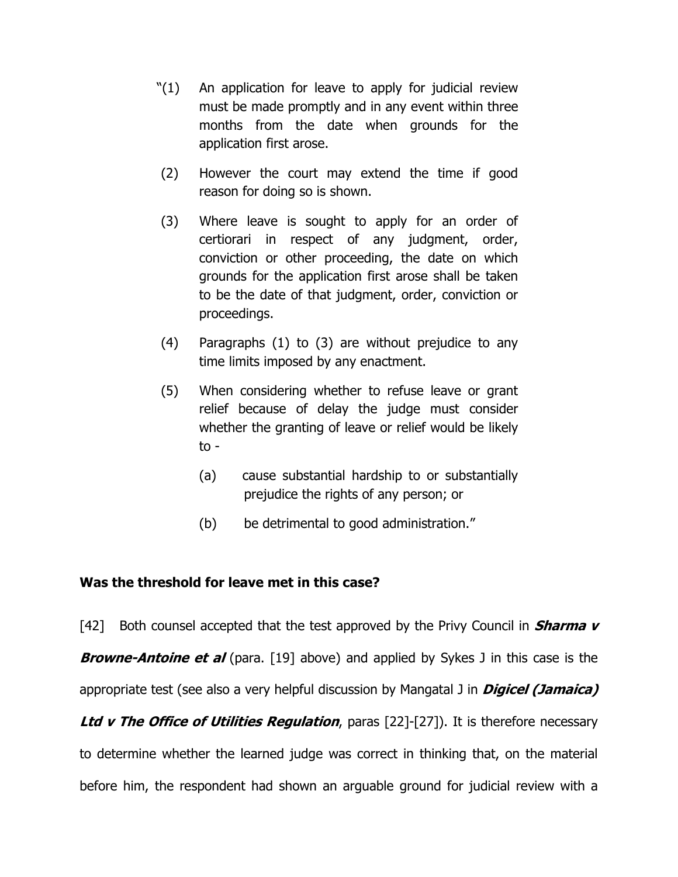> "(1) An application for leave to apply for judicial review must be made promptly and in any event within three months from the date when grounds for the application first arose.
>
> (2) However the court may extend the time if good reason for doing so is shown.
>
> (3) Where leave is sought to apply for an order of certiorari in respect of any judgment, order, conviction or other proceeding, the date on which grounds for the application first arose shall be taken to be the date of that judgment, order, conviction or proceedings.
>
> (4) Paragraphs (1) to (3) are without prejudice to any time limits imposed by any enactment.
>
> (5) When considering whether to refuse leave or grant relief because of delay the judge must consider whether the granting of leave or relief would be likely to -
>
> (a) cause substantial hardship to or substantially prejudice the rights of any person; or
>
> (b) be detrimental to good administration."

**Was the threshold for leave met in this case?**

[42] Both counsel accepted that the test approved by the Privy Council in ***Sharma v Browne-Antoine et al*** (para. [19] above) and applied by Sykes J in this case is the appropriate test (see also a very helpful discussion by Mangatal J in ***Digicel (Jamaica) Ltd v The Office of Utilities Regulation***, paras [22]-[27]). It is therefore necessary to determine whether the learned judge was correct in thinking that, on the material before him, the respondent had shown an arguable ground for judicial review with a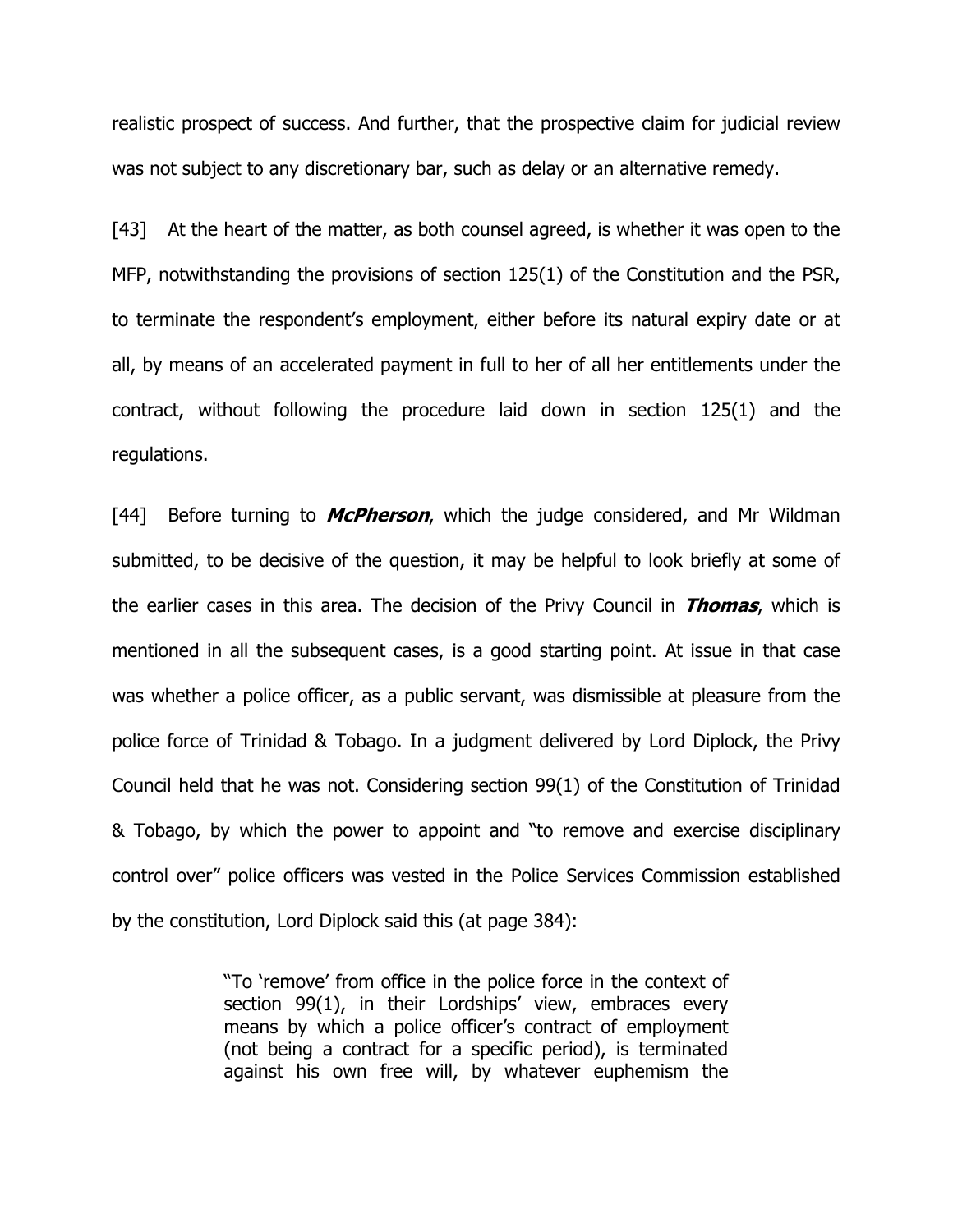realistic prospect of success. And further, that the prospective claim for judicial review was not subject to any discretionary bar, such as delay or an alternative remedy.

[43] At the heart of the matter, as both counsel agreed, is whether it was open to the MFP, notwithstanding the provisions of section 125(1) of the Constitution and the PSR, to terminate the respondent's employment, either before its natural expiry date or at all, by means of an accelerated payment in full to her of all her entitlements under the contract, without following the procedure laid down in section 125(1) and the regulations.

[44] Before turning to ***McPherson***, which the judge considered, and Mr Wildman submitted, to be decisive of the question, it may be helpful to look briefly at some of the earlier cases in this area. The decision of the Privy Council in ***Thomas***, which is mentioned in all the subsequent cases, is a good starting point. At issue in that case was whether a police officer, as a public servant, was dismissible at pleasure from the police force of Trinidad & Tobago. In a judgment delivered by Lord Diplock, the Privy Council held that he was not. Considering section 99(1) of the Constitution of Trinidad & Tobago, by which the power to appoint and "to remove and exercise disciplinary control over" police officers was vested in the Police Services Commission established by the constitution, Lord Diplock said this (at page 384):

> "To 'remove' from office in the police force in the context of section 99(1), in their Lordships' view, embraces every means by which a police officer's contract of employment (not being a contract for a specific period), is terminated against his own free will, by whatever euphemism the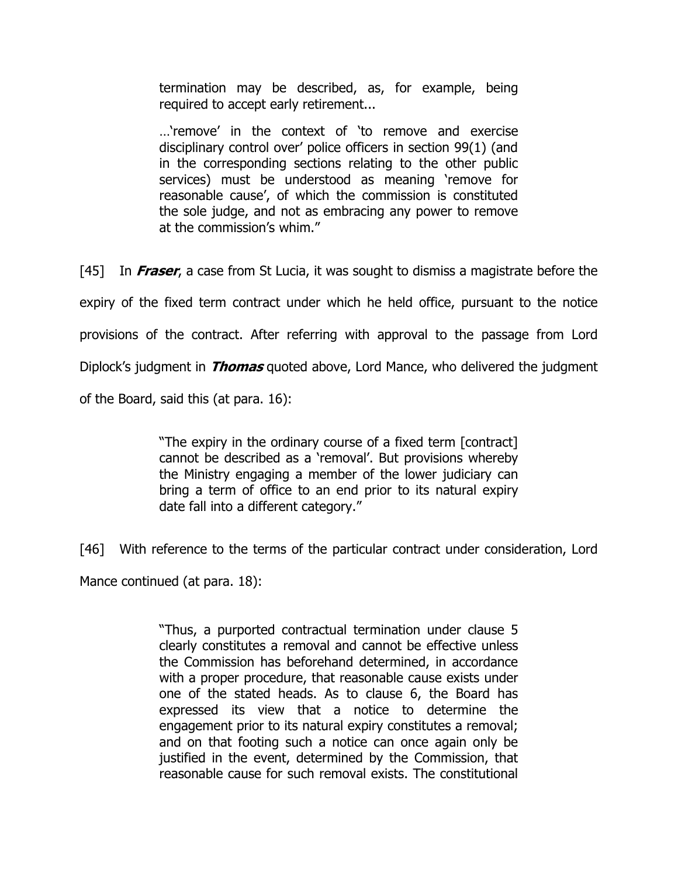> termination may be described, as, for example, being required to accept early retirement...
>
> …'remove' in the context of 'to remove and exercise disciplinary control over' police officers in section 99(1) (and in the corresponding sections relating to the other public services) must be understood as meaning 'remove for reasonable cause', of which the commission is constituted the sole judge, and not as embracing any power to remove at the commission's whim."

[45] In ***Fraser***, a case from St Lucia, it was sought to dismiss a magistrate before the expiry of the fixed term contract under which he held office, pursuant to the notice provisions of the contract. After referring with approval to the passage from Lord Diplock's judgment in ***Thomas*** quoted above, Lord Mance, who delivered the judgment of the Board, said this (at para. 16):

> "The expiry in the ordinary course of a fixed term [contract] cannot be described as a 'removal'. But provisions whereby the Ministry engaging a member of the lower judiciary can bring a term of office to an end prior to its natural expiry date fall into a different category."

[46] With reference to the terms of the particular contract under consideration, Lord Mance continued (at para. 18):

> "Thus, a purported contractual termination under clause 5 clearly constitutes a removal and cannot be effective unless the Commission has beforehand determined, in accordance with a proper procedure, that reasonable cause exists under one of the stated heads. As to clause 6, the Board has expressed its view that a notice to determine the engagement prior to its natural expiry constitutes a removal; and on that footing such a notice can once again only be justified in the event, determined by the Commission, that reasonable cause for such removal exists. The constitutional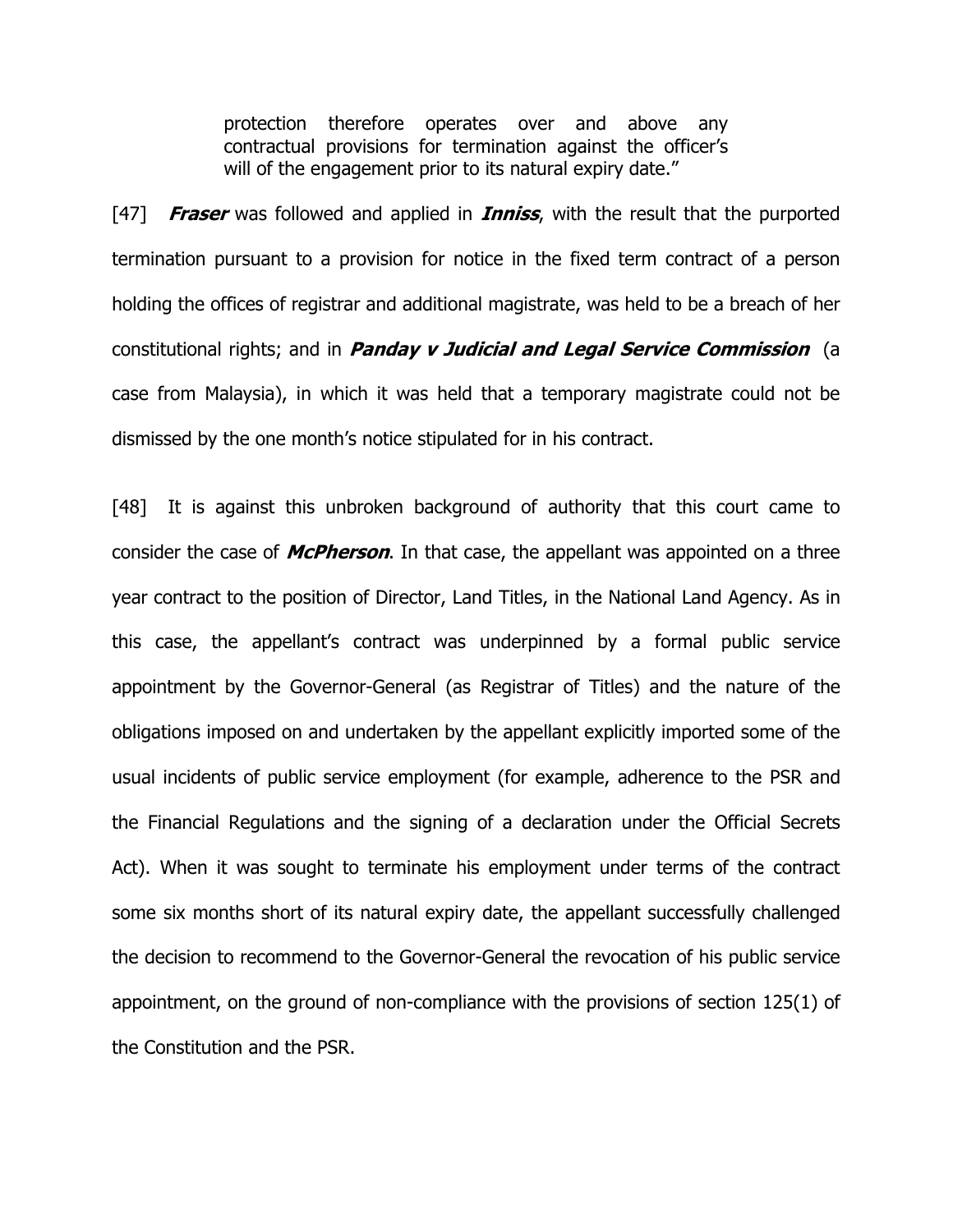> protection therefore operates over and above any contractual provisions for termination against the officer's will of the engagement prior to its natural expiry date."

[47] ***Fraser*** was followed and applied in ***Inniss***, with the result that the purported termination pursuant to a provision for notice in the fixed term contract of a person holding the offices of registrar and additional magistrate, was held to be a breach of her constitutional rights; and in ***Panday v Judicial and Legal Service Commission*** (a case from Malaysia), in which it was held that a temporary magistrate could not be dismissed by the one month's notice stipulated for in his contract.

[48] It is against this unbroken background of authority that this court came to consider the case of ***McPherson***. In that case, the appellant was appointed on a three year contract to the position of Director, Land Titles, in the National Land Agency. As in this case, the appellant's contract was underpinned by a formal public service appointment by the Governor-General (as Registrar of Titles) and the nature of the obligations imposed on and undertaken by the appellant explicitly imported some of the usual incidents of public service employment (for example, adherence to the PSR and the Financial Regulations and the signing of a declaration under the Official Secrets Act). When it was sought to terminate his employment under terms of the contract some six months short of its natural expiry date, the appellant successfully challenged the decision to recommend to the Governor-General the revocation of his public service appointment, on the ground of non-compliance with the provisions of section 125(1) of the Constitution and the PSR.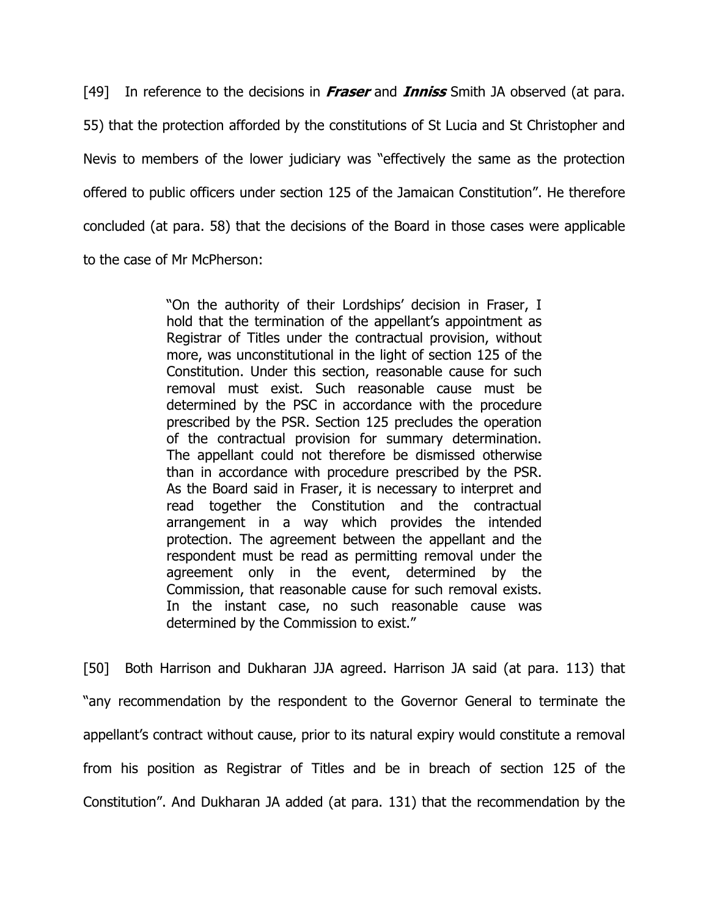[49] In reference to the decisions in ***Fraser*** and ***Inniss*** Smith JA observed (at para. 55) that the protection afforded by the constitutions of St Lucia and St Christopher and Nevis to members of the lower judiciary was "effectively the same as the protection offered to public officers under section 125 of the Jamaican Constitution". He therefore concluded (at para. 58) that the decisions of the Board in those cases were applicable to the case of Mr McPherson:

> "On the authority of their Lordships' decision in Fraser, I hold that the termination of the appellant's appointment as Registrar of Titles under the contractual provision, without more, was unconstitutional in the light of section 125 of the Constitution. Under this section, reasonable cause for such removal must exist. Such reasonable cause must be determined by the PSC in accordance with the procedure prescribed by the PSR. Section 125 precludes the operation of the contractual provision for summary determination. The appellant could not therefore be dismissed otherwise than in accordance with procedure prescribed by the PSR. As the Board said in Fraser, it is necessary to interpret and read together the Constitution and the contractual arrangement in a way which provides the intended protection. The agreement between the appellant and the respondent must be read as permitting removal under the agreement only in the event, determined by the Commission, that reasonable cause for such removal exists. In the instant case, no such reasonable cause was determined by the Commission to exist."

[50] Both Harrison and Dukharan JJA agreed. Harrison JA said (at para. 113) that "any recommendation by the respondent to the Governor General to terminate the appellant's contract without cause, prior to its natural expiry would constitute a removal from his position as Registrar of Titles and be in breach of section 125 of the Constitution". And Dukharan JA added (at para. 131) that the recommendation by the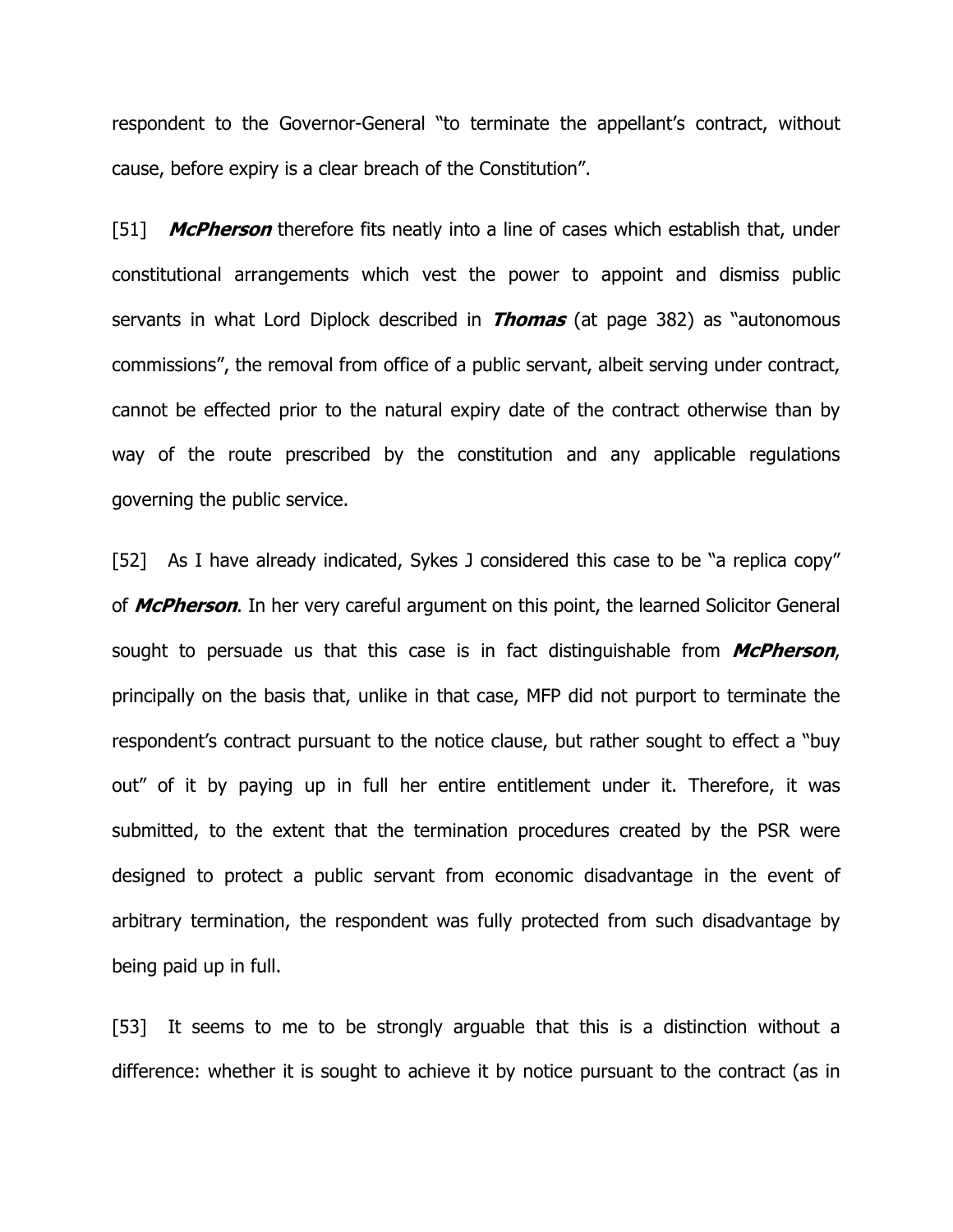respondent to the Governor-General "to terminate the appellant's contract, without cause, before expiry is a clear breach of the Constitution".

[51] ***McPherson*** therefore fits neatly into a line of cases which establish that, under constitutional arrangements which vest the power to appoint and dismiss public servants in what Lord Diplock described in ***Thomas*** (at page 382) as "autonomous commissions", the removal from office of a public servant, albeit serving under contract, cannot be effected prior to the natural expiry date of the contract otherwise than by way of the route prescribed by the constitution and any applicable regulations governing the public service.

[52] As I have already indicated, Sykes J considered this case to be "a replica copy" of ***McPherson***. In her very careful argument on this point, the learned Solicitor General sought to persuade us that this case is in fact distinguishable from ***McPherson***, principally on the basis that, unlike in that case, MFP did not purport to terminate the respondent's contract pursuant to the notice clause, but rather sought to effect a "buy out" of it by paying up in full her entire entitlement under it. Therefore, it was submitted, to the extent that the termination procedures created by the PSR were designed to protect a public servant from economic disadvantage in the event of arbitrary termination, the respondent was fully protected from such disadvantage by being paid up in full.

[53] It seems to me to be strongly arguable that this is a distinction without a difference: whether it is sought to achieve it by notice pursuant to the contract (as in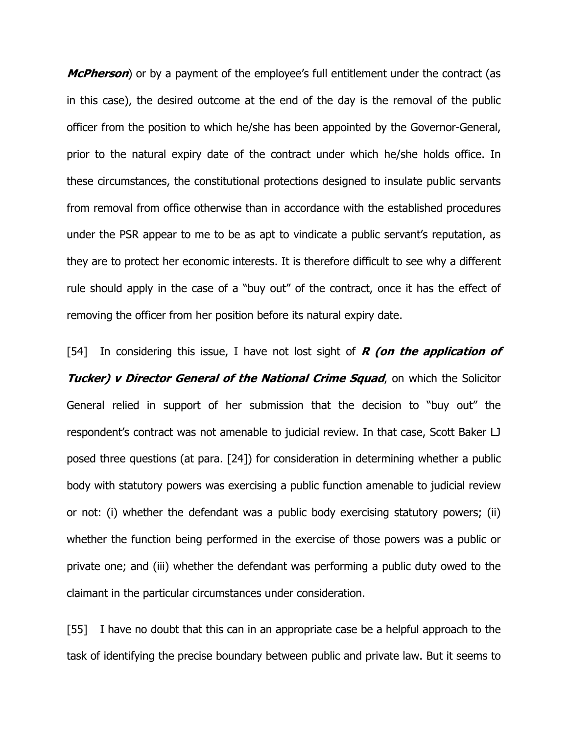***McPherson***) or by a payment of the employee's full entitlement under the contract (as in this case), the desired outcome at the end of the day is the removal of the public officer from the position to which he/she has been appointed by the Governor-General, prior to the natural expiry date of the contract under which he/she holds office. In these circumstances, the constitutional protections designed to insulate public servants from removal from office otherwise than in accordance with the established procedures under the PSR appear to me to be as apt to vindicate a public servant's reputation, as they are to protect her economic interests. It is therefore difficult to see why a different rule should apply in the case of a "buy out" of the contract, once it has the effect of removing the officer from her position before its natural expiry date.

[54] In considering this issue, I have not lost sight of ***R (on the application of Tucker) v Director General of the National Crime Squad***, on which the Solicitor General relied in support of her submission that the decision to "buy out" the respondent's contract was not amenable to judicial review. In that case, Scott Baker LJ posed three questions (at para. [24]) for consideration in determining whether a public body with statutory powers was exercising a public function amenable to judicial review or not: (i) whether the defendant was a public body exercising statutory powers; (ii) whether the function being performed in the exercise of those powers was a public or private one; and (iii) whether the defendant was performing a public duty owed to the claimant in the particular circumstances under consideration.

[55] I have no doubt that this can in an appropriate case be a helpful approach to the task of identifying the precise boundary between public and private law. But it seems to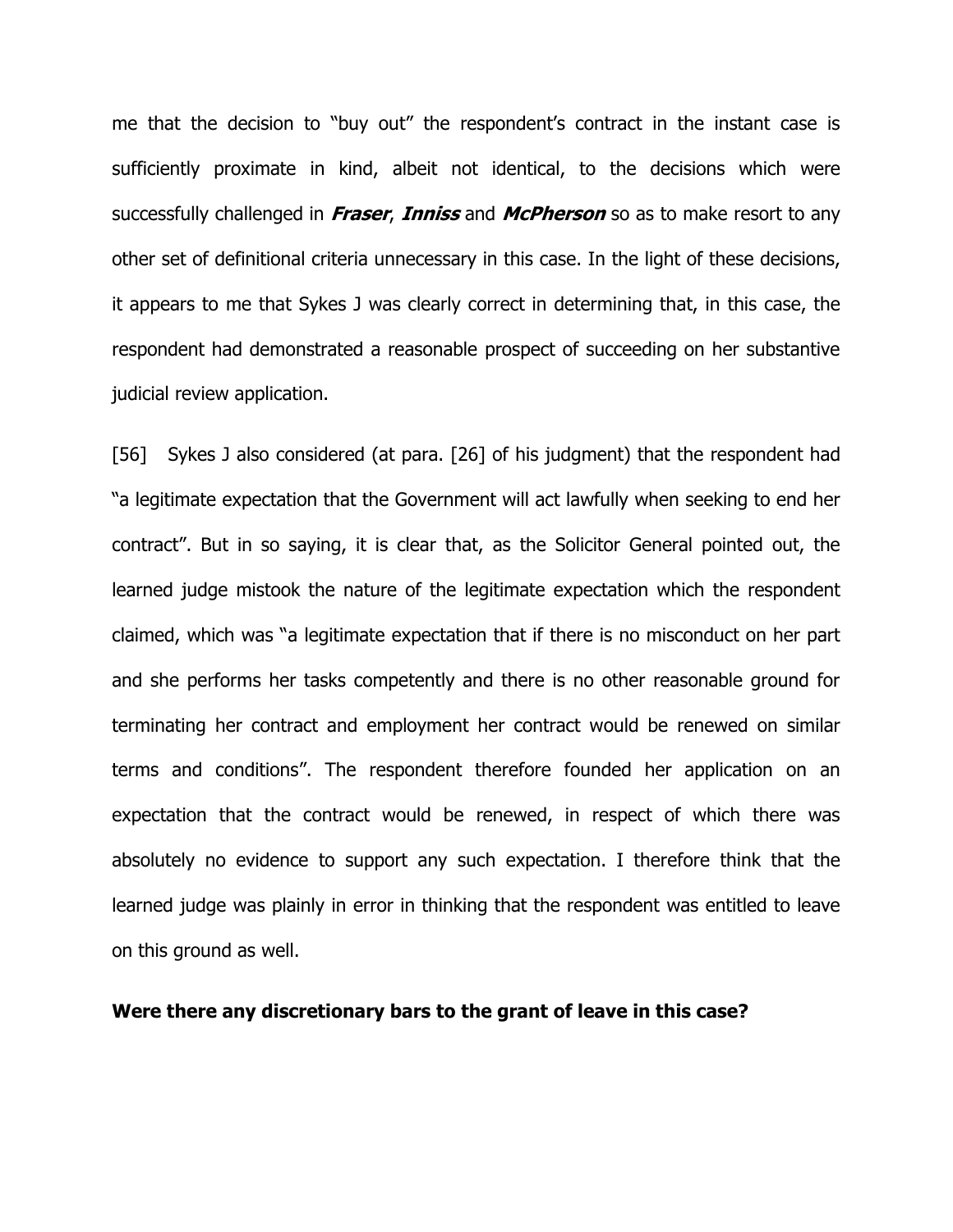me that the decision to "buy out" the respondent's contract in the instant case is sufficiently proximate in kind, albeit not identical, to the decisions which were successfully challenged in ***Fraser***, ***Inniss*** and ***McPherson*** so as to make resort to any other set of definitional criteria unnecessary in this case. In the light of these decisions, it appears to me that Sykes J was clearly correct in determining that, in this case, the respondent had demonstrated a reasonable prospect of succeeding on her substantive judicial review application.

[56] Sykes J also considered (at para. [26] of his judgment) that the respondent had "a legitimate expectation that the Government will act lawfully when seeking to end her contract". But in so saying, it is clear that, as the Solicitor General pointed out, the learned judge mistook the nature of the legitimate expectation which the respondent claimed, which was "a legitimate expectation that if there is no misconduct on her part and she performs her tasks competently and there is no other reasonable ground for terminating her contract and employment her contract would be renewed on similar terms and conditions". The respondent therefore founded her application on an expectation that the contract would be renewed, in respect of which there was absolutely no evidence to support any such expectation. I therefore think that the learned judge was plainly in error in thinking that the respondent was entitled to leave on this ground as well.

**Were there any discretionary bars to the grant of leave in this case?**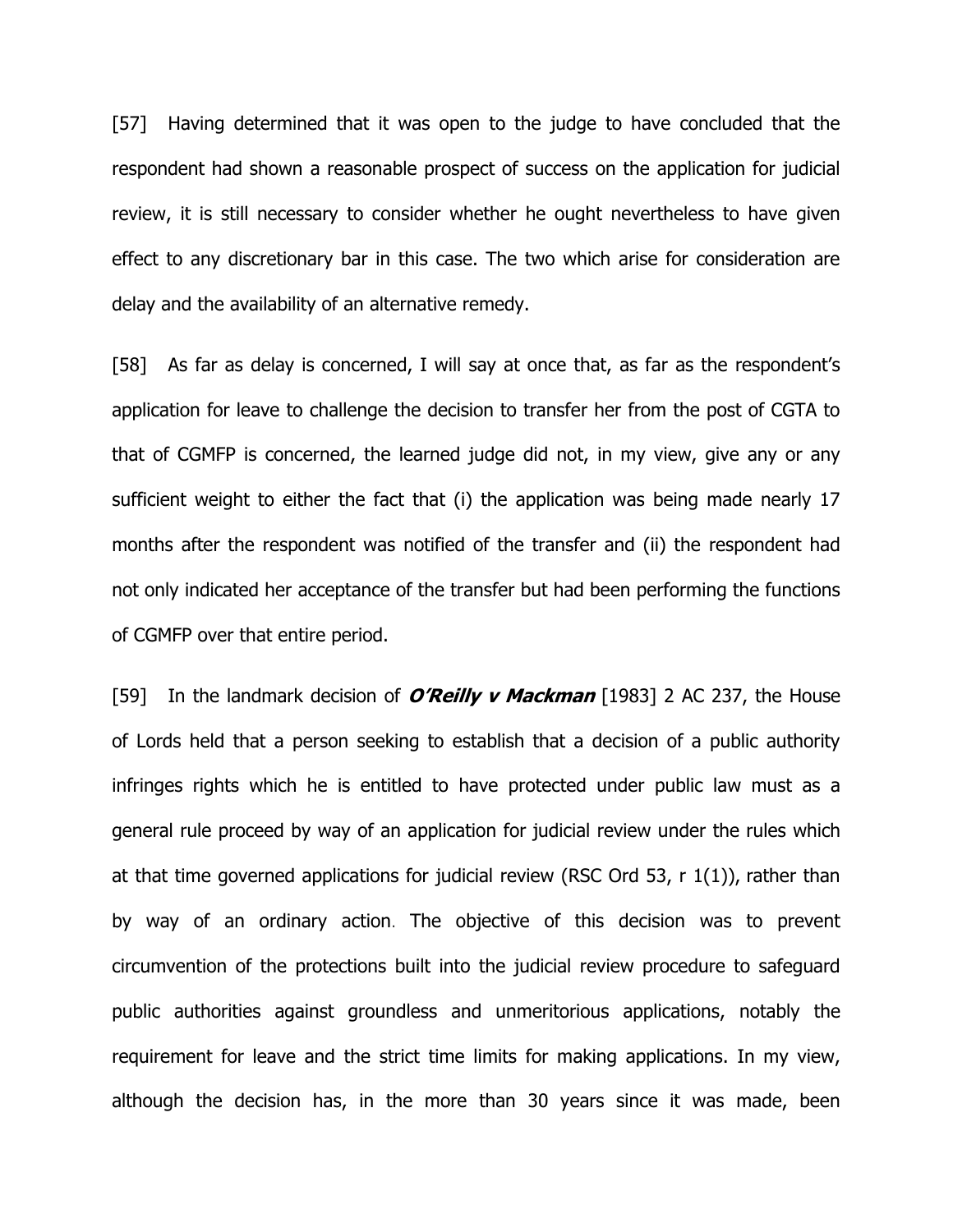[57] Having determined that it was open to the judge to have concluded that the respondent had shown a reasonable prospect of success on the application for judicial review, it is still necessary to consider whether he ought nevertheless to have given effect to any discretionary bar in this case. The two which arise for consideration are delay and the availability of an alternative remedy.

[58] As far as delay is concerned, I will say at once that, as far as the respondent's application for leave to challenge the decision to transfer her from the post of CGTA to that of CGMFP is concerned, the learned judge did not, in my view, give any or any sufficient weight to either the fact that (i) the application was being made nearly 17 months after the respondent was notified of the transfer and (ii) the respondent had not only indicated her acceptance of the transfer but had been performing the functions of CGMFP over that entire period.

[59] In the landmark decision of ***O'Reilly v Mackman*** [1983] 2 AC 237, the House of Lords held that a person seeking to establish that a decision of a public authority infringes rights which he is entitled to have protected under public law must as a general rule proceed by way of an application for judicial review under the rules which at that time governed applications for judicial review (RSC Ord 53, r 1(1)), rather than by way of an ordinary action. The objective of this decision was to prevent circumvention of the protections built into the judicial review procedure to safeguard public authorities against groundless and unmeritorious applications, notably the requirement for leave and the strict time limits for making applications. In my view, although the decision has, in the more than 30 years since it was made, been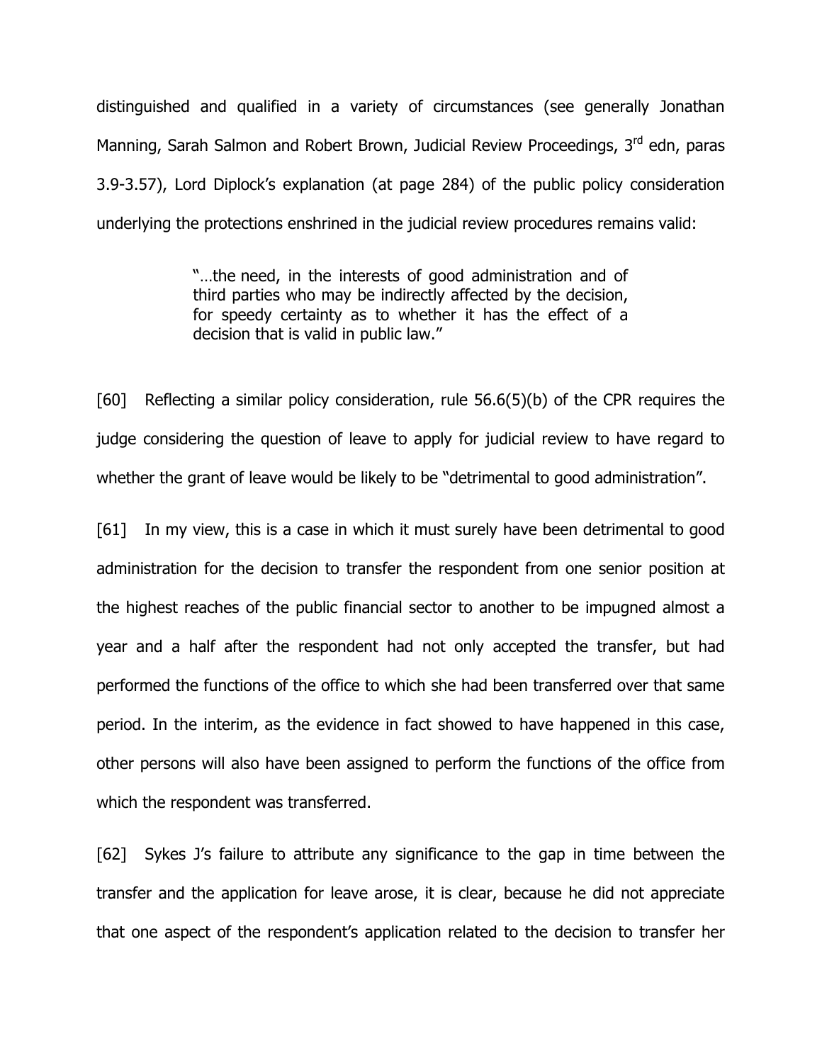distinguished and qualified in a variety of circumstances (see generally Jonathan Manning, Sarah Salmon and Robert Brown, Judicial Review Proceedings, 3rd edn, paras 3.9-3.57), Lord Diplock's explanation (at page 284) of the public policy consideration underlying the protections enshrined in the judicial review procedures remains valid:

> "…the need, in the interests of good administration and of third parties who may be indirectly affected by the decision, for speedy certainty as to whether it has the effect of a decision that is valid in public law."

[60] Reflecting a similar policy consideration, rule 56.6(5)(b) of the CPR requires the judge considering the question of leave to apply for judicial review to have regard to whether the grant of leave would be likely to be "detrimental to good administration".

[61] In my view, this is a case in which it must surely have been detrimental to good administration for the decision to transfer the respondent from one senior position at the highest reaches of the public financial sector to another to be impugned almost a year and a half after the respondent had not only accepted the transfer, but had performed the functions of the office to which she had been transferred over that same period. In the interim, as the evidence in fact showed to have happened in this case, other persons will also have been assigned to perform the functions of the office from which the respondent was transferred.

[62] Sykes J's failure to attribute any significance to the gap in time between the transfer and the application for leave arose, it is clear, because he did not appreciate that one aspect of the respondent's application related to the decision to transfer her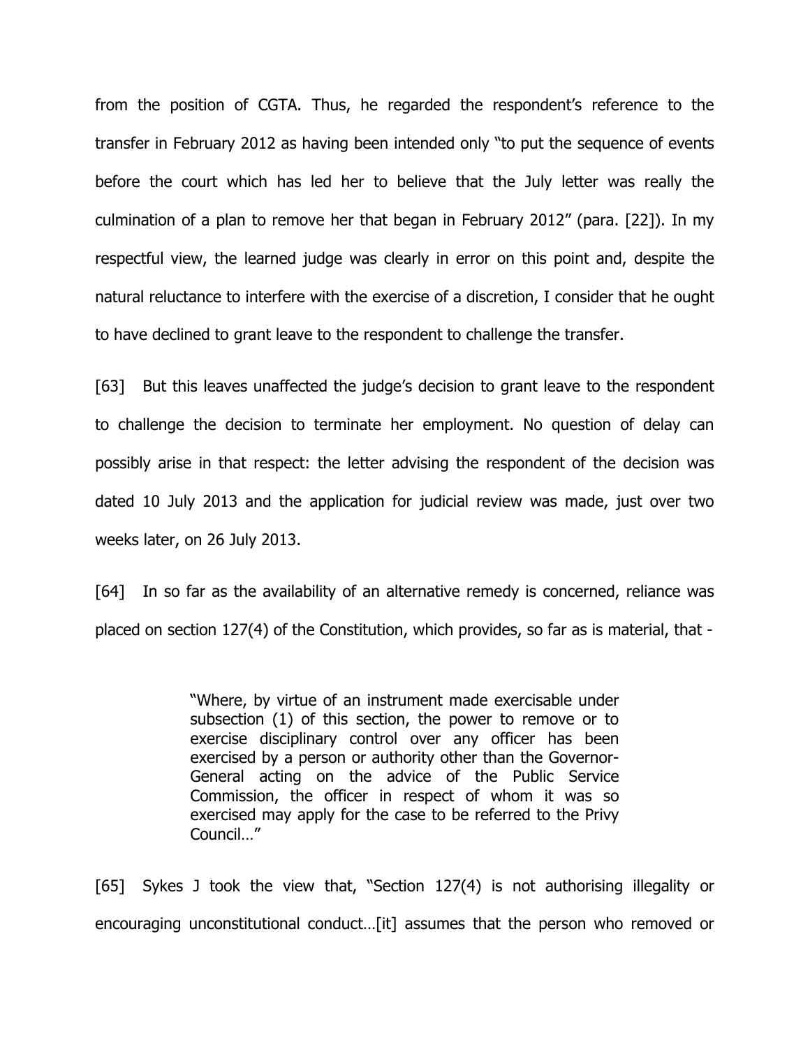from the position of CGTA. Thus, he regarded the respondent's reference to the transfer in February 2012 as having been intended only "to put the sequence of events before the court which has led her to believe that the July letter was really the culmination of a plan to remove her that began in February 2012" (para. [22]). In my respectful view, the learned judge was clearly in error on this point and, despite the natural reluctance to interfere with the exercise of a discretion, I consider that he ought to have declined to grant leave to the respondent to challenge the transfer.

[63] But this leaves unaffected the judge's decision to grant leave to the respondent to challenge the decision to terminate her employment. No question of delay can possibly arise in that respect: the letter advising the respondent of the decision was dated 10 July 2013 and the application for judicial review was made, just over two weeks later, on 26 July 2013.

[64] In so far as the availability of an alternative remedy is concerned, reliance was placed on section 127(4) of the Constitution, which provides, so far as is material, that -

> "Where, by virtue of an instrument made exercisable under subsection (1) of this section, the power to remove or to exercise disciplinary control over any officer has been exercised by a person or authority other than the Governor-General acting on the advice of the Public Service Commission, the officer in respect of whom it was so exercised may apply for the case to be referred to the Privy Council…"

[65] Sykes J took the view that, "Section 127(4) is not authorising illegality or encouraging unconstitutional conduct…[it] assumes that the person who removed or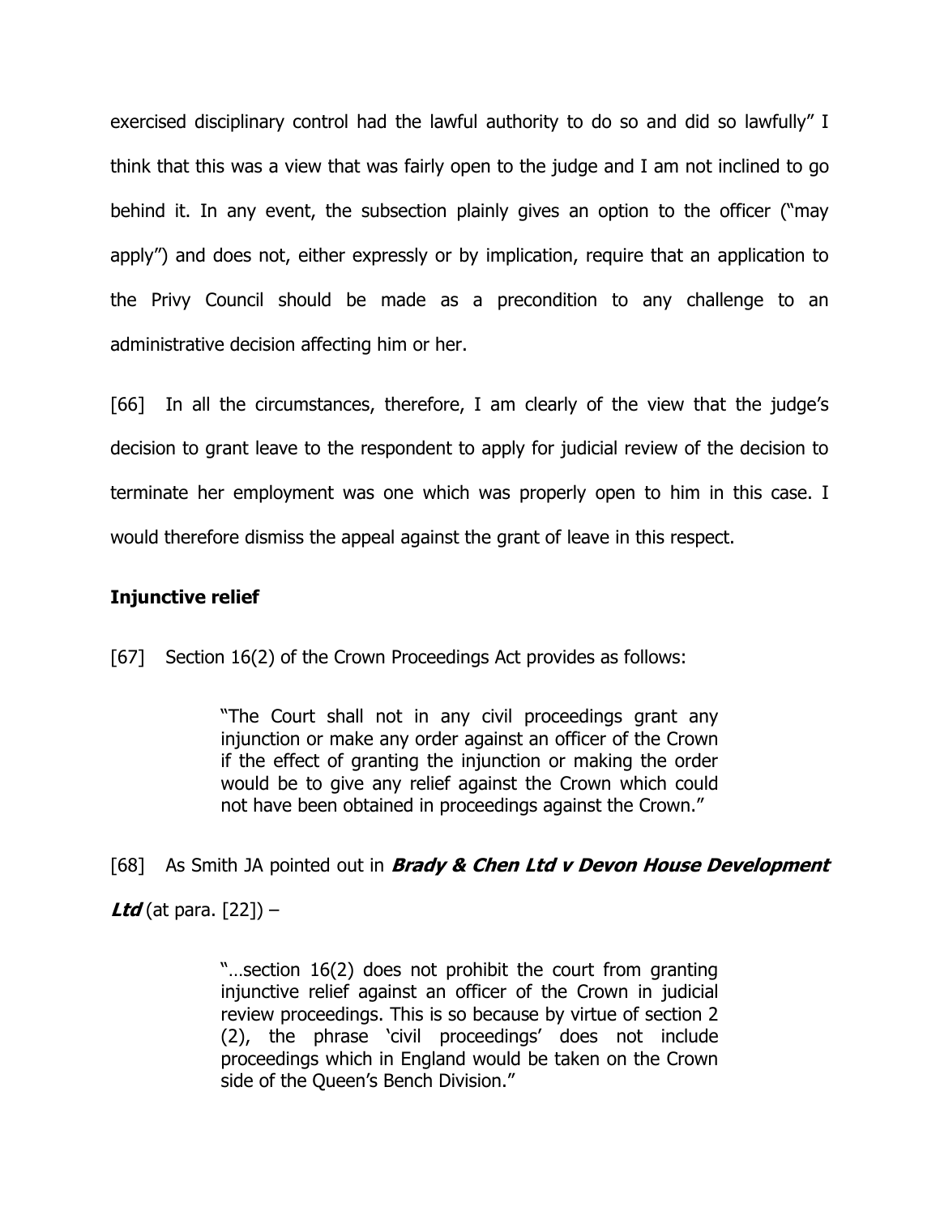exercised disciplinary control had the lawful authority to do so and did so lawfully" I think that this was a view that was fairly open to the judge and I am not inclined to go behind it. In any event, the subsection plainly gives an option to the officer ("may apply") and does not, either expressly or by implication, require that an application to the Privy Council should be made as a precondition to any challenge to an administrative decision affecting him or her.

[66] In all the circumstances, therefore, I am clearly of the view that the judge's decision to grant leave to the respondent to apply for judicial review of the decision to terminate her employment was one which was properly open to him in this case. I would therefore dismiss the appeal against the grant of leave in this respect.

**Injunctive relief**

[67] Section 16(2) of the Crown Proceedings Act provides as follows:

> "The Court shall not in any civil proceedings grant any injunction or make any order against an officer of the Crown if the effect of granting the injunction or making the order would be to give any relief against the Crown which could not have been obtained in proceedings against the Crown."

[68] As Smith JA pointed out in ***Brady & Chen Ltd v Devon House Development Ltd*** (at para. [22]) –

> "…section 16(2) does not prohibit the court from granting injunctive relief against an officer of the Crown in judicial review proceedings. This is so because by virtue of section 2 (2), the phrase 'civil proceedings' does not include proceedings which in England would be taken on the Crown side of the Queen's Bench Division."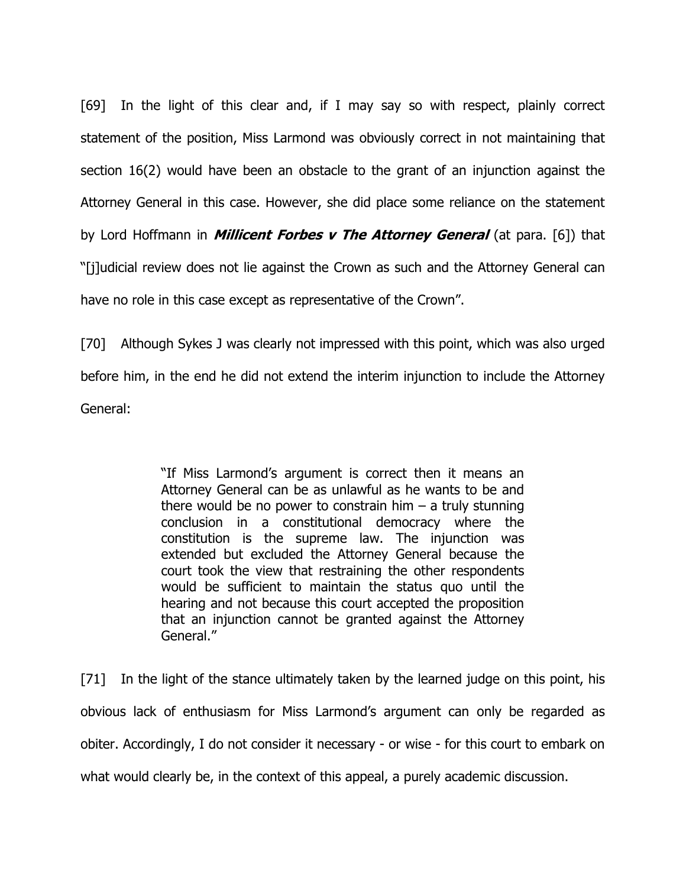[69] In the light of this clear and, if I may say so with respect, plainly correct statement of the position, Miss Larmond was obviously correct in not maintaining that section 16(2) would have been an obstacle to the grant of an injunction against the Attorney General in this case. However, she did place some reliance on the statement by Lord Hoffmann in ***Millicent Forbes v The Attorney General*** (at para. [6]) that "[j]udicial review does not lie against the Crown as such and the Attorney General can have no role in this case except as representative of the Crown".

[70] Although Sykes J was clearly not impressed with this point, which was also urged before him, in the end he did not extend the interim injunction to include the Attorney General:

> "If Miss Larmond's argument is correct then it means an Attorney General can be as unlawful as he wants to be and there would be no power to constrain him – a truly stunning conclusion in a constitutional democracy where the constitution is the supreme law. The injunction was extended but excluded the Attorney General because the court took the view that restraining the other respondents would be sufficient to maintain the status quo until the hearing and not because this court accepted the proposition that an injunction cannot be granted against the Attorney General."

[71] In the light of the stance ultimately taken by the learned judge on this point, his obvious lack of enthusiasm for Miss Larmond's argument can only be regarded as obiter. Accordingly, I do not consider it necessary - or wise - for this court to embark on what would clearly be, in the context of this appeal, a purely academic discussion.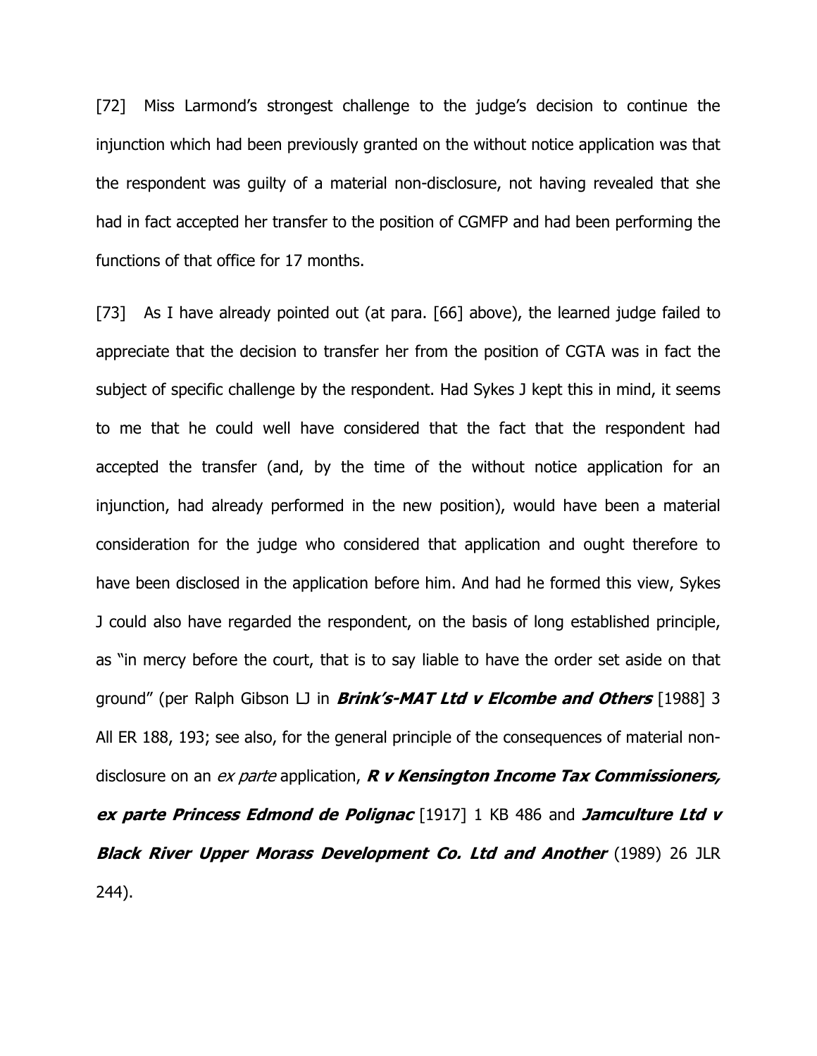[72] Miss Larmond's strongest challenge to the judge's decision to continue the injunction which had been previously granted on the without notice application was that the respondent was guilty of a material non-disclosure, not having revealed that she had in fact accepted her transfer to the position of CGMFP and had been performing the functions of that office for 17 months.

[73] As I have already pointed out (at para. [66] above), the learned judge failed to appreciate that the decision to transfer her from the position of CGTA was in fact the subject of specific challenge by the respondent. Had Sykes J kept this in mind, it seems to me that he could well have considered that the fact that the respondent had accepted the transfer (and, by the time of the without notice application for an injunction, had already performed in the new position), would have been a material consideration for the judge who considered that application and ought therefore to have been disclosed in the application before him. And had he formed this view, Sykes J could also have regarded the respondent, on the basis of long established principle, as "in mercy before the court, that is to say liable to have the order set aside on that ground" (per Ralph Gibson LJ in ***Brink's-MAT Ltd v Elcombe and Others*** [1988] 3 All ER 188, 193; see also, for the general principle of the consequences of material non-disclosure on an *ex parte* application, ***R v Kensington Income Tax Commissioners, ex parte Princess Edmond de Polignac*** [1917] 1 KB 486 and ***Jamculture Ltd v Black River Upper Morass Development Co. Ltd and Another*** (1989) 26 JLR 244).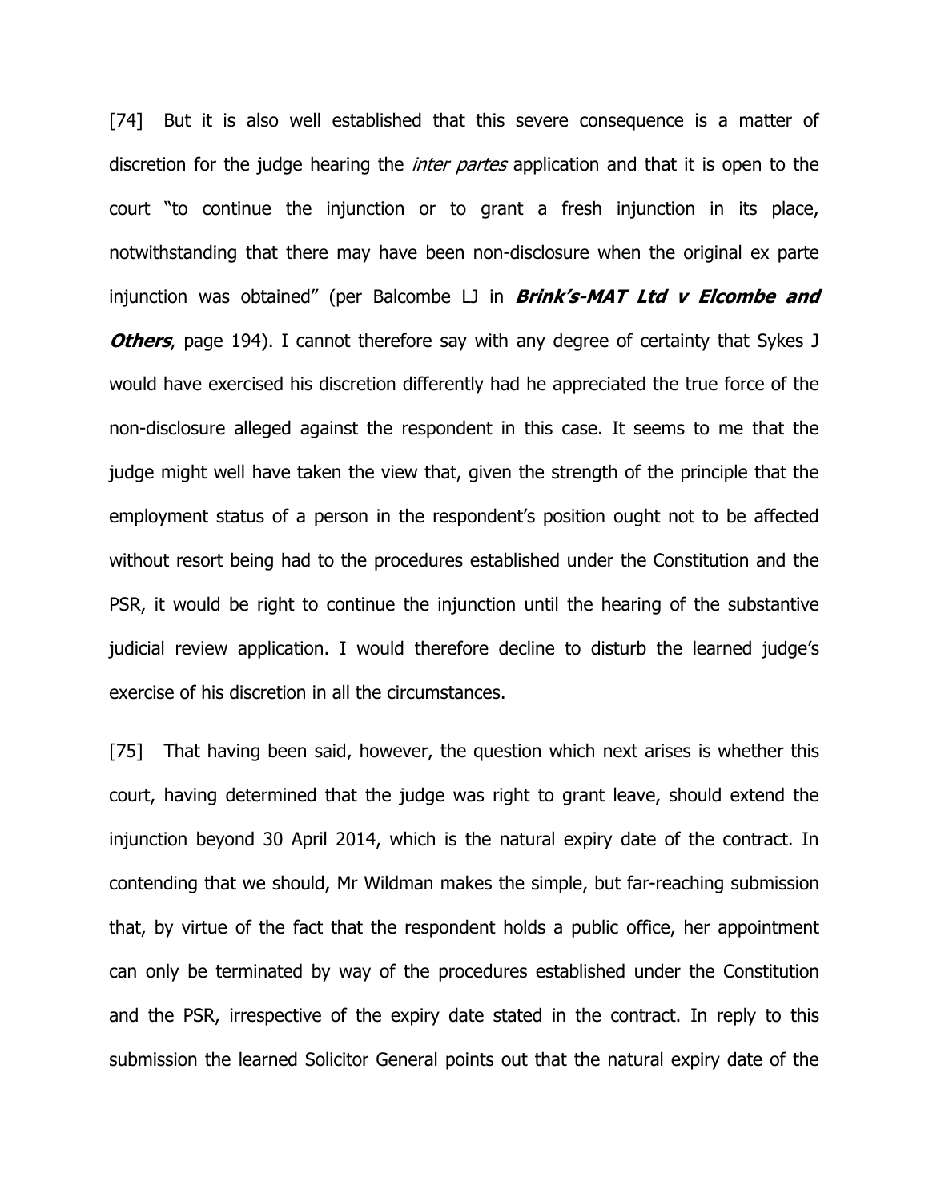[74] But it is also well established that this severe consequence is a matter of discretion for the judge hearing the *inter partes* application and that it is open to the court "to continue the injunction or to grant a fresh injunction in its place, notwithstanding that there may have been non-disclosure when the original ex parte injunction was obtained" (per Balcombe LJ in ***Brink's-MAT Ltd v Elcombe and Others***, page 194). I cannot therefore say with any degree of certainty that Sykes J would have exercised his discretion differently had he appreciated the true force of the non-disclosure alleged against the respondent in this case. It seems to me that the judge might well have taken the view that, given the strength of the principle that the employment status of a person in the respondent's position ought not to be affected without resort being had to the procedures established under the Constitution and the PSR, it would be right to continue the injunction until the hearing of the substantive judicial review application. I would therefore decline to disturb the learned judge's exercise of his discretion in all the circumstances.

[75] That having been said, however, the question which next arises is whether this court, having determined that the judge was right to grant leave, should extend the injunction beyond 30 April 2014, which is the natural expiry date of the contract. In contending that we should, Mr Wildman makes the simple, but far-reaching submission that, by virtue of the fact that the respondent holds a public office, her appointment can only be terminated by way of the procedures established under the Constitution and the PSR, irrespective of the expiry date stated in the contract. In reply to this submission the learned Solicitor General points out that the natural expiry date of the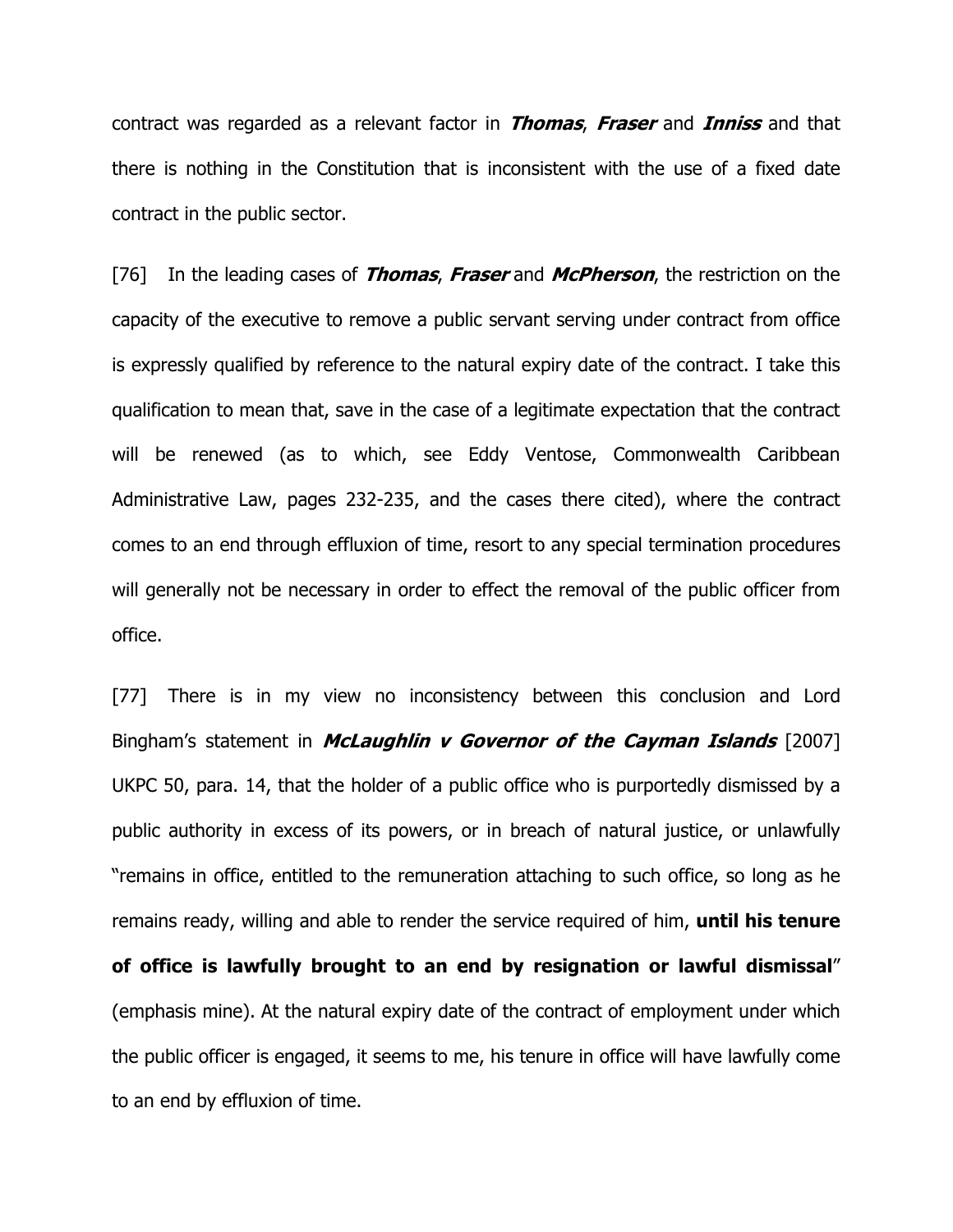contract was regarded as a relevant factor in ***Thomas***, ***Fraser*** and ***Inniss*** and that there is nothing in the Constitution that is inconsistent with the use of a fixed date contract in the public sector.

[76] In the leading cases of ***Thomas***, ***Fraser*** and ***McPherson***, the restriction on the capacity of the executive to remove a public servant serving under contract from office is expressly qualified by reference to the natural expiry date of the contract. I take this qualification to mean that, save in the case of a legitimate expectation that the contract will be renewed (as to which, see Eddy Ventose, Commonwealth Caribbean Administrative Law, pages 232-235, and the cases there cited), where the contract comes to an end through effluxion of time, resort to any special termination procedures will generally not be necessary in order to effect the removal of the public officer from office.

[77] There is in my view no inconsistency between this conclusion and Lord Bingham's statement in ***McLaughlin v Governor of the Cayman Islands*** [2007] UKPC 50, para. 14, that the holder of a public office who is purportedly dismissed by a public authority in excess of its powers, or in breach of natural justice, or unlawfully "remains in office, entitled to the remuneration attaching to such office, so long as he remains ready, willing and able to render the service required of him, **until his tenure of office is lawfully brought to an end by resignation or lawful dismissal**" (emphasis mine). At the natural expiry date of the contract of employment under which the public officer is engaged, it seems to me, his tenure in office will have lawfully come to an end by effluxion of time.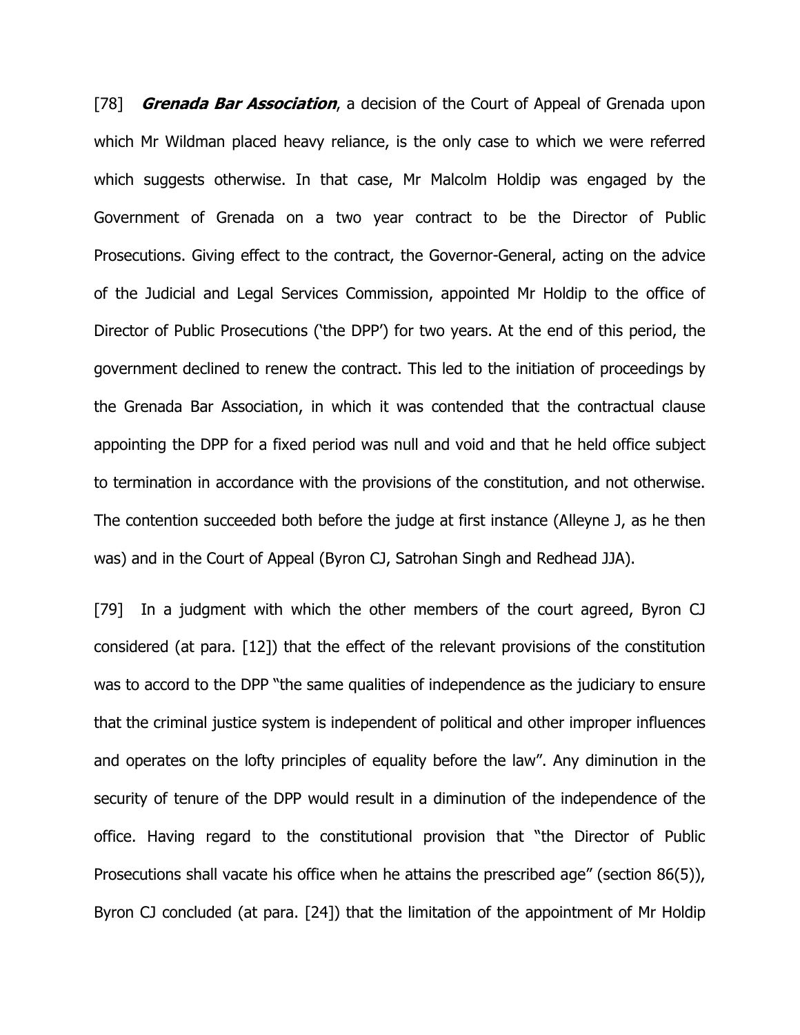[78] ***Grenada Bar Association***, a decision of the Court of Appeal of Grenada upon which Mr Wildman placed heavy reliance, is the only case to which we were referred which suggests otherwise. In that case, Mr Malcolm Holdip was engaged by the Government of Grenada on a two year contract to be the Director of Public Prosecutions. Giving effect to the contract, the Governor-General, acting on the advice of the Judicial and Legal Services Commission, appointed Mr Holdip to the office of Director of Public Prosecutions ('the DPP') for two years. At the end of this period, the government declined to renew the contract. This led to the initiation of proceedings by the Grenada Bar Association, in which it was contended that the contractual clause appointing the DPP for a fixed period was null and void and that he held office subject to termination in accordance with the provisions of the constitution, and not otherwise. The contention succeeded both before the judge at first instance (Alleyne J, as he then was) and in the Court of Appeal (Byron CJ, Satrohan Singh and Redhead JJA).

[79] In a judgment with which the other members of the court agreed, Byron CJ considered (at para. [12]) that the effect of the relevant provisions of the constitution was to accord to the DPP "the same qualities of independence as the judiciary to ensure that the criminal justice system is independent of political and other improper influences and operates on the lofty principles of equality before the law". Any diminution in the security of tenure of the DPP would result in a diminution of the independence of the office. Having regard to the constitutional provision that "the Director of Public Prosecutions shall vacate his office when he attains the prescribed age" (section 86(5)), Byron CJ concluded (at para. [24]) that the limitation of the appointment of Mr Holdip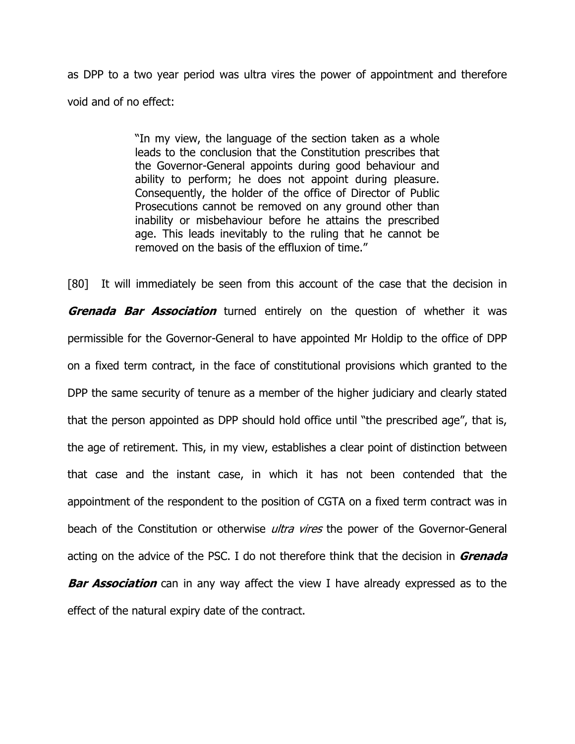as DPP to a two year period was ultra vires the power of appointment and therefore void and of no effect:

> "In my view, the language of the section taken as a whole leads to the conclusion that the Constitution prescribes that the Governor-General appoints during good behaviour and ability to perform; he does not appoint during pleasure. Consequently, the holder of the office of Director of Public Prosecutions cannot be removed on any ground other than inability or misbehaviour before he attains the prescribed age. This leads inevitably to the ruling that he cannot be removed on the basis of the effluxion of time."

[80] It will immediately be seen from this account of the case that the decision in ***Grenada Bar Association*** turned entirely on the question of whether it was permissible for the Governor-General to have appointed Mr Holdip to the office of DPP on a fixed term contract, in the face of constitutional provisions which granted to the DPP the same security of tenure as a member of the higher judiciary and clearly stated that the person appointed as DPP should hold office until "the prescribed age", that is, the age of retirement. This, in my view, establishes a clear point of distinction between that case and the instant case, in which it has not been contended that the appointment of the respondent to the position of CGTA on a fixed term contract was in beach of the Constitution or otherwise *ultra vires* the power of the Governor-General acting on the advice of the PSC. I do not therefore think that the decision in ***Grenada Bar Association*** can in any way affect the view I have already expressed as to the effect of the natural expiry date of the contract.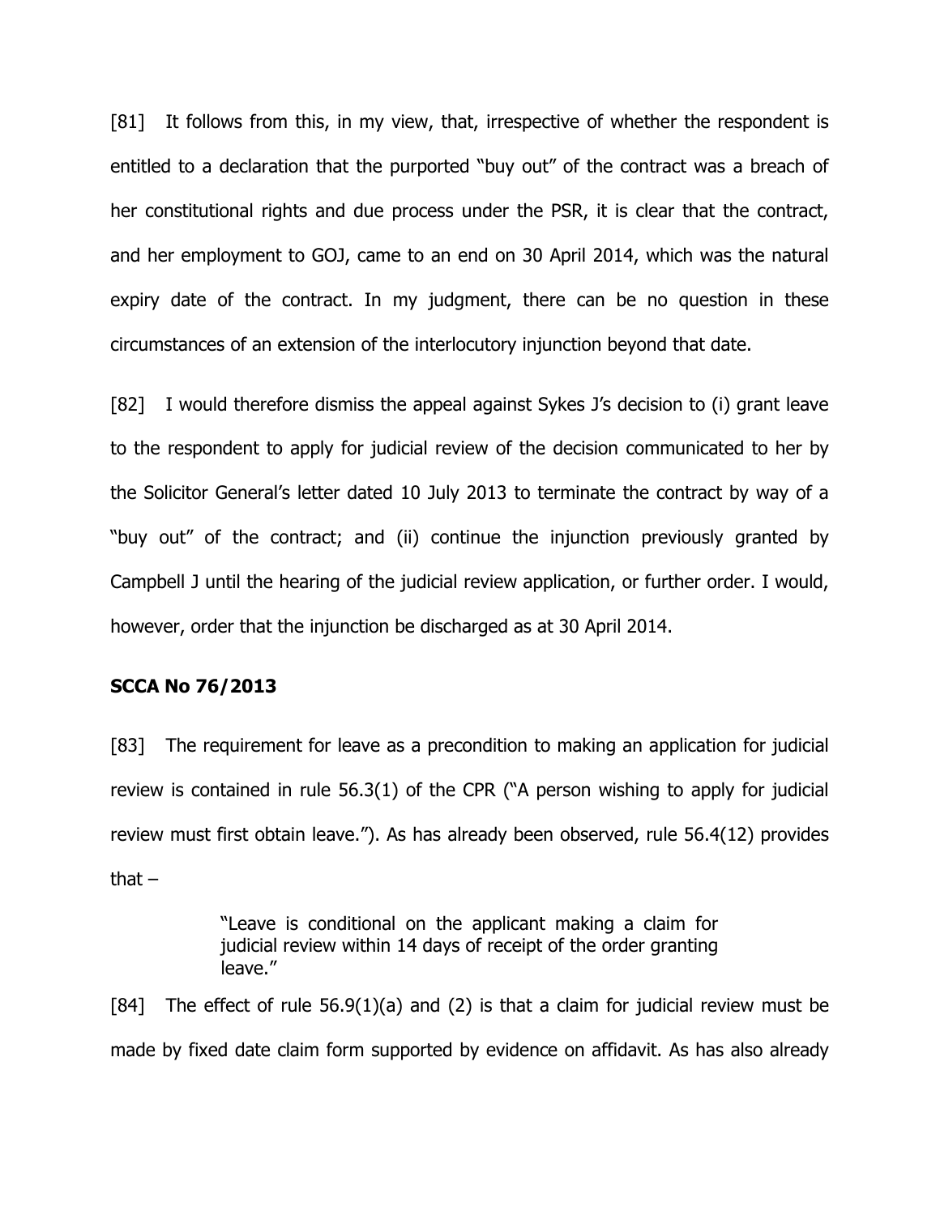[81] It follows from this, in my view, that, irrespective of whether the respondent is entitled to a declaration that the purported "buy out" of the contract was a breach of her constitutional rights and due process under the PSR, it is clear that the contract, and her employment to GOJ, came to an end on 30 April 2014, which was the natural expiry date of the contract. In my judgment, there can be no question in these circumstances of an extension of the interlocutory injunction beyond that date.

[82] I would therefore dismiss the appeal against Sykes J's decision to (i) grant leave to the respondent to apply for judicial review of the decision communicated to her by the Solicitor General's letter dated 10 July 2013 to terminate the contract by way of a "buy out" of the contract; and (ii) continue the injunction previously granted by Campbell J until the hearing of the judicial review application, or further order. I would, however, order that the injunction be discharged as at 30 April 2014.

**SCCA No 76/2013**

[83] The requirement for leave as a precondition to making an application for judicial review is contained in rule 56.3(1) of the CPR ("A person wishing to apply for judicial review must first obtain leave."). As has already been observed, rule 56.4(12) provides that –

> "Leave is conditional on the applicant making a claim for judicial review within 14 days of receipt of the order granting leave."

[84] The effect of rule 56.9(1)(a) and (2) is that a claim for judicial review must be made by fixed date claim form supported by evidence on affidavit. As has also already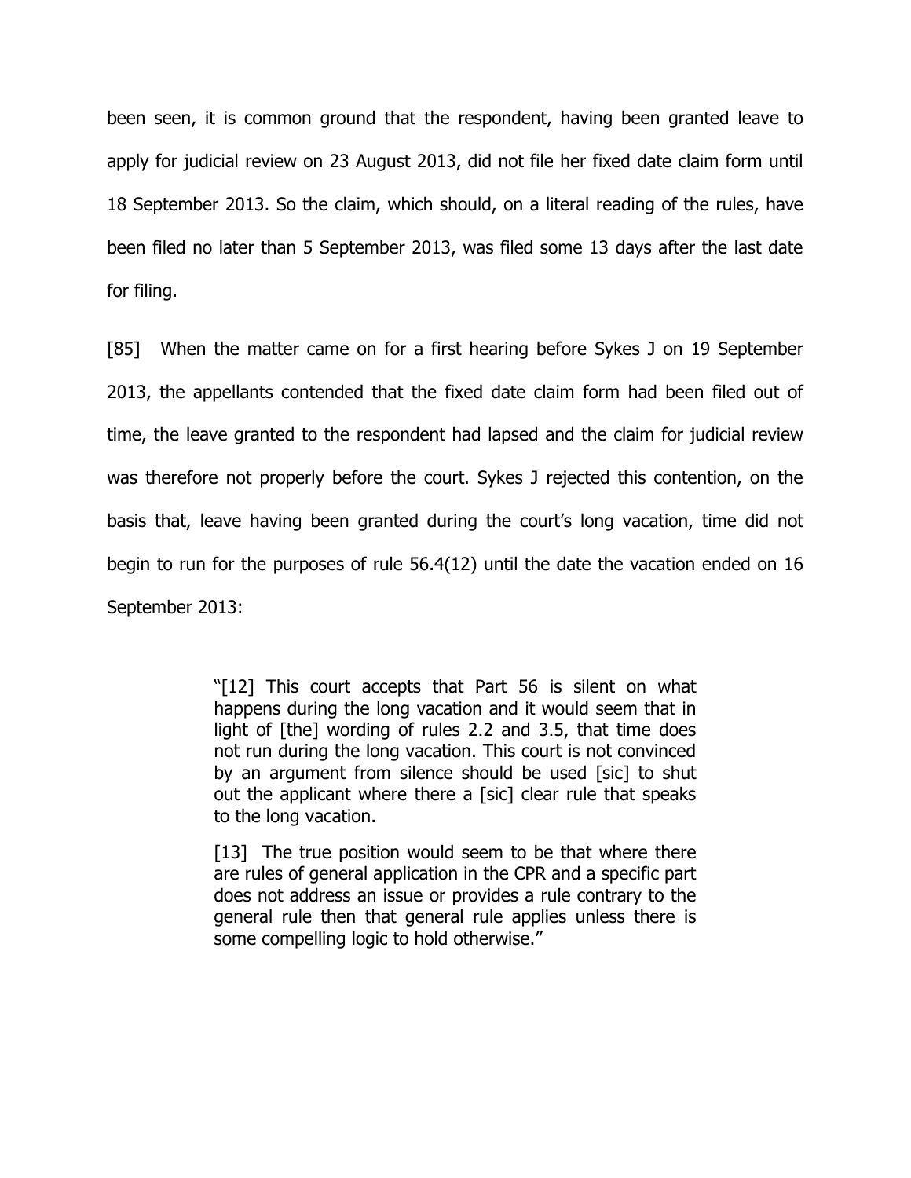been seen, it is common ground that the respondent, having been granted leave to apply for judicial review on 23 August 2013, did not file her fixed date claim form until 18 September 2013. So the claim, which should, on a literal reading of the rules, have been filed no later than 5 September 2013, was filed some 13 days after the last date for filing.

[85] When the matter came on for a first hearing before Sykes J on 19 September 2013, the appellants contended that the fixed date claim form had been filed out of time, the leave granted to the respondent had lapsed and the claim for judicial review was therefore not properly before the court. Sykes J rejected this contention, on the basis that, leave having been granted during the court's long vacation, time did not begin to run for the purposes of rule 56.4(12) until the date the vacation ended on 16 September 2013:

> "[12] This court accepts that Part 56 is silent on what happens during the long vacation and it would seem that in light of [the] wording of rules 2.2 and 3.5, that time does not run during the long vacation. This court is not convinced by an argument from silence should be used [sic] to shut out the applicant where there a [sic] clear rule that speaks to the long vacation.
>
> [13] The true position would seem to be that where there are rules of general application in the CPR and a specific part does not address an issue or provides a rule contrary to the general rule then that general rule applies unless there is some compelling logic to hold otherwise."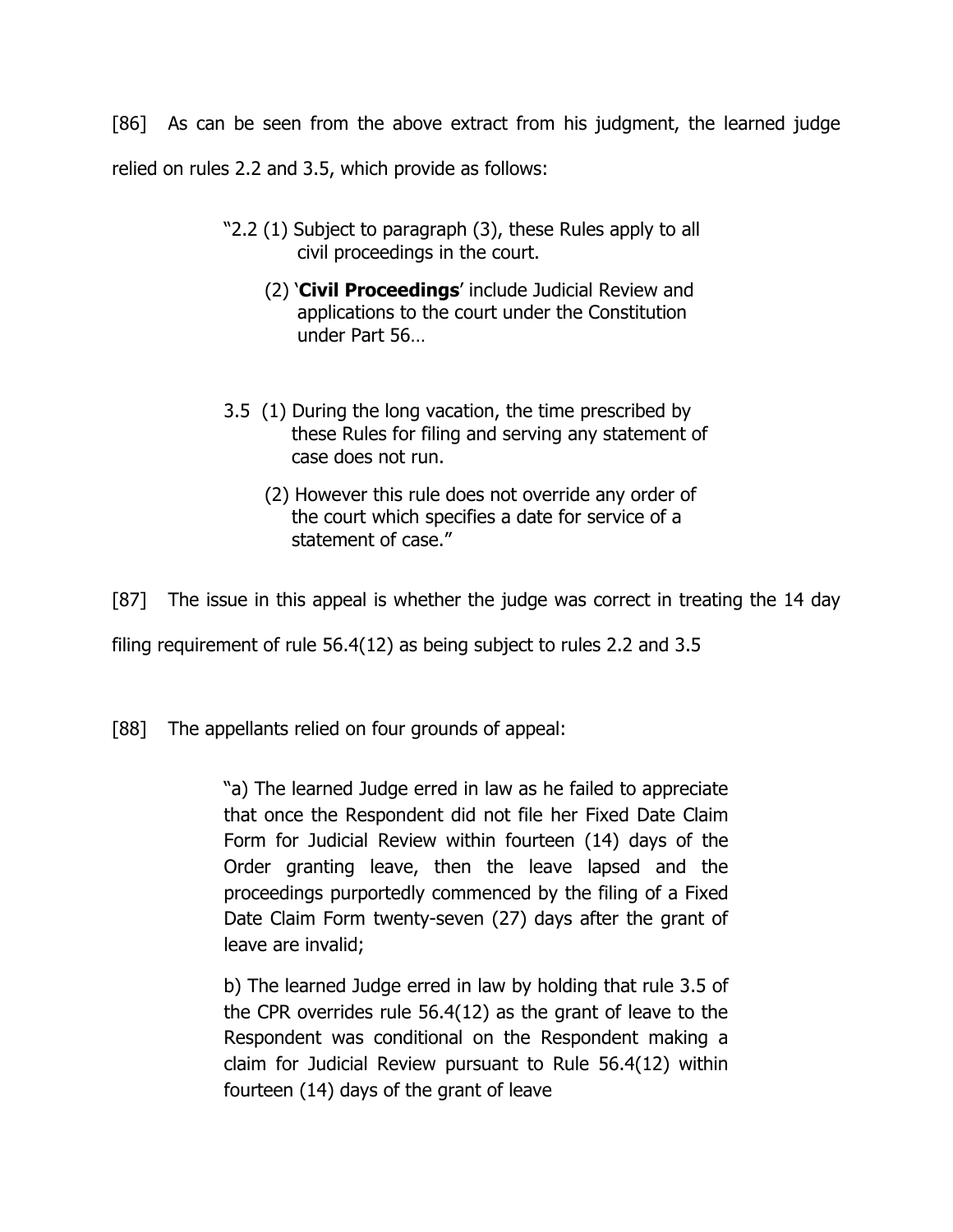[86] As can be seen from the above extract from his judgment, the learned judge relied on rules 2.2 and 3.5, which provide as follows:

> "2.2 (1) Subject to paragraph (3), these Rules apply to all civil proceedings in the court.
>
> (2) '**Civil Proceedings**' include Judicial Review and applications to the court under the Constitution under Part 56…
>
> 3.5 (1) During the long vacation, the time prescribed by these Rules for filing and serving any statement of case does not run.
>
> (2) However this rule does not override any order of the court which specifies a date for service of a statement of case."

[87] The issue in this appeal is whether the judge was correct in treating the 14 day filing requirement of rule 56.4(12) as being subject to rules 2.2 and 3.5

[88] The appellants relied on four grounds of appeal:

> "a) The learned Judge erred in law as he failed to appreciate that once the Respondent did not file her Fixed Date Claim Form for Judicial Review within fourteen (14) days of the Order granting leave, then the leave lapsed and the proceedings purportedly commenced by the filing of a Fixed Date Claim Form twenty-seven (27) days after the grant of leave are invalid;
>
> b) The learned Judge erred in law by holding that rule 3.5 of the CPR overrides rule 56.4(12) as the grant of leave to the Respondent was conditional on the Respondent making a claim for Judicial Review pursuant to Rule 56.4(12) within fourteen (14) days of the grant of leave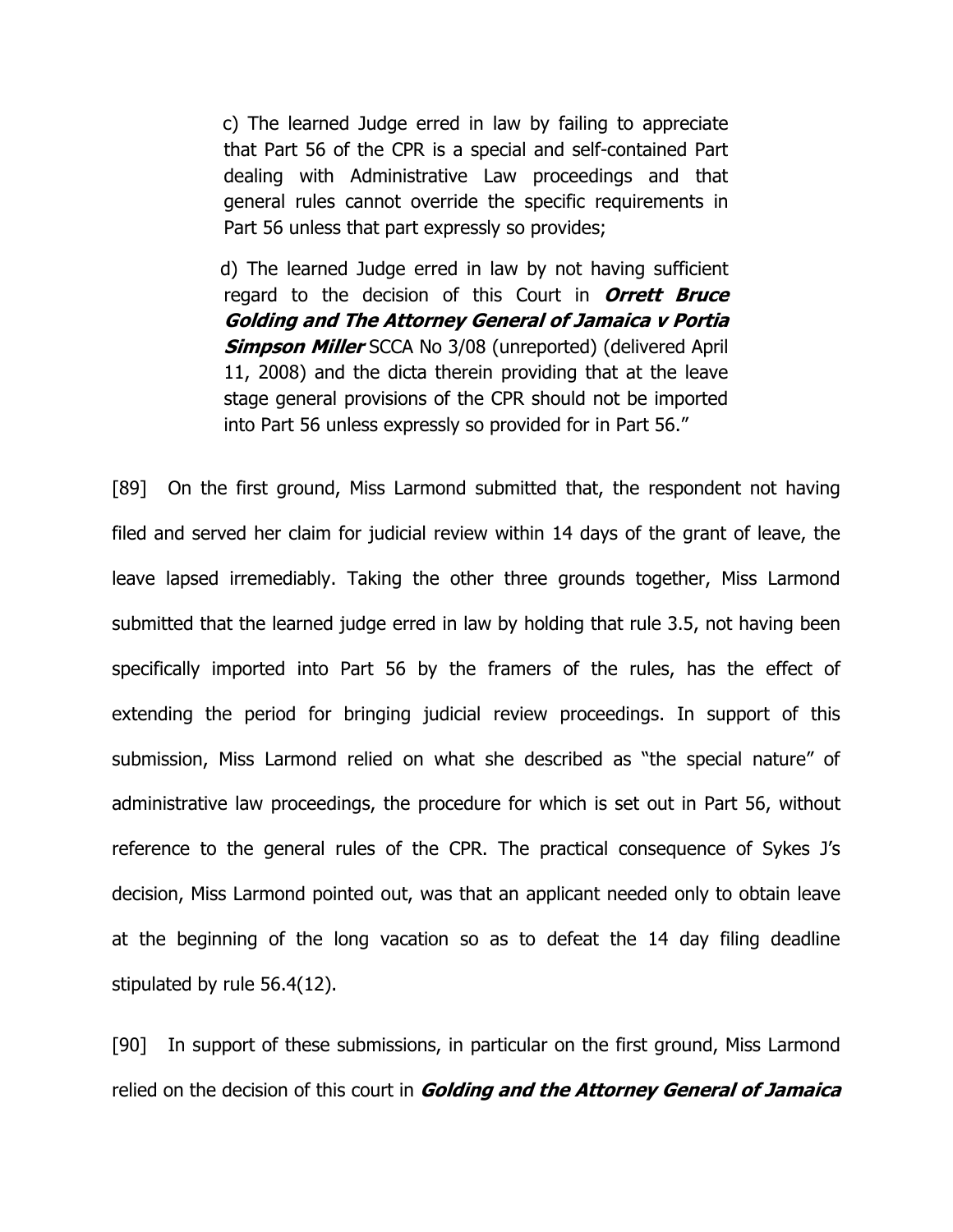c) The learned Judge erred in law by failing to appreciate that Part 56 of the CPR is a special and self-contained Part dealing with Administrative Law proceedings and that general rules cannot override the specific requirements in Part 56 unless that part expressly so provides;

d) The learned Judge erred in law by not having sufficient regard to the decision of this Court in ***Orrett Bruce Golding and The Attorney General of Jamaica v Portia Simpson Miller*** SCCA No 3/08 (unreported) (delivered April 11, 2008) and the dicta therein providing that at the leave stage general provisions of the CPR should not be imported into Part 56 unless expressly so provided for in Part 56."

[89] On the first ground, Miss Larmond submitted that, the respondent not having filed and served her claim for judicial review within 14 days of the grant of leave, the leave lapsed irremediably. Taking the other three grounds together, Miss Larmond submitted that the learned judge erred in law by holding that rule 3.5, not having been specifically imported into Part 56 by the framers of the rules, has the effect of extending the period for bringing judicial review proceedings. In support of this submission, Miss Larmond relied on what she described as "the special nature" of administrative law proceedings, the procedure for which is set out in Part 56, without reference to the general rules of the CPR. The practical consequence of Sykes J's decision, Miss Larmond pointed out, was that an applicant needed only to obtain leave at the beginning of the long vacation so as to defeat the 14 day filing deadline stipulated by rule 56.4(12).

[90] In support of these submissions, in particular on the first ground, Miss Larmond relied on the decision of this court in ***Golding and the Attorney General of Jamaica***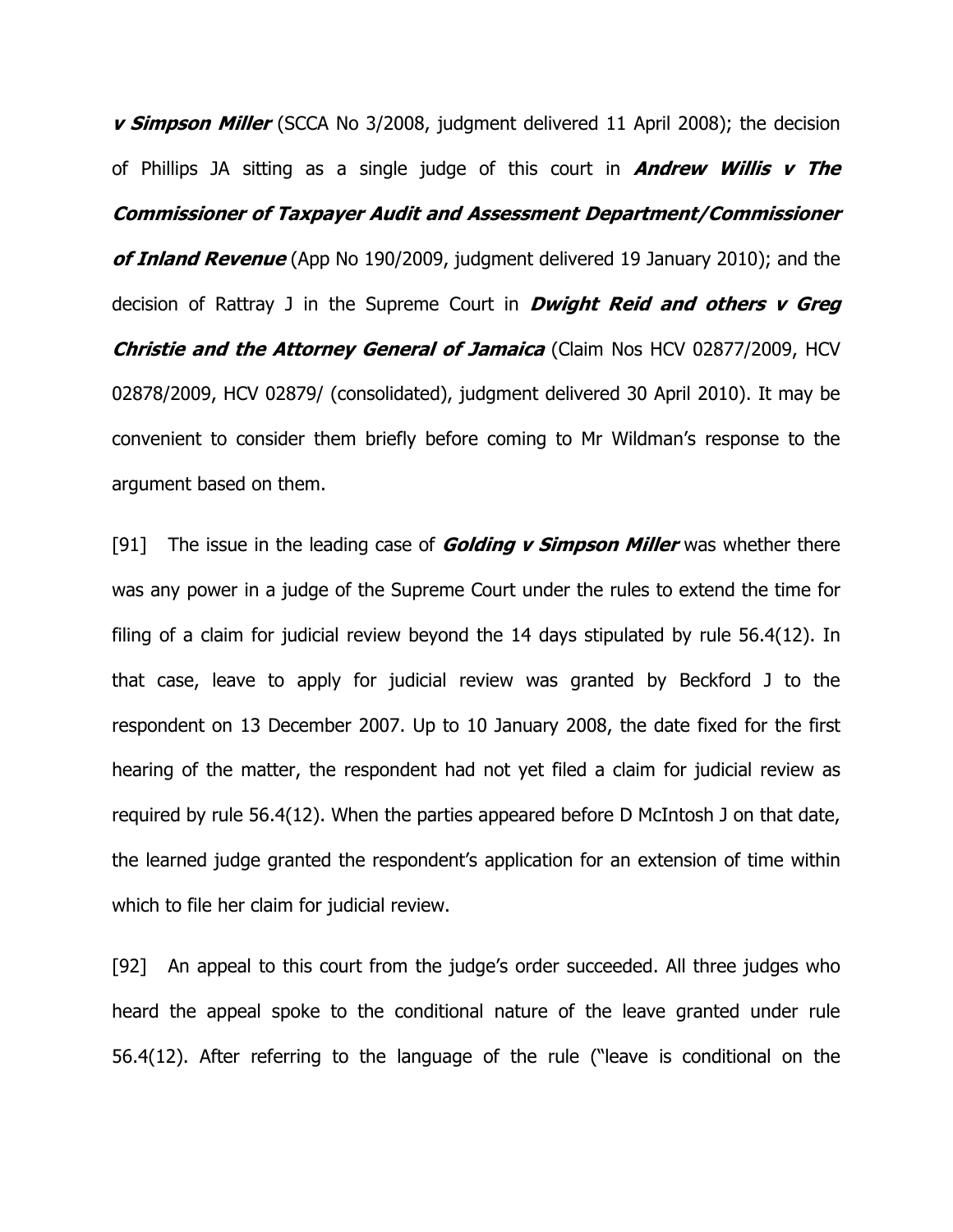***v Simpson Miller*** (SCCA No 3/2008, judgment delivered 11 April 2008); the decision of Phillips JA sitting as a single judge of this court in ***Andrew Willis v The Commissioner of Taxpayer Audit and Assessment Department/Commissioner of Inland Revenue*** (App No 190/2009, judgment delivered 19 January 2010); and the decision of Rattray J in the Supreme Court in ***Dwight Reid and others v Greg Christie and the Attorney General of Jamaica*** (Claim Nos HCV 02877/2009, HCV 02878/2009, HCV 02879/ (consolidated), judgment delivered 30 April 2010). It may be convenient to consider them briefly before coming to Mr Wildman's response to the argument based on them.

[91] The issue in the leading case of ***Golding v Simpson Miller*** was whether there was any power in a judge of the Supreme Court under the rules to extend the time for filing of a claim for judicial review beyond the 14 days stipulated by rule 56.4(12). In that case, leave to apply for judicial review was granted by Beckford J to the respondent on 13 December 2007. Up to 10 January 2008, the date fixed for the first hearing of the matter, the respondent had not yet filed a claim for judicial review as required by rule 56.4(12). When the parties appeared before D McIntosh J on that date, the learned judge granted the respondent's application for an extension of time within which to file her claim for judicial review.

[92] An appeal to this court from the judge's order succeeded. All three judges who heard the appeal spoke to the conditional nature of the leave granted under rule 56.4(12). After referring to the language of the rule ("leave is conditional on the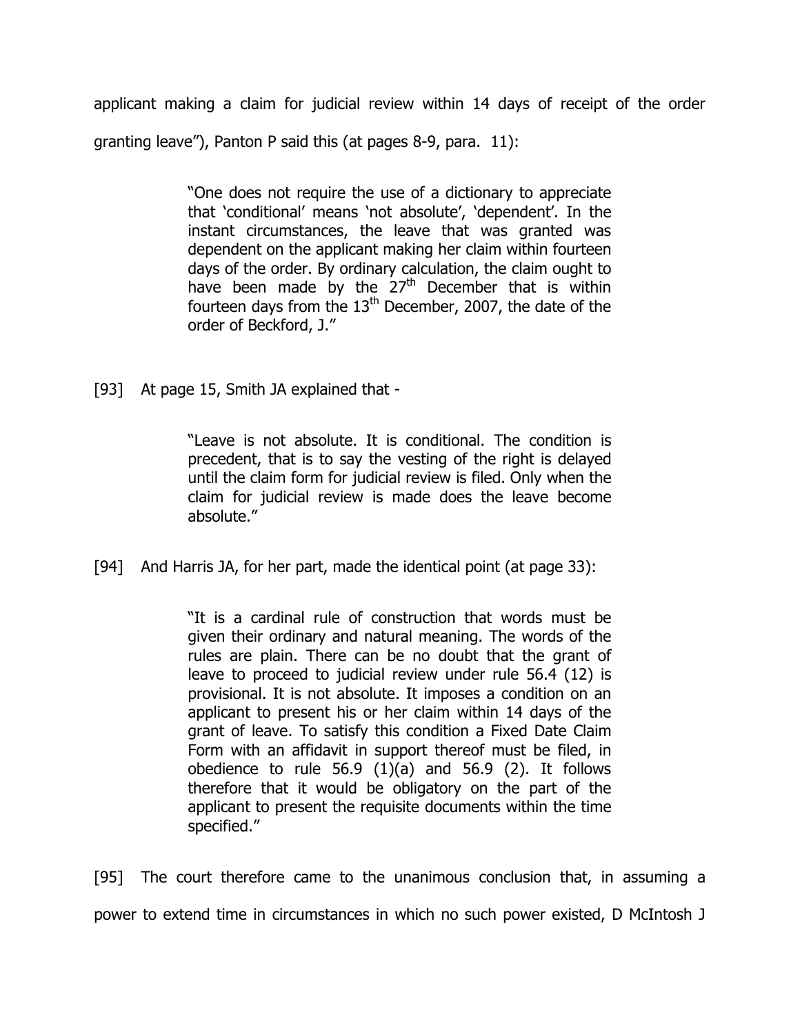applicant making a claim for judicial review within 14 days of receipt of the order granting leave"), Panton P said this (at pages 8-9, para. 11):

> "One does not require the use of a dictionary to appreciate that 'conditional' means 'not absolute', 'dependent'. In the instant circumstances, the leave that was granted was dependent on the applicant making her claim within fourteen days of the order. By ordinary calculation, the claim ought to have been made by the 27th December that is within fourteen days from the 13th December, 2007, the date of the order of Beckford, J."

[93] At page 15, Smith JA explained that -

> "Leave is not absolute. It is conditional. The condition is precedent, that is to say the vesting of the right is delayed until the claim form for judicial review is filed. Only when the claim for judicial review is made does the leave become absolute."

[94] And Harris JA, for her part, made the identical point (at page 33):

> "It is a cardinal rule of construction that words must be given their ordinary and natural meaning. The words of the rules are plain. There can be no doubt that the grant of leave to proceed to judicial review under rule 56.4 (12) is provisional. It is not absolute. It imposes a condition on an applicant to present his or her claim within 14 days of the grant of leave. To satisfy this condition a Fixed Date Claim Form with an affidavit in support thereof must be filed, in obedience to rule 56.9 (1)(a) and 56.9 (2). It follows therefore that it would be obligatory on the part of the applicant to present the requisite documents within the time specified."

[95] The court therefore came to the unanimous conclusion that, in assuming a power to extend time in circumstances in which no such power existed, D McIntosh J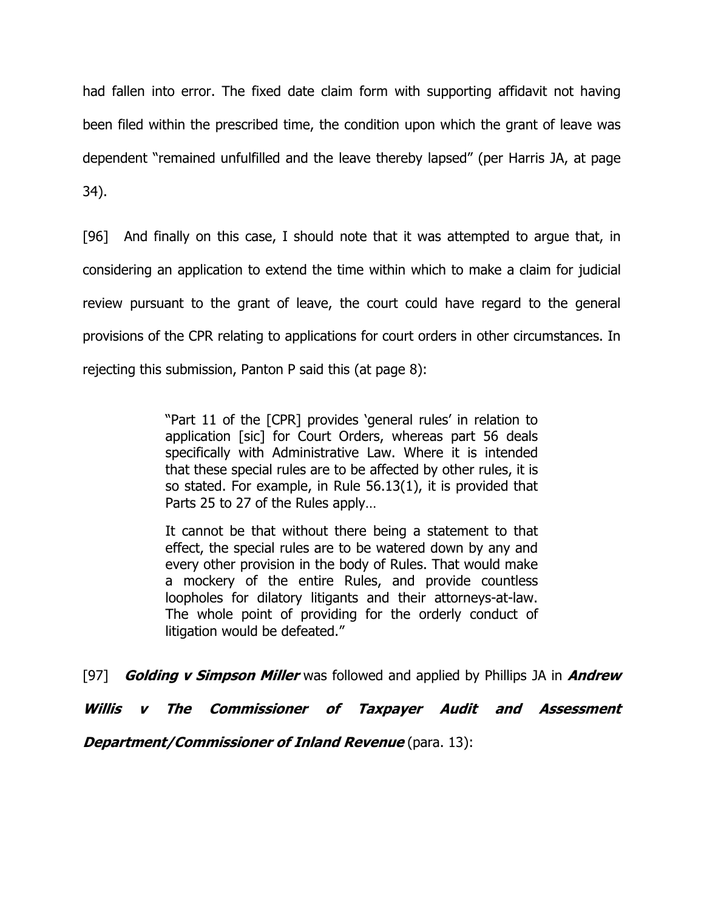had fallen into error. The fixed date claim form with supporting affidavit not having been filed within the prescribed time, the condition upon which the grant of leave was dependent "remained unfulfilled and the leave thereby lapsed" (per Harris JA, at page 34).

[96] And finally on this case, I should note that it was attempted to argue that, in considering an application to extend the time within which to make a claim for judicial review pursuant to the grant of leave, the court could have regard to the general provisions of the CPR relating to applications for court orders in other circumstances. In rejecting this submission, Panton P said this (at page 8):

> "Part 11 of the [CPR] provides 'general rules' in relation to application [sic] for Court Orders, whereas part 56 deals specifically with Administrative Law. Where it is intended that these special rules are to be affected by other rules, it is so stated. For example, in Rule 56.13(1), it is provided that Parts 25 to 27 of the Rules apply…
>
> It cannot be that without there being a statement to that effect, the special rules are to be watered down by any and every other provision in the body of Rules. That would make a mockery of the entire Rules, and provide countless loopholes for dilatory litigants and their attorneys-at-law. The whole point of providing for the orderly conduct of litigation would be defeated."

[97] ***Golding v Simpson Miller*** was followed and applied by Phillips JA in ***Andrew Willis v The Commissioner of Taxpayer Audit and Assessment Department/Commissioner of Inland Revenue*** (para. 13):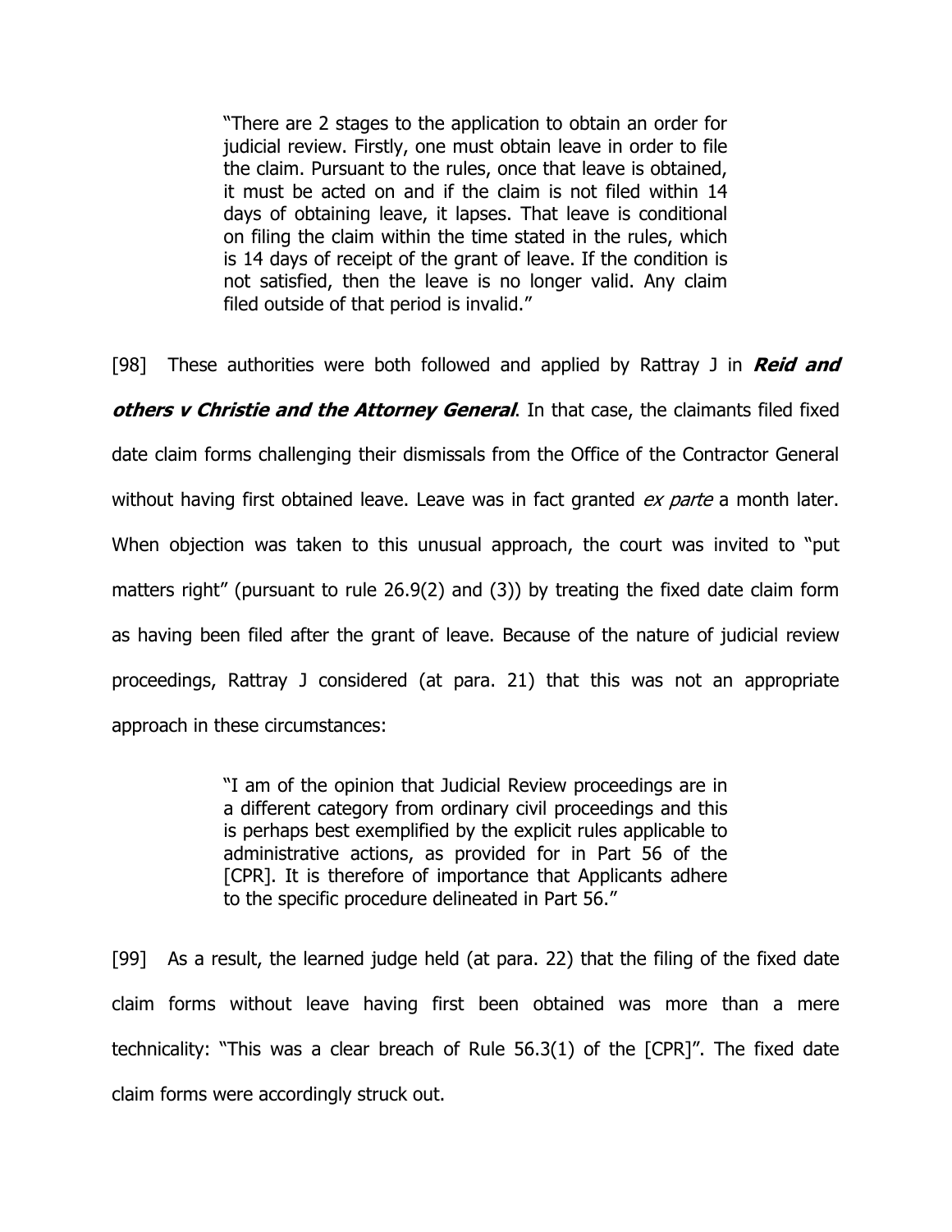> "There are 2 stages to the application to obtain an order for judicial review. Firstly, one must obtain leave in order to file the claim. Pursuant to the rules, once that leave is obtained, it must be acted on and if the claim is not filed within 14 days of obtaining leave, it lapses. That leave is conditional on filing the claim within the time stated in the rules, which is 14 days of receipt of the grant of leave. If the condition is not satisfied, then the leave is no longer valid. Any claim filed outside of that period is invalid."

[98] These authorities were both followed and applied by Rattray J in ***Reid and others v Christie and the Attorney General***. In that case, the claimants filed fixed date claim forms challenging their dismissals from the Office of the Contractor General without having first obtained leave. Leave was in fact granted *ex parte* a month later. When objection was taken to this unusual approach, the court was invited to "put matters right" (pursuant to rule 26.9(2) and (3)) by treating the fixed date claim form as having been filed after the grant of leave. Because of the nature of judicial review proceedings, Rattray J considered (at para. 21) that this was not an appropriate approach in these circumstances:

> "I am of the opinion that Judicial Review proceedings are in a different category from ordinary civil proceedings and this is perhaps best exemplified by the explicit rules applicable to administrative actions, as provided for in Part 56 of the [CPR]. It is therefore of importance that Applicants adhere to the specific procedure delineated in Part 56."

[99] As a result, the learned judge held (at para. 22) that the filing of the fixed date claim forms without leave having first been obtained was more than a mere technicality: "This was a clear breach of Rule 56.3(1) of the [CPR]". The fixed date claim forms were accordingly struck out.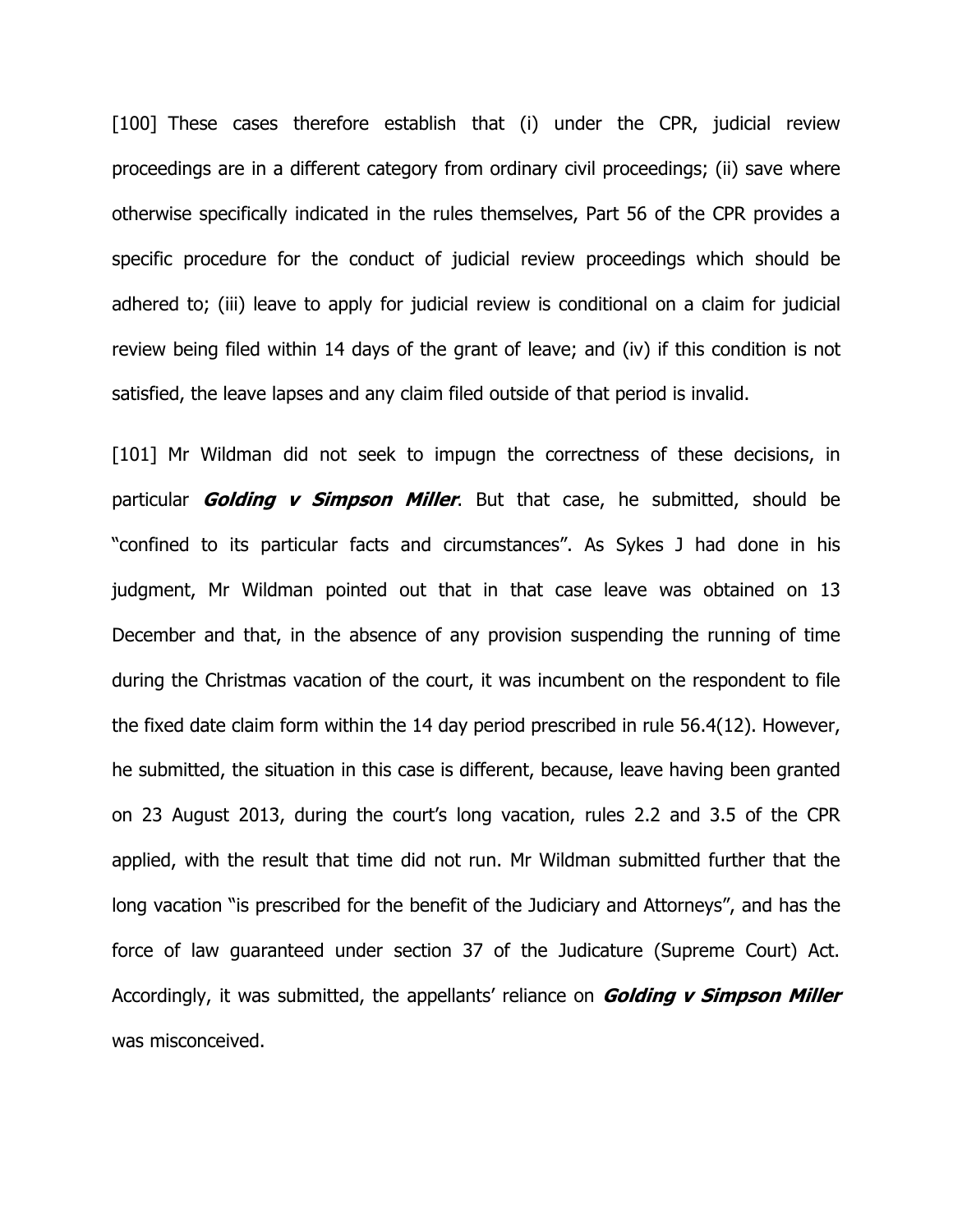[100] These cases therefore establish that (i) under the CPR, judicial review proceedings are in a different category from ordinary civil proceedings; (ii) save where otherwise specifically indicated in the rules themselves, Part 56 of the CPR provides a specific procedure for the conduct of judicial review proceedings which should be adhered to; (iii) leave to apply for judicial review is conditional on a claim for judicial review being filed within 14 days of the grant of leave; and (iv) if this condition is not satisfied, the leave lapses and any claim filed outside of that period is invalid.

[101] Mr Wildman did not seek to impugn the correctness of these decisions, in particular ***Golding v Simpson Miller***. But that case, he submitted, should be "confined to its particular facts and circumstances". As Sykes J had done in his judgment, Mr Wildman pointed out that in that case leave was obtained on 13 December and that, in the absence of any provision suspending the running of time during the Christmas vacation of the court, it was incumbent on the respondent to file the fixed date claim form within the 14 day period prescribed in rule 56.4(12). However, he submitted, the situation in this case is different, because, leave having been granted on 23 August 2013, during the court's long vacation, rules 2.2 and 3.5 of the CPR applied, with the result that time did not run. Mr Wildman submitted further that the long vacation "is prescribed for the benefit of the Judiciary and Attorneys", and has the force of law guaranteed under section 37 of the Judicature (Supreme Court) Act. Accordingly, it was submitted, the appellants' reliance on ***Golding v Simpson Miller*** was misconceived.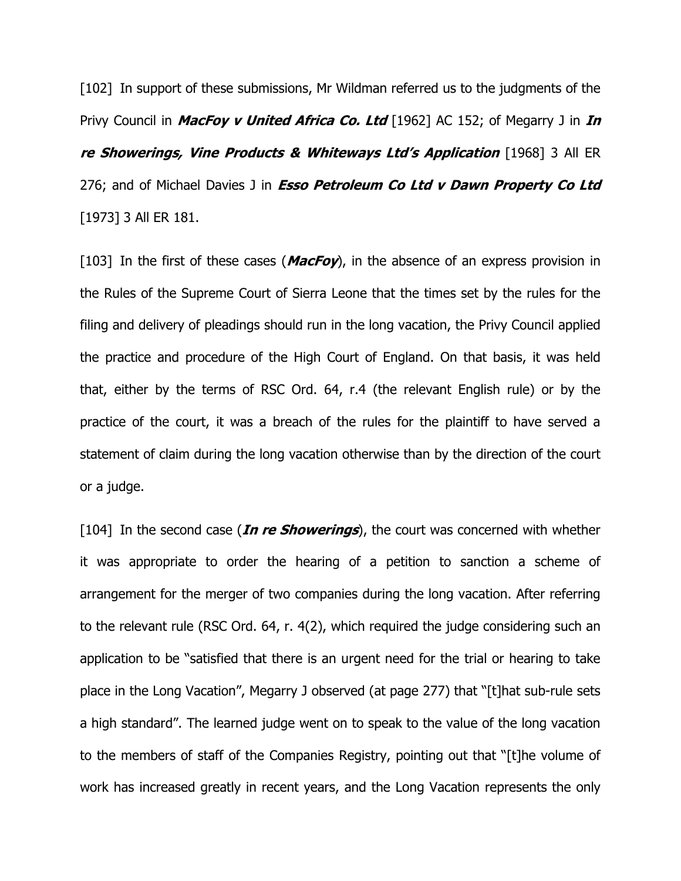[102] In support of these submissions, Mr Wildman referred us to the judgments of the Privy Council in ***MacFoy v United Africa Co. Ltd*** [1962] AC 152; of Megarry J in ***In re Showerings, Vine Products & Whiteways Ltd's Application*** [1968] 3 All ER 276; and of Michael Davies J in ***Esso Petroleum Co Ltd v Dawn Property Co Ltd*** [1973] 3 All ER 181.

[103] In the first of these cases (***MacFoy***), in the absence of an express provision in the Rules of the Supreme Court of Sierra Leone that the times set by the rules for the filing and delivery of pleadings should run in the long vacation, the Privy Council applied the practice and procedure of the High Court of England. On that basis, it was held that, either by the terms of RSC Ord. 64, r.4 (the relevant English rule) or by the practice of the court, it was a breach of the rules for the plaintiff to have served a statement of claim during the long vacation otherwise than by the direction of the court or a judge.

[104] In the second case (***In re Showerings***), the court was concerned with whether it was appropriate to order the hearing of a petition to sanction a scheme of arrangement for the merger of two companies during the long vacation. After referring to the relevant rule (RSC Ord. 64, r. 4(2), which required the judge considering such an application to be "satisfied that there is an urgent need for the trial or hearing to take place in the Long Vacation", Megarry J observed (at page 277) that "[t]hat sub-rule sets a high standard". The learned judge went on to speak to the value of the long vacation to the members of staff of the Companies Registry, pointing out that "[t]he volume of work has increased greatly in recent years, and the Long Vacation represents the only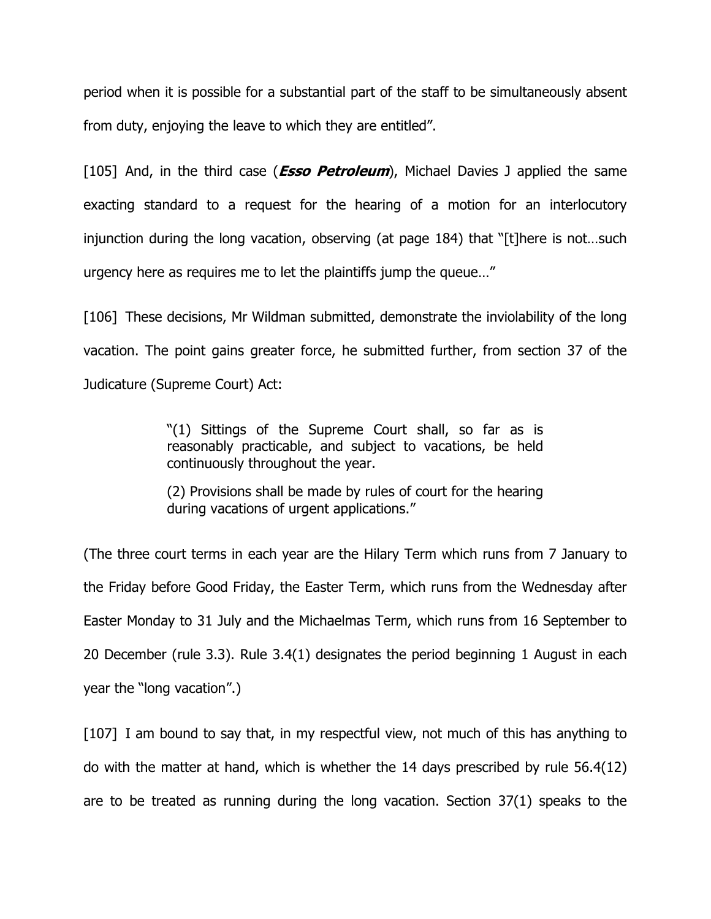period when it is possible for a substantial part of the staff to be simultaneously absent from duty, enjoying the leave to which they are entitled".

[105] And, in the third case (***Esso Petroleum***), Michael Davies J applied the same exacting standard to a request for the hearing of a motion for an interlocutory injunction during the long vacation, observing (at page 184) that "[t]here is not…such urgency here as requires me to let the plaintiffs jump the queue…"

[106] These decisions, Mr Wildman submitted, demonstrate the inviolability of the long vacation. The point gains greater force, he submitted further, from section 37 of the Judicature (Supreme Court) Act:

> "(1) Sittings of the Supreme Court shall, so far as is reasonably practicable, and subject to vacations, be held continuously throughout the year.
>
> (2) Provisions shall be made by rules of court for the hearing during vacations of urgent applications."

(The three court terms in each year are the Hilary Term which runs from 7 January to the Friday before Good Friday, the Easter Term, which runs from the Wednesday after Easter Monday to 31 July and the Michaelmas Term, which runs from 16 September to 20 December (rule 3.3). Rule 3.4(1) designates the period beginning 1 August in each year the "long vacation".)

[107] I am bound to say that, in my respectful view, not much of this has anything to do with the matter at hand, which is whether the 14 days prescribed by rule 56.4(12) are to be treated as running during the long vacation. Section 37(1) speaks to the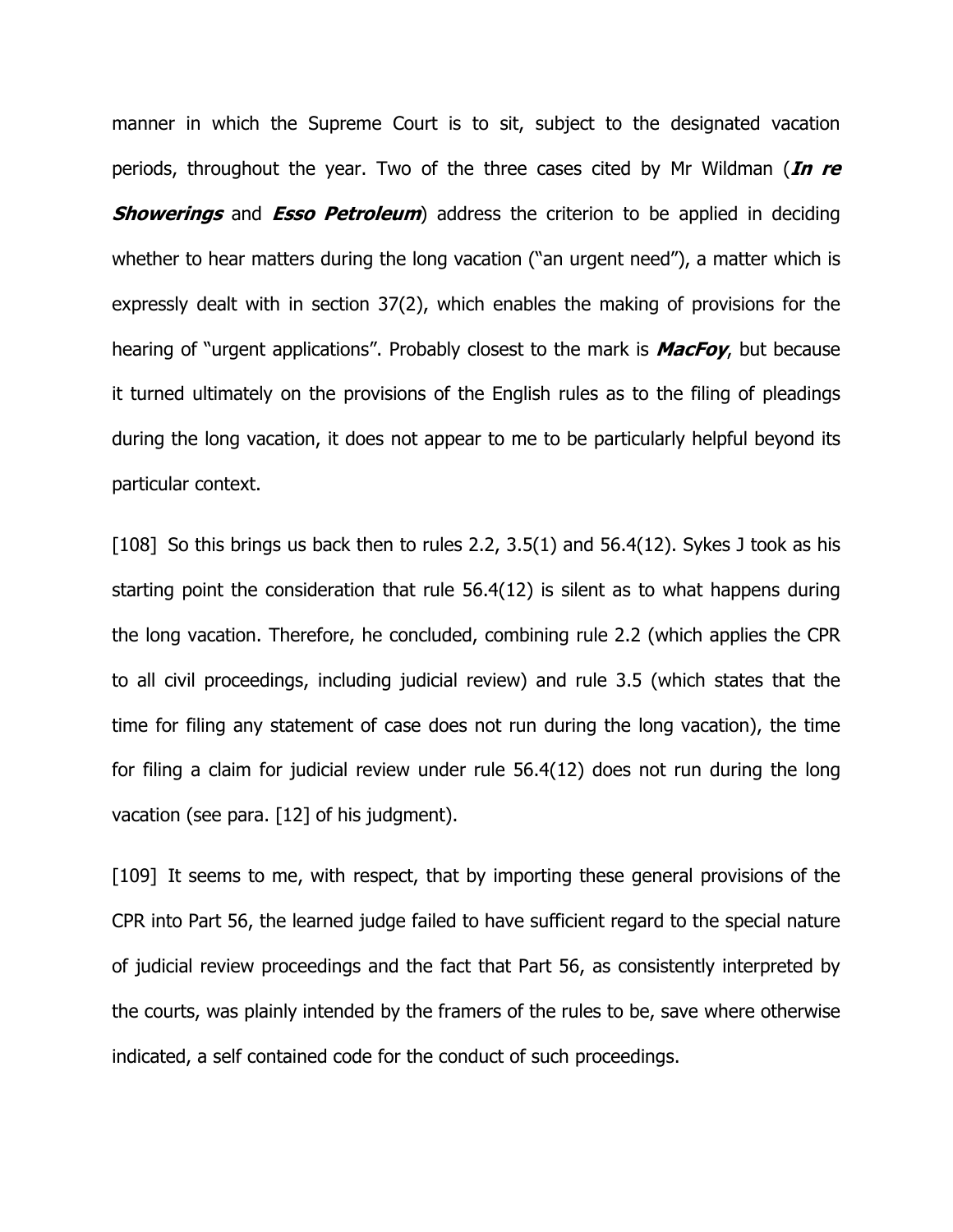manner in which the Supreme Court is to sit, subject to the designated vacation periods, throughout the year. Two of the three cases cited by Mr Wildman (***In re Showerings*** and ***Esso Petroleum***) address the criterion to be applied in deciding whether to hear matters during the long vacation ("an urgent need"), a matter which is expressly dealt with in section 37(2), which enables the making of provisions for the hearing of "urgent applications". Probably closest to the mark is ***MacFoy***, but because it turned ultimately on the provisions of the English rules as to the filing of pleadings during the long vacation, it does not appear to me to be particularly helpful beyond its particular context.

[108] So this brings us back then to rules 2.2, 3.5(1) and 56.4(12). Sykes J took as his starting point the consideration that rule 56.4(12) is silent as to what happens during the long vacation. Therefore, he concluded, combining rule 2.2 (which applies the CPR to all civil proceedings, including judicial review) and rule 3.5 (which states that the time for filing any statement of case does not run during the long vacation), the time for filing a claim for judicial review under rule 56.4(12) does not run during the long vacation (see para. [12] of his judgment).

[109] It seems to me, with respect, that by importing these general provisions of the CPR into Part 56, the learned judge failed to have sufficient regard to the special nature of judicial review proceedings and the fact that Part 56, as consistently interpreted by the courts, was plainly intended by the framers of the rules to be, save where otherwise indicated, a self contained code for the conduct of such proceedings.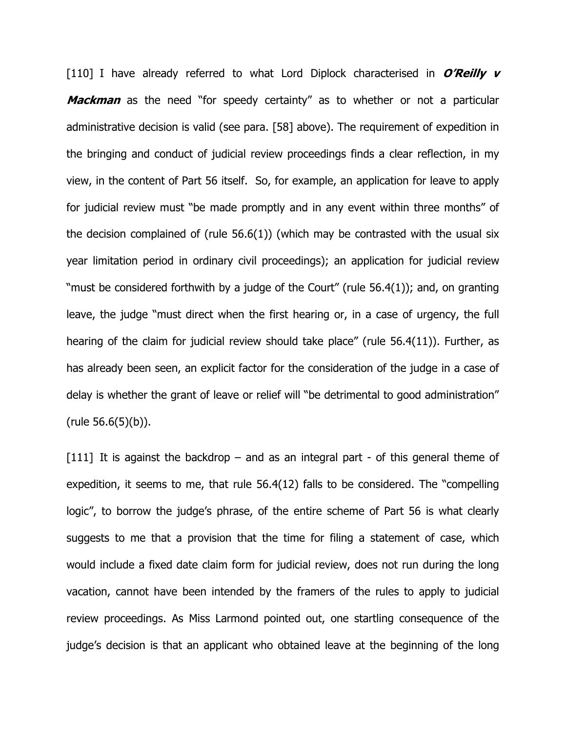[110] I have already referred to what Lord Diplock characterised in ***O'Reilly v Mackman*** as the need "for speedy certainty" as to whether or not a particular administrative decision is valid (see para. [58] above). The requirement of expedition in the bringing and conduct of judicial review proceedings finds a clear reflection, in my view, in the content of Part 56 itself. So, for example, an application for leave to apply for judicial review must "be made promptly and in any event within three months" of the decision complained of (rule 56.6(1)) (which may be contrasted with the usual six year limitation period in ordinary civil proceedings); an application for judicial review "must be considered forthwith by a judge of the Court" (rule 56.4(1)); and, on granting leave, the judge "must direct when the first hearing or, in a case of urgency, the full hearing of the claim for judicial review should take place" (rule 56.4(11)). Further, as has already been seen, an explicit factor for the consideration of the judge in a case of delay is whether the grant of leave or relief will "be detrimental to good administration" (rule 56.6(5)(b)).

[111] It is against the backdrop – and as an integral part - of this general theme of expedition, it seems to me, that rule 56.4(12) falls to be considered. The "compelling logic", to borrow the judge's phrase, of the entire scheme of Part 56 is what clearly suggests to me that a provision that the time for filing a statement of case, which would include a fixed date claim form for judicial review, does not run during the long vacation, cannot have been intended by the framers of the rules to apply to judicial review proceedings. As Miss Larmond pointed out, one startling consequence of the judge's decision is that an applicant who obtained leave at the beginning of the long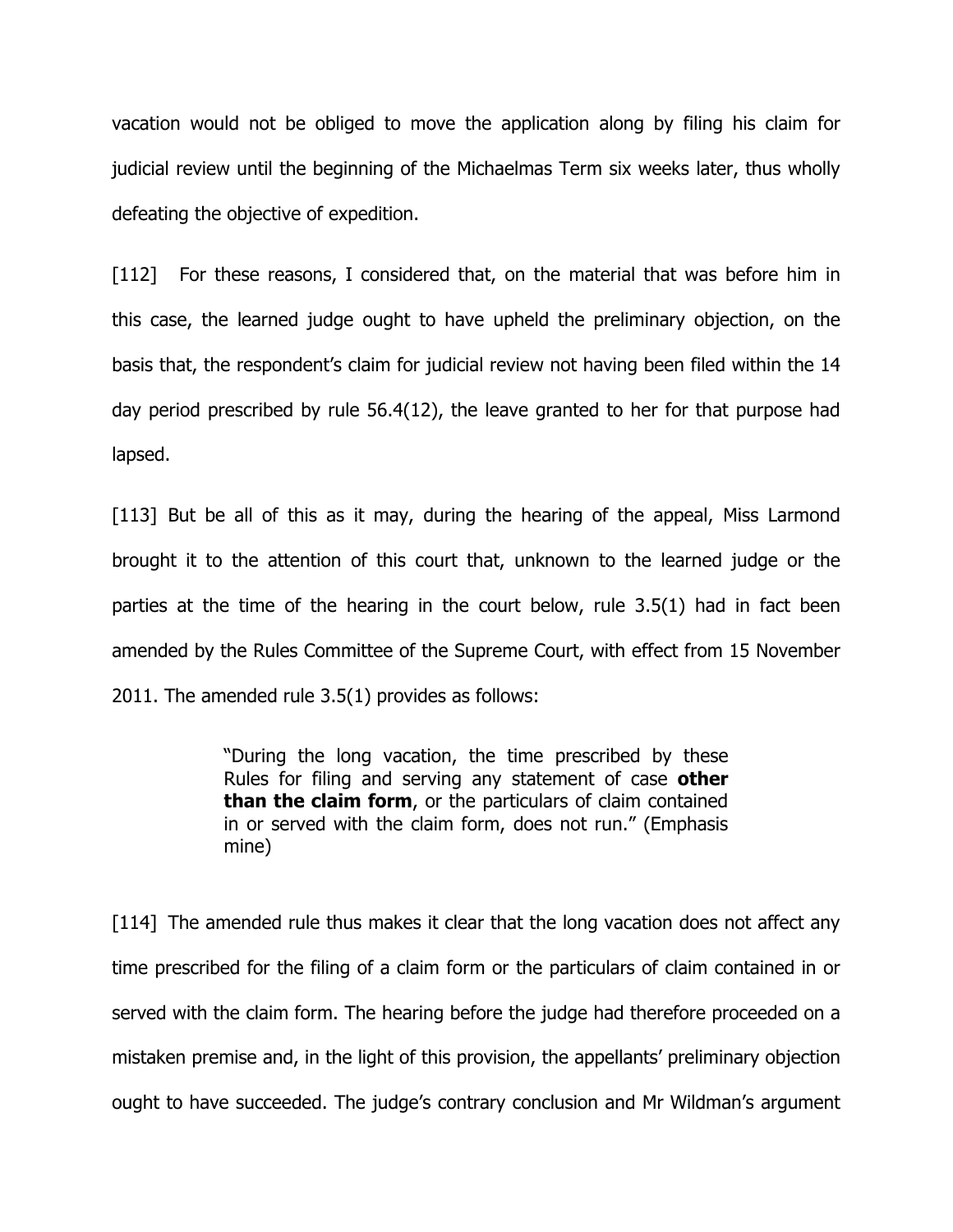vacation would not be obliged to move the application along by filing his claim for judicial review until the beginning of the Michaelmas Term six weeks later, thus wholly defeating the objective of expedition.

[112] For these reasons, I considered that, on the material that was before him in this case, the learned judge ought to have upheld the preliminary objection, on the basis that, the respondent's claim for judicial review not having been filed within the 14 day period prescribed by rule 56.4(12), the leave granted to her for that purpose had lapsed.

[113] But be all of this as it may, during the hearing of the appeal, Miss Larmond brought it to the attention of this court that, unknown to the learned judge or the parties at the time of the hearing in the court below, rule 3.5(1) had in fact been amended by the Rules Committee of the Supreme Court, with effect from 15 November 2011. The amended rule 3.5(1) provides as follows:

> "During the long vacation, the time prescribed by these Rules for filing and serving any statement of case **other than the claim form**, or the particulars of claim contained in or served with the claim form, does not run." (Emphasis mine)

[114] The amended rule thus makes it clear that the long vacation does not affect any time prescribed for the filing of a claim form or the particulars of claim contained in or served with the claim form. The hearing before the judge had therefore proceeded on a mistaken premise and, in the light of this provision, the appellants' preliminary objection ought to have succeeded. The judge's contrary conclusion and Mr Wildman's argument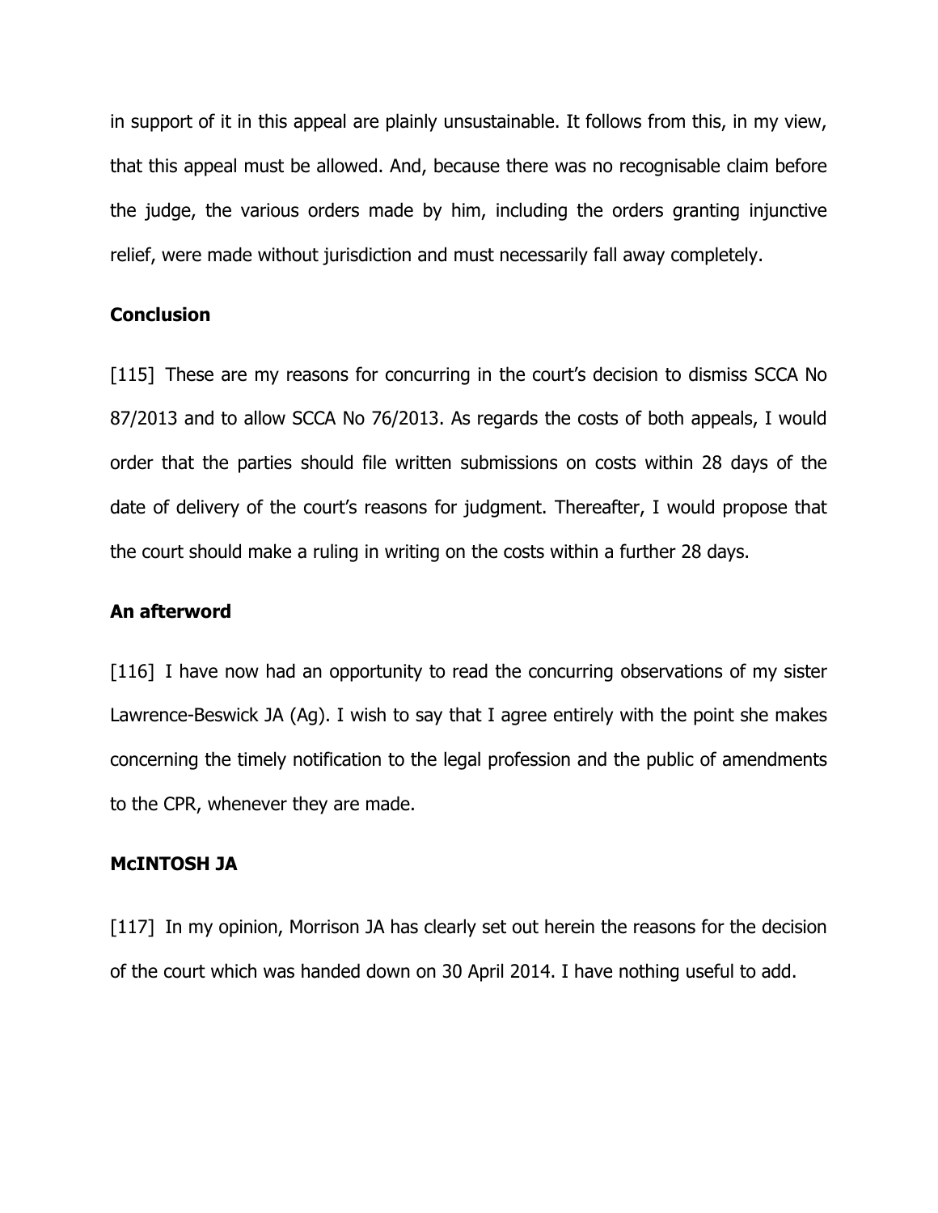in support of it in this appeal are plainly unsustainable. It follows from this, in my view, that this appeal must be allowed. And, because there was no recognisable claim before the judge, the various orders made by him, including the orders granting injunctive relief, were made without jurisdiction and must necessarily fall away completely.

## Conclusion

[115] These are my reasons for concurring in the court's decision to dismiss SCCA No 87/2013 and to allow SCCA No 76/2013. As regards the costs of both appeals, I would order that the parties should file written submissions on costs within 28 days of the date of delivery of the court's reasons for judgment. Thereafter, I would propose that the court should make a ruling in writing on the costs within a further 28 days.

## An afterword

[116] I have now had an opportunity to read the concurring observations of my sister Lawrence-Beswick JA (Ag). I wish to say that I agree entirely with the point she makes concerning the timely notification to the legal profession and the public of amendments to the CPR, whenever they are made.

## McINTOSH JA

[117] In my opinion, Morrison JA has clearly set out herein the reasons for the decision of the court which was handed down on 30 April 2014. I have nothing useful to add.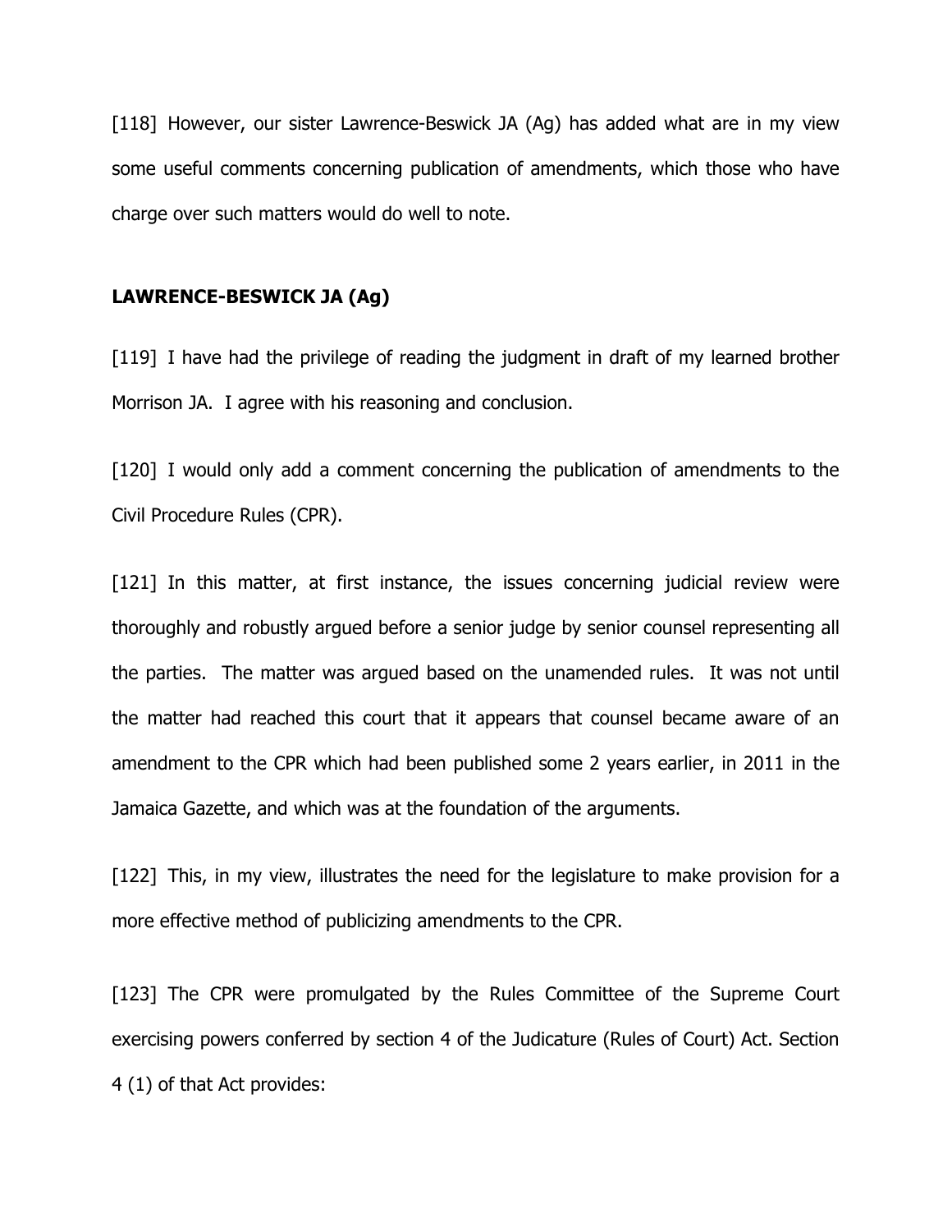[118] However, our sister Lawrence-Beswick JA (Ag) has added what are in my view some useful comments concerning publication of amendments, which those who have charge over such matters would do well to note.

**LAWRENCE-BESWICK JA (Ag)**

[119] I have had the privilege of reading the judgment in draft of my learned brother Morrison JA. I agree with his reasoning and conclusion.

[120] I would only add a comment concerning the publication of amendments to the Civil Procedure Rules (CPR).

[121] In this matter, at first instance, the issues concerning judicial review were thoroughly and robustly argued before a senior judge by senior counsel representing all the parties. The matter was argued based on the unamended rules. It was not until the matter had reached this court that it appears that counsel became aware of an amendment to the CPR which had been published some 2 years earlier, in 2011 in the Jamaica Gazette, and which was at the foundation of the arguments.

[122] This, in my view, illustrates the need for the legislature to make provision for a more effective method of publicizing amendments to the CPR.

[123] The CPR were promulgated by the Rules Committee of the Supreme Court exercising powers conferred by section 4 of the Judicature (Rules of Court) Act. Section 4 (1) of that Act provides: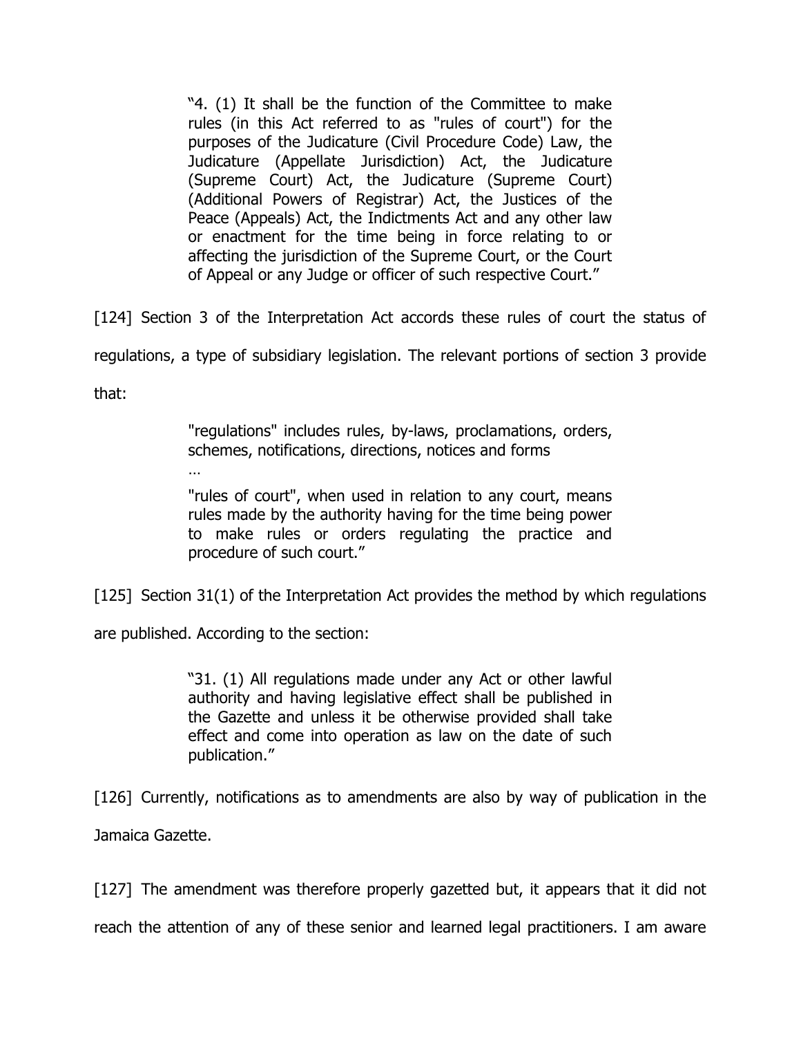> "4. (1) It shall be the function of the Committee to make rules (in this Act referred to as "rules of court") for the purposes of the Judicature (Civil Procedure Code) Law, the Judicature (Appellate Jurisdiction) Act, the Judicature (Supreme Court) Act, the Judicature (Supreme Court) (Additional Powers of Registrar) Act, the Justices of the Peace (Appeals) Act, the Indictments Act and any other law or enactment for the time being in force relating to or affecting the jurisdiction of the Supreme Court, or the Court of Appeal or any Judge or officer of such respective Court."

[124] Section 3 of the Interpretation Act accords these rules of court the status of regulations, a type of subsidiary legislation. The relevant portions of section 3 provide that:

> "regulations" includes rules, by-laws, proclamations, orders, schemes, notifications, directions, notices and forms
>
> …
>
> "rules of court", when used in relation to any court, means rules made by the authority having for the time being power to make rules or orders regulating the practice and procedure of such court."

[125] Section 31(1) of the Interpretation Act provides the method by which regulations are published. According to the section:

> "31. (1) All regulations made under any Act or other lawful authority and having legislative effect shall be published in the Gazette and unless it be otherwise provided shall take effect and come into operation as law on the date of such publication."

[126] Currently, notifications as to amendments are also by way of publication in the Jamaica Gazette.

[127] The amendment was therefore properly gazetted but, it appears that it did not reach the attention of any of these senior and learned legal practitioners. I am aware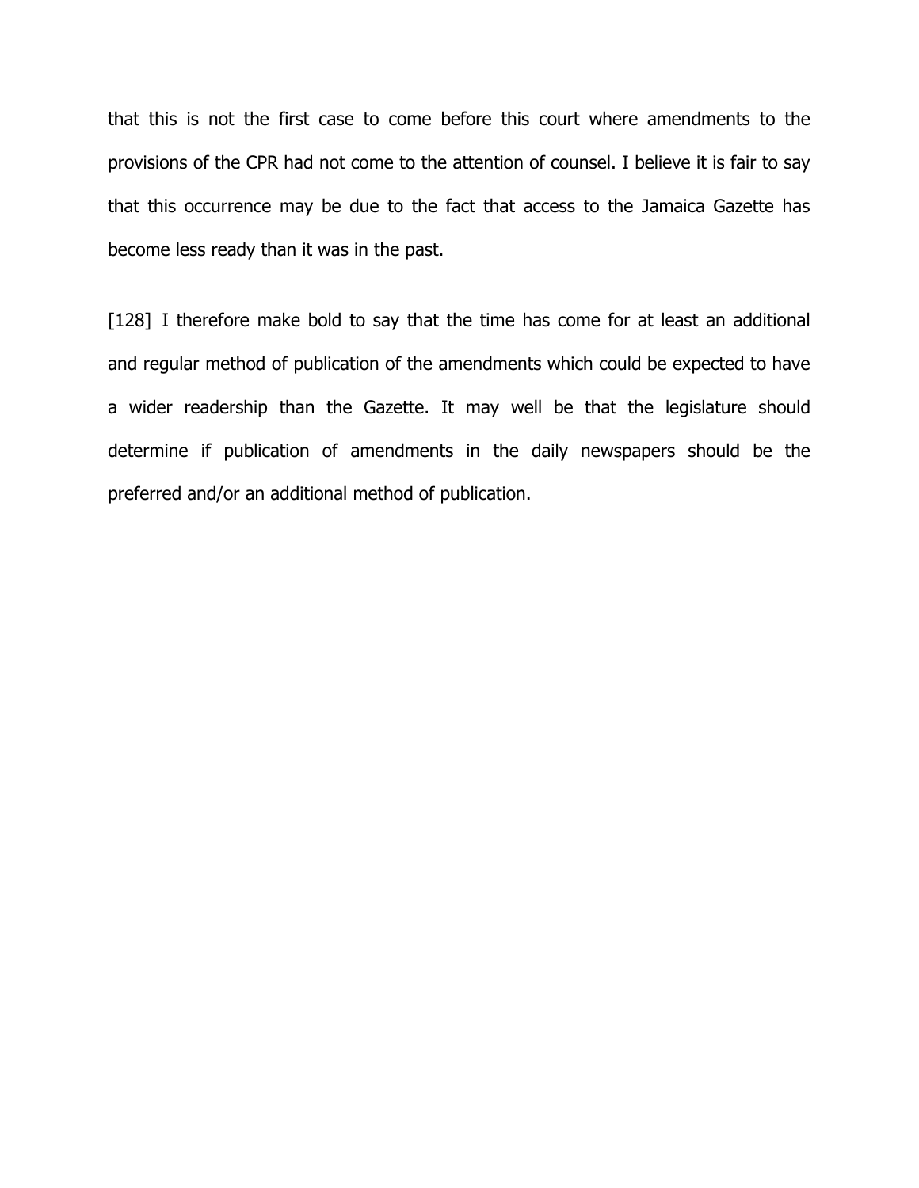that this is not the first case to come before this court where amendments to the provisions of the CPR had not come to the attention of counsel. I believe it is fair to say that this occurrence may be due to the fact that access to the Jamaica Gazette has become less ready than it was in the past.

[128] I therefore make bold to say that the time has come for at least an additional and regular method of publication of the amendments which could be expected to have a wider readership than the Gazette. It may well be that the legislature should determine if publication of amendments in the daily newspapers should be the preferred and/or an additional method of publication.